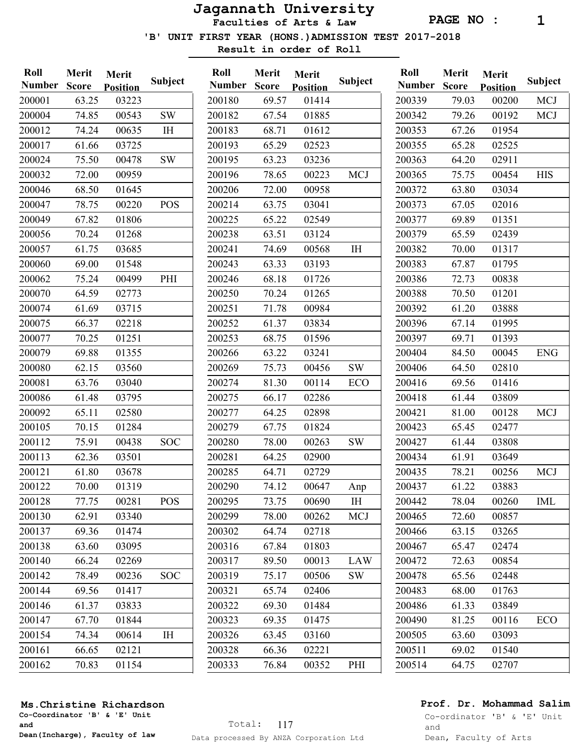# Jagannath University

## Faculties of Arts & Law

### 'B' UNIT FIRST YEAR (HONS.)ADMISSION TEST 2017-2018

**Result in order of Roll**

| Roll Number | Merit Score | Merit Position | Subject |
|---|---|---|---|
| 200001 | 63.25 | 03223 | |
| 200004 | 74.85 | 00543 | SW |
| 200012 | 74.24 | 00635 | IH |
| 200017 | 61.66 | 03725 | |
| 200024 | 75.50 | 00478 | SW |
| 200032 | 72.00 | 00959 | |
| 200046 | 68.50 | 01645 | |
| 200047 | 78.75 | 00220 | POS |
| 200049 | 67.82 | 01806 | |
| 200056 | 70.24 | 01268 | |
| 200057 | 61.75 | 03685 | |
| 200060 | 69.00 | 01548 | |
| 200062 | 75.24 | 00499 | PHI |
| 200070 | 64.59 | 02773 | |
| 200074 | 61.69 | 03715 | |
| 200075 | 66.37 | 02218 | |
| 200077 | 70.25 | 01251 | |
| 200079 | 69.88 | 01355 | |
| 200080 | 62.15 | 03560 | |
| 200081 | 63.76 | 03040 | |
| 200086 | 61.48 | 03795 | |
| 200092 | 65.11 | 02580 | |
| 200105 | 70.15 | 01284 | |
| 200112 | 75.91 | 00438 | SOC |
| 200113 | 62.36 | 03501 | |
| 200121 | 61.80 | 03678 | |
| 200122 | 70.00 | 01319 | |
| 200128 | 77.75 | 00281 | POS |
| 200130 | 62.91 | 03340 | |
| 200137 | 69.36 | 01474 | |
| 200138 | 63.60 | 03095 | |
| 200140 | 66.24 | 02269 | |
| 200142 | 78.49 | 00236 | SOC |
| 200144 | 69.56 | 01417 | |
| 200146 | 61.37 | 03833 | |
| 200147 | 67.70 | 01844 | |
| 200154 | 74.34 | 00614 | IH |
| 200161 | 66.65 | 02121 | |
| 200162 | 70.83 | 01154 | |
| 200180 | 69.57 | 01414 | |
| 200182 | 67.54 | 01885 | |
| 200183 | 68.71 | 01612 | |
| 200193 | 65.29 | 02523 | |
| 200195 | 63.23 | 03236 | |
| 200196 | 78.65 | 00223 | MCJ |
| 200206 | 72.00 | 00958 | |
| 200214 | 63.75 | 03041 | |
| 200225 | 65.22 | 02549 | |
| 200238 | 63.51 | 03124 | |
| 200241 | 74.69 | 00568 | IH |
| 200243 | 63.33 | 03193 | |
| 200246 | 68.18 | 01726 | |
| 200250 | 70.24 | 01265 | |
| 200251 | 71.78 | 00984 | |
| 200252 | 61.37 | 03834 | |
| 200253 | 68.75 | 01596 | |
| 200266 | 63.22 | 03241 | |
| 200269 | 75.73 | 00456 | SW |
| 200274 | 81.30 | 00114 | ECO |
| 200275 | 66.17 | 02286 | |
| 200277 | 64.25 | 02898 | |
| 200279 | 67.75 | 01824 | |
| 200280 | 78.00 | 00263 | SW |
| 200281 | 64.25 | 02900 | |
| 200285 | 64.71 | 02729 | |
| 200290 | 74.12 | 00647 | Anp |
| 200295 | 73.75 | 00690 | IH |
| 200299 | 78.00 | 00262 | MCJ |
| 200302 | 64.74 | 02718 | |
| 200316 | 67.84 | 01803 | |
| 200317 | 89.50 | 00013 | LAW |
| 200319 | 75.17 | 00506 | SW |
| 200321 | 65.74 | 02406 | |
| 200322 | 69.30 | 01484 | |
| 200323 | 69.35 | 01475 | |
| 200326 | 63.45 | 03160 | |
| 200328 | 66.36 | 02221 | |
| 200333 | 76.84 | 00352 | PHI |
| 200339 | 79.03 | 00200 | MCJ |
| 200342 | 79.26 | 00192 | MCJ |
| 200353 | 67.26 | 01954 | |
| 200355 | 65.28 | 02525 | |
| 200363 | 64.20 | 02911 | |
| 200365 | 75.75 | 00454 | HIS |
| 200372 | 63.80 | 03034 | |
| 200373 | 67.05 | 02016 | |
| 200377 | 69.89 | 01351 | |
| 200379 | 65.59 | 02439 | |
| 200382 | 70.00 | 01317 | |
| 200383 | 67.87 | 01795 | |
| 200386 | 72.73 | 00838 | |
| 200388 | 70.50 | 01201 | |
| 200392 | 61.20 | 03888 | |
| 200396 | 67.14 | 01995 | |
| 200397 | 69.71 | 01393 | |
| 200404 | 84.50 | 00045 | ENG |
| 200406 | 64.50 | 02810 | |
| 200416 | 69.56 | 01416 | |
| 200418 | 61.44 | 03809 | |
| 200421 | 81.00 | 00128 | MCJ |
| 200423 | 65.45 | 02477 | |
| 200427 | 61.44 | 03808 | |
| 200434 | 61.91 | 03649 | |
| 200435 | 78.21 | 00256 | MCJ |
| 200437 | 61.22 | 03883 | |
| 200442 | 78.04 | 00260 | IML |
| 200465 | 72.60 | 00857 | |
| 200466 | 63.15 | 03265 | |
| 200467 | 65.47 | 02474 | |
| 200472 | 72.63 | 00854 | |
| 200478 | 65.56 | 02448 | |
| 200483 | 68.00 | 01763 | |
| 200486 | 61.33 | 03849 | |
| 200490 | 81.25 | 00116 | ECO |
| 200505 | 63.60 | 03093 | |
| 200511 | 69.02 | 01540 | |
| 200514 | 64.75 | 02707 | |

Total: 117

**Ms.Christine Richardson**
**Co-Coordinator 'B' & 'E' Unit and Dean(Incharge), Faculty of law**

**Prof. Dr. Mohammad Salim**
Co-ordinator 'B' & 'E' Unit and Dean, Faculty of Arts

Data processed By ANZA Corporation Ltd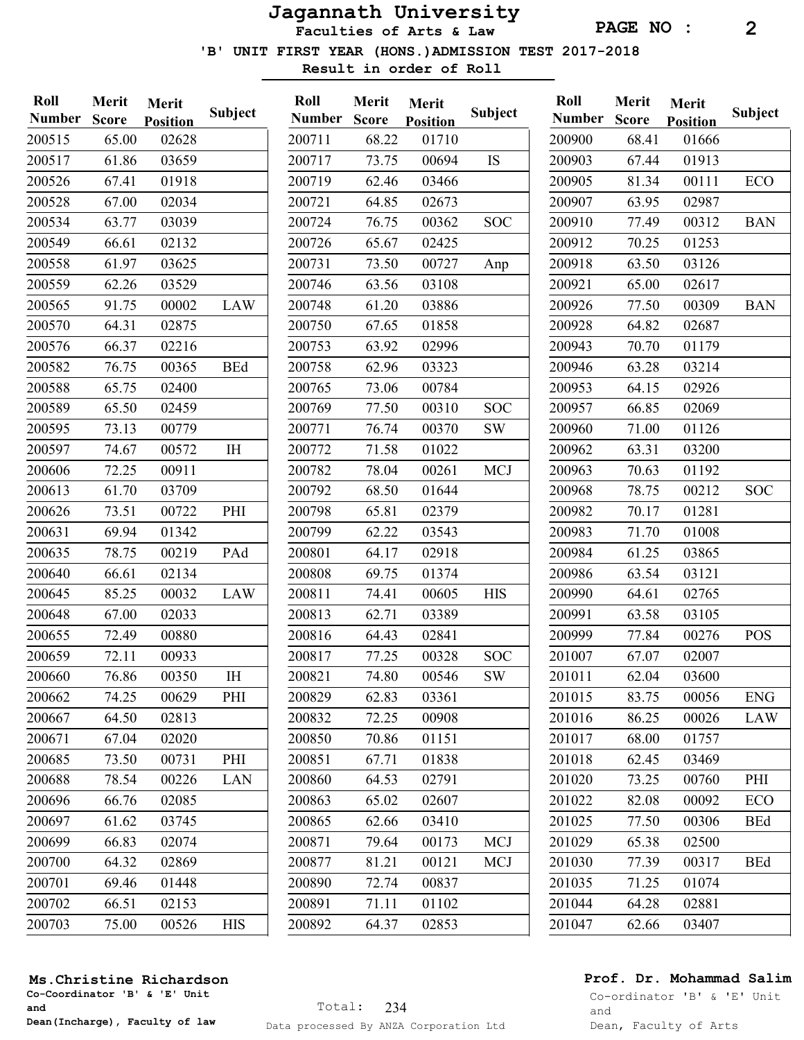# Jagannath University

## Faculties of Arts & Law

### 'B' UNIT FIRST YEAR (HONS.)ADMISSION TEST 2017-2018

**Result in order of Roll**

| Roll Number | Merit Score | Merit Position | Subject |
|---|---|---|---|
| 200515 | 65.00 | 02628 | |
| 200517 | 61.86 | 03659 | |
| 200526 | 67.41 | 01918 | |
| 200528 | 67.00 | 02034 | |
| 200534 | 63.77 | 03039 | |
| 200549 | 66.61 | 02132 | |
| 200558 | 61.97 | 03625 | |
| 200559 | 62.26 | 03529 | |
| 200565 | 91.75 | 00002 | LAW |
| 200570 | 64.31 | 02875 | |
| 200576 | 66.37 | 02216 | |
| 200582 | 76.75 | 00365 | BEd |
| 200588 | 65.75 | 02400 | |
| 200589 | 65.50 | 02459 | |
| 200595 | 73.13 | 00779 | |
| 200597 | 74.67 | 00572 | IH |
| 200606 | 72.25 | 00911 | |
| 200613 | 61.70 | 03709 | |
| 200626 | 73.51 | 00722 | PHI |
| 200631 | 69.94 | 01342 | |
| 200635 | 78.75 | 00219 | PAd |
| 200640 | 66.61 | 02134 | |
| 200645 | 85.25 | 00032 | LAW |
| 200648 | 67.00 | 02033 | |
| 200655 | 72.49 | 00880 | |
| 200659 | 72.11 | 00933 | |
| 200660 | 76.86 | 00350 | IH |
| 200662 | 74.25 | 00629 | PHI |
| 200667 | 64.50 | 02813 | |
| 200671 | 67.04 | 02020 | |
| 200685 | 73.50 | 00731 | PHI |
| 200688 | 78.54 | 00226 | LAN |
| 200696 | 66.76 | 02085 | |
| 200697 | 61.62 | 03745 | |
| 200699 | 66.83 | 02074 | |
| 200700 | 64.32 | 02869 | |
| 200701 | 69.46 | 01448 | |
| 200702 | 66.51 | 02153 | |
| 200703 | 75.00 | 00526 | HIS |
| 200711 | 68.22 | 01710 | |
| 200717 | 73.75 | 00694 | IS |
| 200719 | 62.46 | 03466 | |
| 200721 | 64.85 | 02673 | |
| 200724 | 76.75 | 00362 | SOC |
| 200726 | 65.67 | 02425 | |
| 200731 | 73.50 | 00727 | Anp |
| 200746 | 63.56 | 03108 | |
| 200748 | 61.20 | 03886 | |
| 200750 | 67.65 | 01858 | |
| 200753 | 63.92 | 02996 | |
| 200758 | 62.96 | 03323 | |
| 200765 | 73.06 | 00784 | |
| 200769 | 77.50 | 00310 | SOC |
| 200771 | 76.74 | 00370 | SW |
| 200772 | 71.58 | 01022 | |
| 200782 | 78.04 | 00261 | MCJ |
| 200792 | 68.50 | 01644 | |
| 200798 | 65.81 | 02379 | |
| 200799 | 62.22 | 03543 | |
| 200801 | 64.17 | 02918 | |
| 200808 | 69.75 | 01374 | |
| 200811 | 74.41 | 00605 | HIS |
| 200813 | 62.71 | 03389 | |
| 200816 | 64.43 | 02841 | |
| 200817 | 77.25 | 00328 | SOC |
| 200821 | 74.80 | 00546 | SW |
| 200829 | 62.83 | 03361 | |
| 200832 | 72.25 | 00908 | |
| 200850 | 70.86 | 01151 | |
| 200851 | 67.71 | 01838 | |
| 200860 | 64.53 | 02791 | |
| 200863 | 65.02 | 02607 | |
| 200865 | 62.66 | 03410 | |
| 200871 | 79.64 | 00173 | MCJ |
| 200877 | 81.21 | 00121 | MCJ |
| 200890 | 72.74 | 00837 | |
| 200891 | 71.11 | 01102 | |
| 200892 | 64.37 | 02853 | |
| 200900 | 68.41 | 01666 | |
| 200903 | 67.44 | 01913 | |
| 200905 | 81.34 | 00111 | ECO |
| 200907 | 63.95 | 02987 | |
| 200910 | 77.49 | 00312 | BAN |
| 200912 | 70.25 | 01253 | |
| 200918 | 63.50 | 03126 | |
| 200921 | 65.00 | 02617 | |
| 200926 | 77.50 | 00309 | BAN |
| 200928 | 64.82 | 02687 | |
| 200943 | 70.70 | 01179 | |
| 200946 | 63.28 | 03214 | |
| 200953 | 64.15 | 02926 | |
| 200957 | 66.85 | 02069 | |
| 200960 | 71.00 | 01126 | |
| 200962 | 63.31 | 03200 | |
| 200963 | 70.63 | 01192 | |
| 200968 | 78.75 | 00212 | SOC |
| 200982 | 70.17 | 01281 | |
| 200983 | 71.70 | 01008 | |
| 200984 | 61.25 | 03865 | |
| 200986 | 63.54 | 03121 | |
| 200990 | 64.61 | 02765 | |
| 200991 | 63.58 | 03105 | |
| 200999 | 77.84 | 00276 | POS |
| 201007 | 67.07 | 02007 | |
| 201011 | 62.04 | 03600 | |
| 201015 | 83.75 | 00056 | ENG |
| 201016 | 86.25 | 00026 | LAW |
| 201017 | 68.00 | 01757 | |
| 201018 | 62.45 | 03469 | |
| 201020 | 73.25 | 00760 | PHI |
| 201022 | 82.08 | 00092 | ECO |
| 201025 | 77.50 | 00306 | BEd |
| 201029 | 65.38 | 02500 | |
| 201030 | 77.39 | 00317 | BEd |
| 201035 | 71.25 | 01074 | |
| 201044 | 64.28 | 02881 | |
| 201047 | 62.66 | 03407 | |

Total: 234

**Ms.Christine Richardson**
Co-Coordinator 'B' & 'E' Unit
and
Dean(Incharge), Faculty of law

**Prof. Dr. Mohammad Salim**
Co-ordinator 'B' & 'E' Unit
and
Dean, Faculty of Arts

Data processed By ANZA Corporation Ltd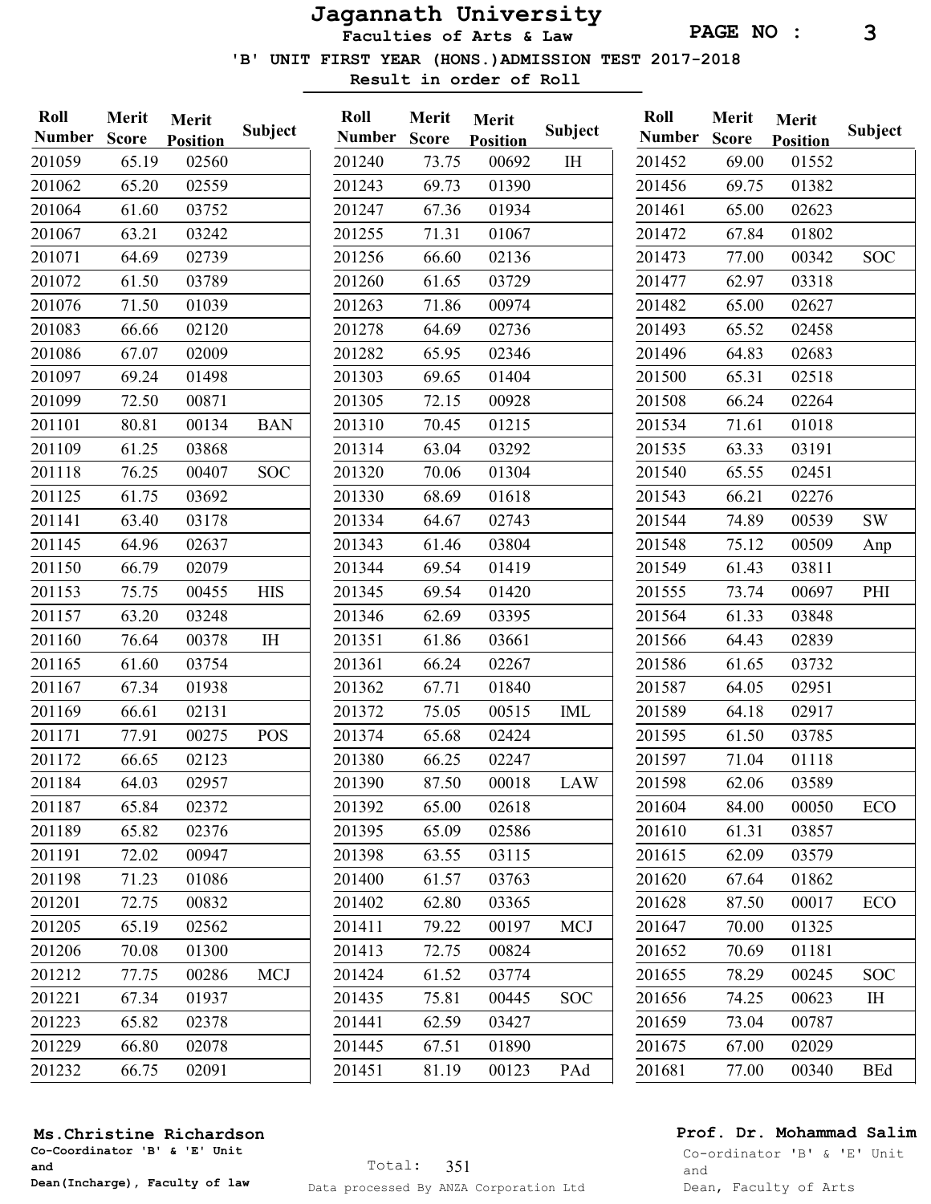# Jagannath University

## Faculties of Arts & Law

### 'B' UNIT FIRST YEAR (HONS.)ADMISSION TEST 2017-2018

**Result in order of Roll**

| Roll Number | Merit Score | Merit Position | Subject |
|---|---|---|---|
| 201059 | 65.19 | 02560 | |
| 201062 | 65.20 | 02559 | |
| 201064 | 61.60 | 03752 | |
| 201067 | 63.21 | 03242 | |
| 201071 | 64.69 | 02739 | |
| 201072 | 61.50 | 03789 | |
| 201076 | 71.50 | 01039 | |
| 201083 | 66.66 | 02120 | |
| 201086 | 67.07 | 02009 | |
| 201097 | 69.24 | 01498 | |
| 201099 | 72.50 | 00871 | |
| 201101 | 80.81 | 00134 | BAN |
| 201109 | 61.25 | 03868 | |
| 201118 | 76.25 | 00407 | SOC |
| 201125 | 61.75 | 03692 | |
| 201141 | 63.40 | 03178 | |
| 201145 | 64.96 | 02637 | |
| 201150 | 66.79 | 02079 | |
| 201153 | 75.75 | 00455 | HIS |
| 201157 | 63.20 | 03248 | |
| 201160 | 76.64 | 00378 | IH |
| 201165 | 61.60 | 03754 | |
| 201167 | 67.34 | 01938 | |
| 201169 | 66.61 | 02131 | |
| 201171 | 77.91 | 00275 | POS |
| 201172 | 66.65 | 02123 | |
| 201184 | 64.03 | 02957 | |
| 201187 | 65.84 | 02372 | |
| 201189 | 65.82 | 02376 | |
| 201191 | 72.02 | 00947 | |
| 201198 | 71.23 | 01086 | |
| 201201 | 72.75 | 00832 | |
| 201205 | 65.19 | 02562 | |
| 201206 | 70.08 | 01300 | |
| 201212 | 77.75 | 00286 | MCJ |
| 201221 | 67.34 | 01937 | |
| 201223 | 65.82 | 02378 | |
| 201229 | 66.80 | 02078 | |
| 201232 | 66.75 | 02091 | |
| 201240 | 73.75 | 00692 | IH |
| 201243 | 69.73 | 01390 | |
| 201247 | 67.36 | 01934 | |
| 201255 | 71.31 | 01067 | |
| 201256 | 66.60 | 02136 | |
| 201260 | 61.65 | 03729 | |
| 201263 | 71.86 | 00974 | |
| 201278 | 64.69 | 02736 | |
| 201282 | 65.95 | 02346 | |
| 201303 | 69.65 | 01404 | |
| 201305 | 72.15 | 00928 | |
| 201310 | 70.45 | 01215 | |
| 201314 | 63.04 | 03292 | |
| 201320 | 70.06 | 01304 | |
| 201330 | 68.69 | 01618 | |
| 201334 | 64.67 | 02743 | |
| 201343 | 61.46 | 03804 | |
| 201344 | 69.54 | 01419 | |
| 201345 | 69.54 | 01420 | |
| 201346 | 62.69 | 03395 | |
| 201351 | 61.86 | 03661 | |
| 201361 | 66.24 | 02267 | |
| 201362 | 67.71 | 01840 | |
| 201372 | 75.05 | 00515 | IML |
| 201374 | 65.68 | 02424 | |
| 201380 | 66.25 | 02247 | |
| 201390 | 87.50 | 00018 | LAW |
| 201392 | 65.00 | 02618 | |
| 201395 | 65.09 | 02586 | |
| 201398 | 63.55 | 03115 | |
| 201400 | 61.57 | 03763 | |
| 201402 | 62.80 | 03365 | |
| 201411 | 79.22 | 00197 | MCJ |
| 201413 | 72.75 | 00824 | |
| 201424 | 61.52 | 03774 | |
| 201435 | 75.81 | 00445 | SOC |
| 201441 | 62.59 | 03427 | |
| 201445 | 67.51 | 01890 | |
| 201451 | 81.19 | 00123 | PAd |
| 201452 | 69.00 | 01552 | |
| 201456 | 69.75 | 01382 | |
| 201461 | 65.00 | 02623 | |
| 201472 | 67.84 | 01802 | |
| 201473 | 77.00 | 00342 | SOC |
| 201477 | 62.97 | 03318 | |
| 201482 | 65.00 | 02627 | |
| 201493 | 65.52 | 02458 | |
| 201496 | 64.83 | 02683 | |
| 201500 | 65.31 | 02518 | |
| 201508 | 66.24 | 02264 | |
| 201534 | 71.61 | 01018 | |
| 201535 | 63.33 | 03191 | |
| 201540 | 65.55 | 02451 | |
| 201543 | 66.21 | 02276 | |
| 201544 | 74.89 | 00539 | SW |
| 201548 | 75.12 | 00509 | Anp |
| 201549 | 61.43 | 03811 | |
| 201555 | 73.74 | 00697 | PHI |
| 201564 | 61.33 | 03848 | |
| 201566 | 64.43 | 02839 | |
| 201586 | 61.65 | 03732 | |
| 201587 | 64.05 | 02951 | |
| 201589 | 64.18 | 02917 | |
| 201595 | 61.50 | 03785 | |
| 201597 | 71.04 | 01118 | |
| 201598 | 62.06 | 03589 | |
| 201604 | 84.00 | 00050 | ECO |
| 201610 | 61.31 | 03857 | |
| 201615 | 62.09 | 03579 | |
| 201620 | 67.64 | 01862 | |
| 201628 | 87.50 | 00017 | ECO |
| 201647 | 70.00 | 01325 | |
| 201652 | 70.69 | 01181 | |
| 201655 | 78.29 | 00245 | SOC |
| 201656 | 74.25 | 00623 | IH |
| 201659 | 73.04 | 00787 | |
| 201675 | 67.00 | 02029 | |
| 201681 | 77.00 | 00340 | BEd |

Total: 351

**Ms.Christine Richardson**
Co-Coordinator 'B' & 'E' Unit
and
Dean(Incharge), Faculty of law

**Prof. Dr. Mohammad Salim**
Co-ordinator 'B' & 'E' Unit
and
Dean, Faculty of Arts

Data processed By ANZA Corporation Ltd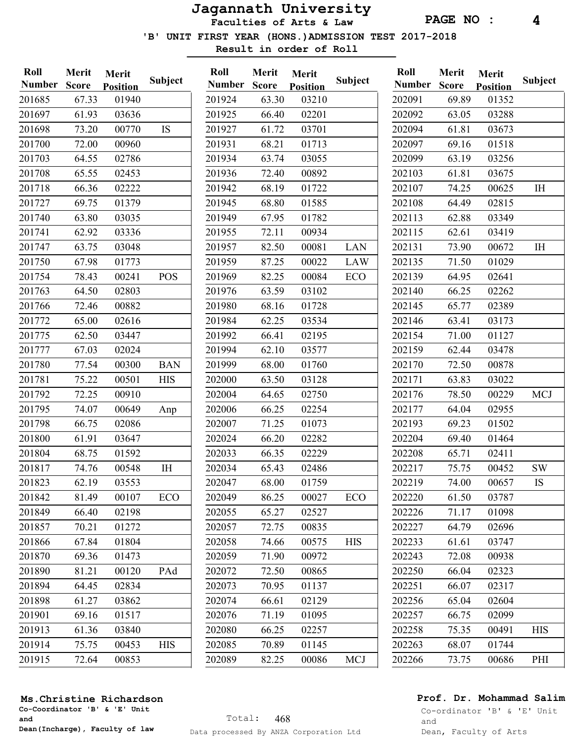# Jagannath University

## Faculties of Arts & Law

### 'B' UNIT FIRST YEAR (HONS.)ADMISSION TEST 2017-2018

**Result in order of Roll**

| Roll Number | Merit Score | Merit Position | Subject |
|---|---|---|---|
| 201685 | 67.33 | 01940 | |
| 201697 | 61.93 | 03636 | |
| 201698 | 73.20 | 00770 | IS |
| 201700 | 72.00 | 00960 | |
| 201703 | 64.55 | 02786 | |
| 201708 | 65.55 | 02453 | |
| 201718 | 66.36 | 02222 | |
| 201727 | 69.75 | 01379 | |
| 201740 | 63.80 | 03035 | |
| 201741 | 62.92 | 03336 | |
| 201747 | 63.75 | 03048 | |
| 201750 | 67.98 | 01773 | |
| 201754 | 78.43 | 00241 | POS |
| 201763 | 64.50 | 02803 | |
| 201766 | 72.46 | 00882 | |
| 201772 | 65.00 | 02616 | |
| 201775 | 62.50 | 03447 | |
| 201777 | 67.03 | 02024 | |
| 201780 | 77.54 | 00300 | BAN |
| 201781 | 75.22 | 00501 | HIS |
| 201792 | 72.25 | 00910 | |
| 201795 | 74.07 | 00649 | Anp |
| 201798 | 66.75 | 02086 | |
| 201800 | 61.91 | 03647 | |
| 201804 | 68.75 | 01592 | |
| 201817 | 74.76 | 00548 | IH |
| 201823 | 62.19 | 03553 | |
| 201842 | 81.49 | 00107 | ECO |
| 201849 | 66.40 | 02198 | |
| 201857 | 70.21 | 01272 | |
| 201866 | 67.84 | 01804 | |
| 201870 | 69.36 | 01473 | |
| 201890 | 81.21 | 00120 | PAd |
| 201894 | 64.45 | 02834 | |
| 201898 | 61.27 | 03862 | |
| 201901 | 69.16 | 01517 | |
| 201913 | 61.36 | 03840 | |
| 201914 | 75.75 | 00453 | HIS |
| 201915 | 72.64 | 00853 | |
| 201924 | 63.30 | 03210 | |
| 201925 | 66.40 | 02201 | |
| 201927 | 61.72 | 03701 | |
| 201931 | 68.21 | 01713 | |
| 201934 | 63.74 | 03055 | |
| 201936 | 72.40 | 00892 | |
| 201942 | 68.19 | 01722 | |
| 201945 | 68.80 | 01585 | |
| 201949 | 67.95 | 01782 | |
| 201955 | 72.11 | 00934 | |
| 201957 | 82.50 | 00081 | LAN |
| 201959 | 87.25 | 00022 | LAW |
| 201969 | 82.25 | 00084 | ECO |
| 201976 | 63.59 | 03102 | |
| 201980 | 68.16 | 01728 | |
| 201984 | 62.25 | 03534 | |
| 201992 | 66.41 | 02195 | |
| 201994 | 62.10 | 03577 | |
| 201999 | 68.00 | 01760 | |
| 202000 | 63.50 | 03128 | |
| 202004 | 64.65 | 02750 | |
| 202006 | 66.25 | 02254 | |
| 202007 | 71.25 | 01073 | |
| 202024 | 66.20 | 02282 | |
| 202033 | 66.35 | 02229 | |
| 202034 | 65.43 | 02486 | |
| 202047 | 68.00 | 01759 | |
| 202049 | 86.25 | 00027 | ECO |
| 202055 | 65.27 | 02527 | |
| 202057 | 72.75 | 00835 | |
| 202058 | 74.66 | 00575 | HIS |
| 202059 | 71.90 | 00972 | |
| 202072 | 72.50 | 00865 | |
| 202073 | 70.95 | 01137 | |
| 202074 | 66.61 | 02129 | |
| 202076 | 71.19 | 01095 | |
| 202080 | 66.25 | 02257 | |
| 202085 | 70.89 | 01145 | |
| 202089 | 82.25 | 00086 | MCJ |
| 202091 | 69.89 | 01352 | |
| 202092 | 63.05 | 03288 | |
| 202094 | 61.81 | 03673 | |
| 202097 | 69.16 | 01518 | |
| 202099 | 63.19 | 03256 | |
| 202103 | 61.81 | 03675 | |
| 202107 | 74.25 | 00625 | IH |
| 202108 | 64.49 | 02815 | |
| 202113 | 62.88 | 03349 | |
| 202115 | 62.61 | 03419 | |
| 202131 | 73.90 | 00672 | IH |
| 202135 | 71.50 | 01029 | |
| 202139 | 64.95 | 02641 | |
| 202140 | 66.25 | 02262 | |
| 202145 | 65.77 | 02389 | |
| 202146 | 63.41 | 03173 | |
| 202154 | 71.00 | 01127 | |
| 202159 | 62.44 | 03478 | |
| 202170 | 72.50 | 00878 | |
| 202171 | 63.83 | 03022 | |
| 202176 | 78.50 | 00229 | MCJ |
| 202177 | 64.04 | 02955 | |
| 202193 | 69.23 | 01502 | |
| 202204 | 69.40 | 01464 | |
| 202208 | 65.71 | 02411 | |
| 202217 | 75.75 | 00452 | SW |
| 202219 | 74.00 | 00657 | IS |
| 202220 | 61.50 | 03787 | |
| 202226 | 71.17 | 01098 | |
| 202227 | 64.79 | 02696 | |
| 202233 | 61.61 | 03747 | |
| 202243 | 72.08 | 00938 | |
| 202250 | 66.04 | 02323 | |
| 202251 | 66.07 | 02317 | |
| 202256 | 65.04 | 02604 | |
| 202257 | 66.75 | 02099 | |
| 202258 | 75.35 | 00491 | HIS |
| 202263 | 68.07 | 01744 | |
| 202266 | 73.75 | 00686 | PHI |

**Ms.Christine Richardson**
Co-Coordinator 'B' & 'E' Unit
and
Dean(Incharge), Faculty of law

Total: 468

Data processed By ANZA Corporation Ltd

**Prof. Dr. Mohammad Salim**
Co-ordinator 'B' & 'E' Unit
and
Dean, Faculty of Arts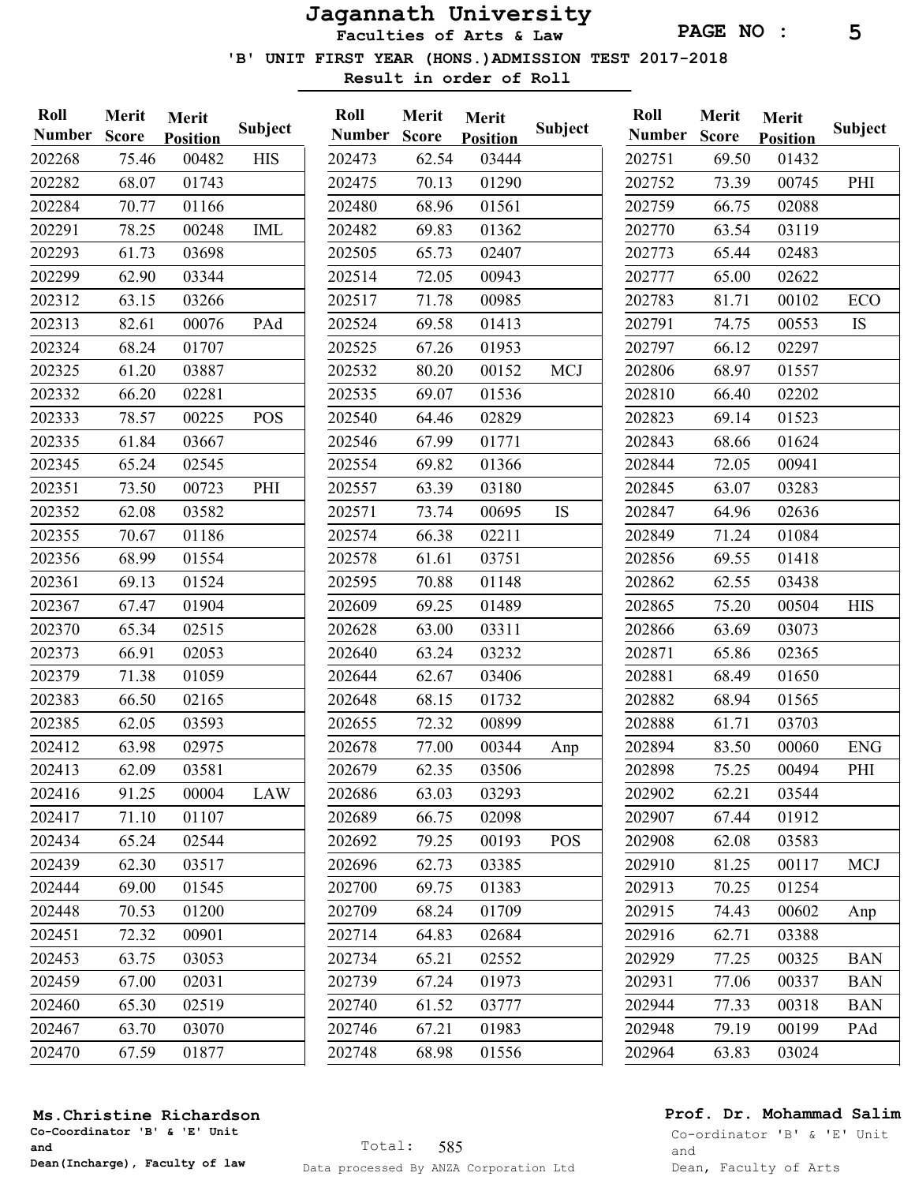# Jagannath University

## Faculties of Arts & Law

### 'B' UNIT FIRST YEAR (HONS.)ADMISSION TEST 2017-2018

**Result in order of Roll**

| Roll Number | Merit Score | Merit Position | Subject |
|---|---|---|---|
| 202268 | 75.46 | 00482 | HIS |
| 202282 | 68.07 | 01743 | |
| 202284 | 70.77 | 01166 | |
| 202291 | 78.25 | 00248 | IML |
| 202293 | 61.73 | 03698 | |
| 202299 | 62.90 | 03344 | |
| 202312 | 63.15 | 03266 | |
| 202313 | 82.61 | 00076 | PAd |
| 202324 | 68.24 | 01707 | |
| 202325 | 61.20 | 03887 | |
| 202332 | 66.20 | 02281 | |
| 202333 | 78.57 | 00225 | POS |
| 202335 | 61.84 | 03667 | |
| 202345 | 65.24 | 02545 | |
| 202351 | 73.50 | 00723 | PHI |
| 202352 | 62.08 | 03582 | |
| 202355 | 70.67 | 01186 | |
| 202356 | 68.99 | 01554 | |
| 202361 | 69.13 | 01524 | |
| 202367 | 67.47 | 01904 | |
| 202370 | 65.34 | 02515 | |
| 202373 | 66.91 | 02053 | |
| 202379 | 71.38 | 01059 | |
| 202383 | 66.50 | 02165 | |
| 202385 | 62.05 | 03593 | |
| 202412 | 63.98 | 02975 | |
| 202413 | 62.09 | 03581 | |
| 202416 | 91.25 | 00004 | LAW |
| 202417 | 71.10 | 01107 | |
| 202434 | 65.24 | 02544 | |
| 202439 | 62.30 | 03517 | |
| 202444 | 69.00 | 01545 | |
| 202448 | 70.53 | 01200 | |
| 202451 | 72.32 | 00901 | |
| 202453 | 63.75 | 03053 | |
| 202459 | 67.00 | 02031 | |
| 202460 | 65.30 | 02519 | |
| 202467 | 63.70 | 03070 | |
| 202470 | 67.59 | 01877 | |
| 202473 | 62.54 | 03444 | |
| 202475 | 70.13 | 01290 | |
| 202480 | 68.96 | 01561 | |
| 202482 | 69.83 | 01362 | |
| 202505 | 65.73 | 02407 | |
| 202514 | 72.05 | 00943 | |
| 202517 | 71.78 | 00985 | |
| 202524 | 69.58 | 01413 | |
| 202525 | 67.26 | 01953 | |
| 202532 | 80.20 | 00152 | MCJ |
| 202535 | 69.07 | 01536 | |
| 202540 | 64.46 | 02829 | |
| 202546 | 67.99 | 01771 | |
| 202554 | 69.82 | 01366 | |
| 202557 | 63.39 | 03180 | |
| 202571 | 73.74 | 00695 | IS |
| 202574 | 66.38 | 02211 | |
| 202578 | 61.61 | 03751 | |
| 202595 | 70.88 | 01148 | |
| 202609 | 69.25 | 01489 | |
| 202628 | 63.00 | 03311 | |
| 202640 | 63.24 | 03232 | |
| 202644 | 62.67 | 03406 | |
| 202648 | 68.15 | 01732 | |
| 202655 | 72.32 | 00899 | |
| 202678 | 77.00 | 00344 | Anp |
| 202679 | 62.35 | 03506 | |
| 202686 | 63.03 | 03293 | |
| 202689 | 66.75 | 02098 | |
| 202692 | 79.25 | 00193 | POS |
| 202696 | 62.73 | 03385 | |
| 202700 | 69.75 | 01383 | |
| 202709 | 68.24 | 01709 | |
| 202714 | 64.83 | 02684 | |
| 202734 | 65.21 | 02552 | |
| 202739 | 67.24 | 01973 | |
| 202740 | 61.52 | 03777 | |
| 202746 | 67.21 | 01983 | |
| 202748 | 68.98 | 01556 | |
| 202751 | 69.50 | 01432 | |
| 202752 | 73.39 | 00745 | PHI |
| 202759 | 66.75 | 02088 | |
| 202770 | 63.54 | 03119 | |
| 202773 | 65.44 | 02483 | |
| 202777 | 65.00 | 02622 | |
| 202783 | 81.71 | 00102 | ECO |
| 202791 | 74.75 | 00553 | IS |
| 202797 | 66.12 | 02297 | |
| 202806 | 68.97 | 01557 | |
| 202810 | 66.40 | 02202 | |
| 202823 | 69.14 | 01523 | |
| 202843 | 68.66 | 01624 | |
| 202844 | 72.05 | 00941 | |
| 202845 | 63.07 | 03283 | |
| 202847 | 64.96 | 02636 | |
| 202849 | 71.24 | 01084 | |
| 202856 | 69.55 | 01418 | |
| 202862 | 62.55 | 03438 | |
| 202865 | 75.20 | 00504 | HIS |
| 202866 | 63.69 | 03073 | |
| 202871 | 65.86 | 02365 | |
| 202881 | 68.49 | 01650 | |
| 202882 | 68.94 | 01565 | |
| 202888 | 61.71 | 03703 | |
| 202894 | 83.50 | 00060 | ENG |
| 202898 | 75.25 | 00494 | PHI |
| 202902 | 62.21 | 03544 | |
| 202907 | 67.44 | 01912 | |
| 202908 | 62.08 | 03583 | |
| 202910 | 81.25 | 00117 | MCJ |
| 202913 | 70.25 | 01254 | |
| 202915 | 74.43 | 00602 | Anp |
| 202916 | 62.71 | 03388 | |
| 202929 | 77.25 | 00325 | BAN |
| 202931 | 77.06 | 00337 | BAN |
| 202944 | 77.33 | 00318 | BAN |
| 202948 | 79.19 | 00199 | PAd |
| 202964 | 63.83 | 03024 | |

Total: 585

**Ms.Christine Richardson**
Co-Coordinator 'B' & 'E' Unit
and
Dean(Incharge), Faculty of law

**Prof. Dr. Mohammad Salim**
Co-ordinator 'B' & 'E' Unit
and
Dean, Faculty of Arts

Data processed By ANZA Corporation Ltd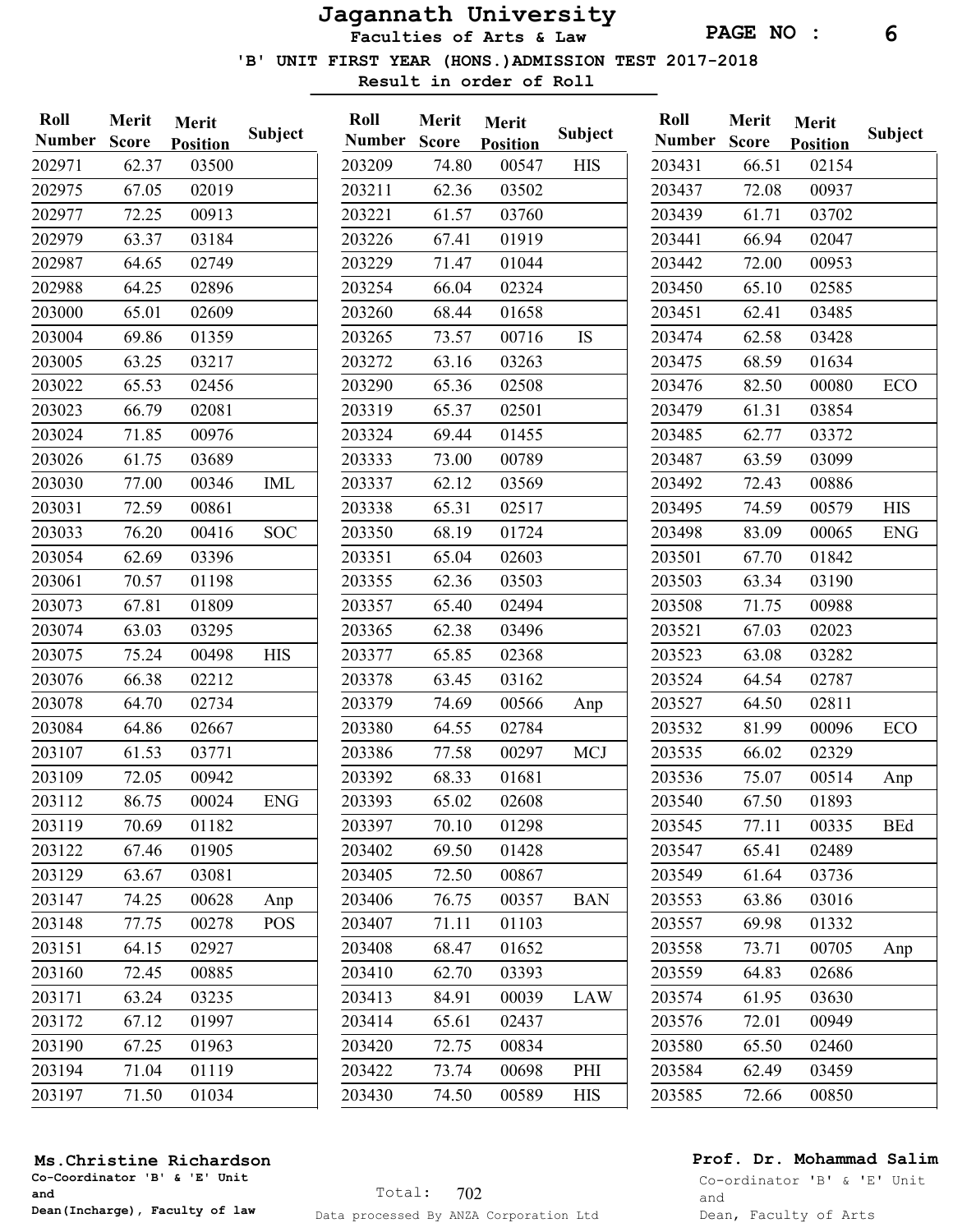# Jagannath University

## Faculties of Arts & Law

### 'B' UNIT FIRST YEAR (HONS.)ADMISSION TEST 2017-2018

**Result in order of Roll**

| Roll Number | Merit Score | Merit Position | Subject |
|---|---|---|---|
| 202971 | 62.37 | 03500 | |
| 202975 | 67.05 | 02019 | |
| 202977 | 72.25 | 00913 | |
| 202979 | 63.37 | 03184 | |
| 202987 | 64.65 | 02749 | |
| 202988 | 64.25 | 02896 | |
| 203000 | 65.01 | 02609 | |
| 203004 | 69.86 | 01359 | |
| 203005 | 63.25 | 03217 | |
| 203022 | 65.53 | 02456 | |
| 203023 | 66.79 | 02081 | |
| 203024 | 71.85 | 00976 | |
| 203026 | 61.75 | 03689 | |
| 203030 | 77.00 | 00346 | IML |
| 203031 | 72.59 | 00861 | |
| 203033 | 76.20 | 00416 | SOC |
| 203054 | 62.69 | 03396 | |
| 203061 | 70.57 | 01198 | |
| 203073 | 67.81 | 01809 | |
| 203074 | 63.03 | 03295 | |
| 203075 | 75.24 | 00498 | HIS |
| 203076 | 66.38 | 02212 | |
| 203078 | 64.70 | 02734 | |
| 203084 | 64.86 | 02667 | |
| 203107 | 61.53 | 03771 | |
| 203109 | 72.05 | 00942 | |
| 203112 | 86.75 | 00024 | ENG |
| 203119 | 70.69 | 01182 | |
| 203122 | 67.46 | 01905 | |
| 203129 | 63.67 | 03081 | |
| 203147 | 74.25 | 00628 | Anp |
| 203148 | 77.75 | 00278 | POS |
| 203151 | 64.15 | 02927 | |
| 203160 | 72.45 | 00885 | |
| 203171 | 63.24 | 03235 | |
| 203172 | 67.12 | 01997 | |
| 203190 | 67.25 | 01963 | |
| 203194 | 71.04 | 01119 | |
| 203197 | 71.50 | 01034 | |
| 203209 | 74.80 | 00547 | HIS |
| 203211 | 62.36 | 03502 | |
| 203221 | 61.57 | 03760 | |
| 203226 | 67.41 | 01919 | |
| 203229 | 71.47 | 01044 | |
| 203254 | 66.04 | 02324 | |
| 203260 | 68.44 | 01658 | |
| 203265 | 73.57 | 00716 | IS |
| 203272 | 63.16 | 03263 | |
| 203290 | 65.36 | 02508 | |
| 203319 | 65.37 | 02501 | |
| 203324 | 69.44 | 01455 | |
| 203333 | 73.00 | 00789 | |
| 203337 | 62.12 | 03569 | |
| 203338 | 65.31 | 02517 | |
| 203350 | 68.19 | 01724 | |
| 203351 | 65.04 | 02603 | |
| 203355 | 62.36 | 03503 | |
| 203357 | 65.40 | 02494 | |
| 203365 | 62.38 | 03496 | |
| 203377 | 65.85 | 02368 | |
| 203378 | 63.45 | 03162 | |
| 203379 | 74.69 | 00566 | Anp |
| 203380 | 64.55 | 02784 | |
| 203386 | 77.58 | 00297 | MCJ |
| 203392 | 68.33 | 01681 | |
| 203393 | 65.02 | 02608 | |
| 203397 | 70.10 | 01298 | |
| 203402 | 69.50 | 01428 | |
| 203405 | 72.50 | 00867 | |
| 203406 | 76.75 | 00357 | BAN |
| 203407 | 71.11 | 01103 | |
| 203408 | 68.47 | 01652 | |
| 203410 | 62.70 | 03393 | |
| 203413 | 84.91 | 00039 | LAW |
| 203414 | 65.61 | 02437 | |
| 203420 | 72.75 | 00834 | |
| 203422 | 73.74 | 00698 | PHI |
| 203430 | 74.50 | 00589 | HIS |
| 203431 | 66.51 | 02154 | |
| 203437 | 72.08 | 00937 | |
| 203439 | 61.71 | 03702 | |
| 203441 | 66.94 | 02047 | |
| 203442 | 72.00 | 00953 | |
| 203450 | 65.10 | 02585 | |
| 203451 | 62.41 | 03485 | |
| 203474 | 62.58 | 03428 | |
| 203475 | 68.59 | 01634 | |
| 203476 | 82.50 | 00080 | ECO |
| 203479 | 61.31 | 03854 | |
| 203485 | 62.77 | 03372 | |
| 203487 | 63.59 | 03099 | |
| 203492 | 72.43 | 00886 | |
| 203495 | 74.59 | 00579 | HIS |
| 203498 | 83.09 | 00065 | ENG |
| 203501 | 67.70 | 01842 | |
| 203503 | 63.34 | 03190 | |
| 203508 | 71.75 | 00988 | |
| 203521 | 67.03 | 02023 | |
| 203523 | 63.08 | 03282 | |
| 203524 | 64.54 | 02787 | |
| 203527 | 64.50 | 02811 | |
| 203532 | 81.99 | 00096 | ECO |
| 203535 | 66.02 | 02329 | |
| 203536 | 75.07 | 00514 | Anp |
| 203540 | 67.50 | 01893 | |
| 203545 | 77.11 | 00335 | BEd |
| 203547 | 65.41 | 02489 | |
| 203549 | 61.64 | 03736 | |
| 203553 | 63.86 | 03016 | |
| 203557 | 69.98 | 01332 | |
| 203558 | 73.71 | 00705 | Anp |
| 203559 | 64.83 | 02686 | |
| 203574 | 61.95 | 03630 | |
| 203576 | 72.01 | 00949 | |
| 203580 | 65.50 | 02460 | |
| 203584 | 62.49 | 03459 | |
| 203585 | 72.66 | 00850 | |

**Ms.Christine Richardson**
**Co-Coordinator 'B' & 'E' Unit and Dean(Incharge), Faculty of law**

Total: 702

Data processed By ANZA Corporation Ltd

**Prof. Dr. Mohammad Salim**
Co-ordinator 'B' & 'E' Unit and Dean, Faculty of Arts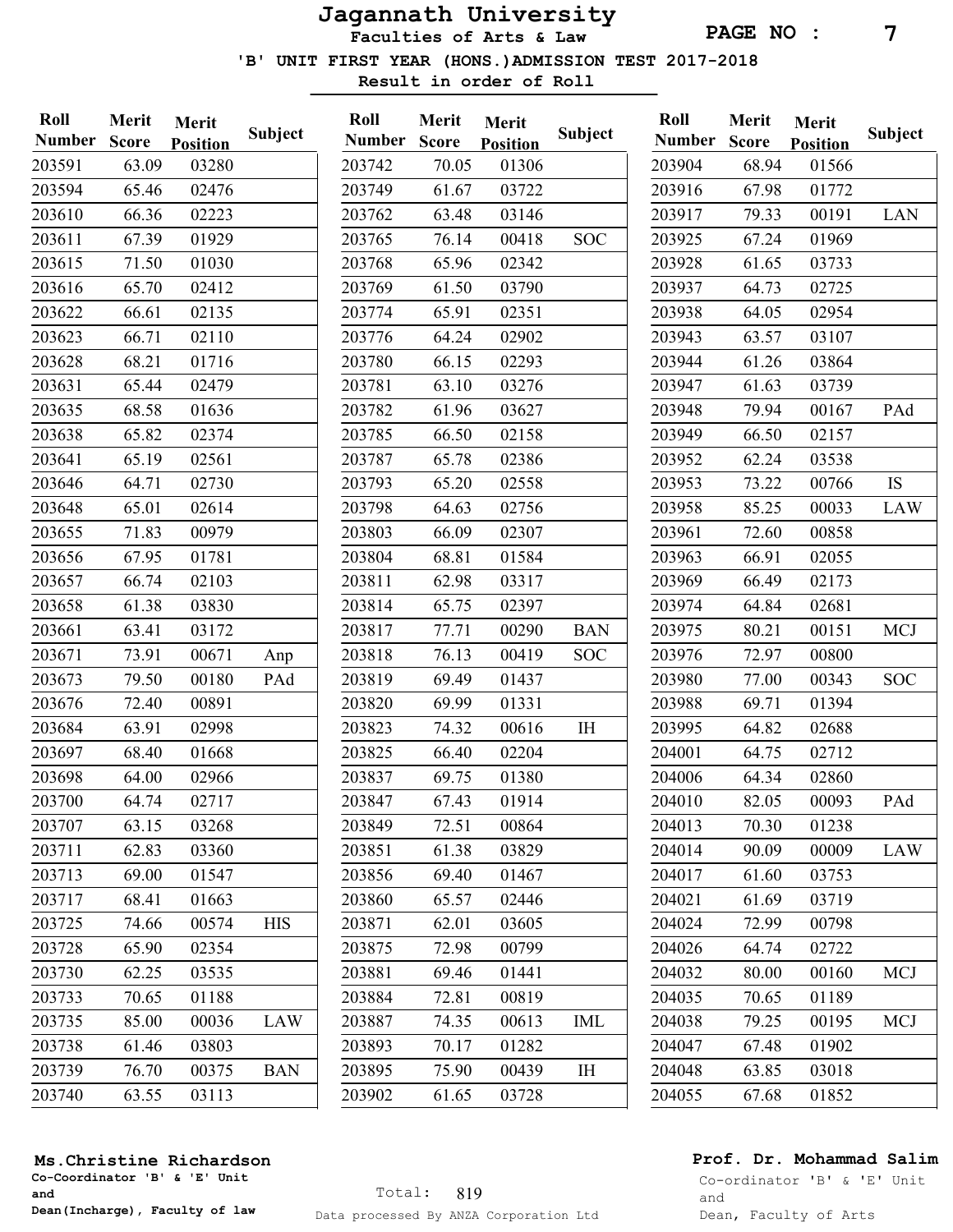# Jagannath University

## Faculties of Arts & Law

### 'B' UNIT FIRST YEAR (HONS.)ADMISSION TEST 2017-2018

**Result in order of Roll**

| Roll Number | Merit Score | Merit Position | Subject |
|---|---|---|---|
| 203591 | 63.09 | 03280 | |
| 203594 | 65.46 | 02476 | |
| 203610 | 66.36 | 02223 | |
| 203611 | 67.39 | 01929 | |
| 203615 | 71.50 | 01030 | |
| 203616 | 65.70 | 02412 | |
| 203622 | 66.61 | 02135 | |
| 203623 | 66.71 | 02110 | |
| 203628 | 68.21 | 01716 | |
| 203631 | 65.44 | 02479 | |
| 203635 | 68.58 | 01636 | |
| 203638 | 65.82 | 02374 | |
| 203641 | 65.19 | 02561 | |
| 203646 | 64.71 | 02730 | |
| 203648 | 65.01 | 02614 | |
| 203655 | 71.83 | 00979 | |
| 203656 | 67.95 | 01781 | |
| 203657 | 66.74 | 02103 | |
| 203658 | 61.38 | 03830 | |
| 203661 | 63.41 | 03172 | |
| 203671 | 73.91 | 00671 | Anp |
| 203673 | 79.50 | 00180 | PAd |
| 203676 | 72.40 | 00891 | |
| 203684 | 63.91 | 02998 | |
| 203697 | 68.40 | 01668 | |
| 203698 | 64.00 | 02966 | |
| 203700 | 64.74 | 02717 | |
| 203707 | 63.15 | 03268 | |
| 203711 | 62.83 | 03360 | |
| 203713 | 69.00 | 01547 | |
| 203717 | 68.41 | 01663 | |
| 203725 | 74.66 | 00574 | HIS |
| 203728 | 65.90 | 02354 | |
| 203730 | 62.25 | 03535 | |
| 203733 | 70.65 | 01188 | |
| 203735 | 85.00 | 00036 | LAW |
| 203738 | 61.46 | 03803 | |
| 203739 | 76.70 | 00375 | BAN |
| 203740 | 63.55 | 03113 | |
| 203742 | 70.05 | 01306 | |
| 203749 | 61.67 | 03722 | |
| 203762 | 63.48 | 03146 | |
| 203765 | 76.14 | 00418 | SOC |
| 203768 | 65.96 | 02342 | |
| 203769 | 61.50 | 03790 | |
| 203774 | 65.91 | 02351 | |
| 203776 | 64.24 | 02902 | |
| 203780 | 66.15 | 02293 | |
| 203781 | 63.10 | 03276 | |
| 203782 | 61.96 | 03627 | |
| 203785 | 66.50 | 02158 | |
| 203787 | 65.78 | 02386 | |
| 203793 | 65.20 | 02558 | |
| 203798 | 64.63 | 02756 | |
| 203803 | 66.09 | 02307 | |
| 203804 | 68.81 | 01584 | |
| 203811 | 62.98 | 03317 | |
| 203814 | 65.75 | 02397 | |
| 203817 | 77.71 | 00290 | BAN |
| 203818 | 76.13 | 00419 | SOC |
| 203819 | 69.49 | 01437 | |
| 203820 | 69.99 | 01331 | |
| 203823 | 74.32 | 00616 | IH |
| 203825 | 66.40 | 02204 | |
| 203837 | 69.75 | 01380 | |
| 203847 | 67.43 | 01914 | |
| 203849 | 72.51 | 00864 | |
| 203851 | 61.38 | 03829 | |
| 203856 | 69.40 | 01467 | |
| 203860 | 65.57 | 02446 | |
| 203871 | 62.01 | 03605 | |
| 203875 | 72.98 | 00799 | |
| 203881 | 69.46 | 01441 | |
| 203884 | 72.81 | 00819 | |
| 203887 | 74.35 | 00613 | IML |
| 203893 | 70.17 | 01282 | |
| 203895 | 75.90 | 00439 | IH |
| 203902 | 61.65 | 03728 | |
| 203904 | 68.94 | 01566 | |
| 203916 | 67.98 | 01772 | |
| 203917 | 79.33 | 00191 | LAN |
| 203925 | 67.24 | 01969 | |
| 203928 | 61.65 | 03733 | |
| 203937 | 64.73 | 02725 | |
| 203938 | 64.05 | 02954 | |
| 203943 | 63.57 | 03107 | |
| 203944 | 61.26 | 03864 | |
| 203947 | 61.63 | 03739 | |
| 203948 | 79.94 | 00167 | PAd |
| 203949 | 66.50 | 02157 | |
| 203952 | 62.24 | 03538 | |
| 203953 | 73.22 | 00766 | IS |
| 203958 | 85.25 | 00033 | LAW |
| 203961 | 72.60 | 00858 | |
| 203963 | 66.91 | 02055 | |
| 203969 | 66.49 | 02173 | |
| 203974 | 64.84 | 02681 | |
| 203975 | 80.21 | 00151 | MCJ |
| 203976 | 72.97 | 00800 | |
| 203980 | 77.00 | 00343 | SOC |
| 203988 | 69.71 | 01394 | |
| 203995 | 64.82 | 02688 | |
| 204001 | 64.75 | 02712 | |
| 204006 | 64.34 | 02860 | |
| 204010 | 82.05 | 00093 | PAd |
| 204013 | 70.30 | 01238 | |
| 204014 | 90.09 | 00009 | LAW |
| 204017 | 61.60 | 03753 | |
| 204021 | 61.69 | 03719 | |
| 204024 | 72.99 | 00798 | |
| 204026 | 64.74 | 02722 | |
| 204032 | 80.00 | 00160 | MCJ |
| 204035 | 70.65 | 01189 | |
| 204038 | 79.25 | 00195 | MCJ |
| 204047 | 67.48 | 01902 | |
| 204048 | 63.85 | 03018 | |
| 204055 | 67.68 | 01852 | |

**Ms.Christine Richardson**
**Co-Coordinator 'B' & 'E' Unit and Dean(Incharge), Faculty of law**

Total: 819

Data processed By ANZA Corporation Ltd

**Prof. Dr. Mohammad Salim**
Co-ordinator 'B' & 'E' Unit and Dean, Faculty of Arts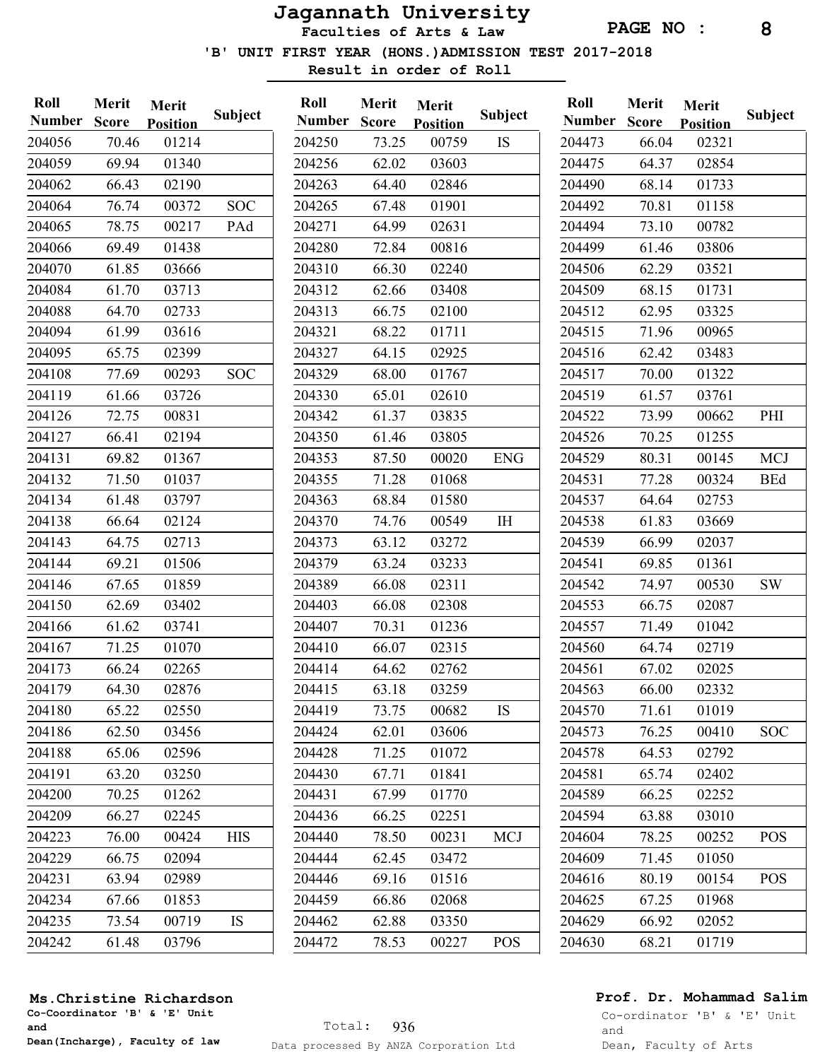# Jagannath University

## Faculties of Arts & Law

### 'B' UNIT FIRST YEAR (HONS.)ADMISSION TEST 2017-2018

**Result in order of Roll**

| Roll Number | Merit Score | Merit Position | Subject |
|---|---|---|---|
| 204056 | 70.46 | 01214 | |
| 204059 | 69.94 | 01340 | |
| 204062 | 66.43 | 02190 | |
| 204064 | 76.74 | 00372 | SOC |
| 204065 | 78.75 | 00217 | PAd |
| 204066 | 69.49 | 01438 | |
| 204070 | 61.85 | 03666 | |
| 204084 | 61.70 | 03713 | |
| 204088 | 64.70 | 02733 | |
| 204094 | 61.99 | 03616 | |
| 204095 | 65.75 | 02399 | |
| 204108 | 77.69 | 00293 | SOC |
| 204119 | 61.66 | 03726 | |
| 204126 | 72.75 | 00831 | |
| 204127 | 66.41 | 02194 | |
| 204131 | 69.82 | 01367 | |
| 204132 | 71.50 | 01037 | |
| 204134 | 61.48 | 03797 | |
| 204138 | 66.64 | 02124 | |
| 204143 | 64.75 | 02713 | |
| 204144 | 69.21 | 01506 | |
| 204146 | 67.65 | 01859 | |
| 204150 | 62.69 | 03402 | |
| 204166 | 61.62 | 03741 | |
| 204167 | 71.25 | 01070 | |
| 204173 | 66.24 | 02265 | |
| 204179 | 64.30 | 02876 | |
| 204180 | 65.22 | 02550 | |
| 204186 | 62.50 | 03456 | |
| 204188 | 65.06 | 02596 | |
| 204191 | 63.20 | 03250 | |
| 204200 | 70.25 | 01262 | |
| 204209 | 66.27 | 02245 | |
| 204223 | 76.00 | 00424 | HIS |
| 204229 | 66.75 | 02094 | |
| 204231 | 63.94 | 02989 | |
| 204234 | 67.66 | 01853 | |
| 204235 | 73.54 | 00719 | IS |
| 204242 | 61.48 | 03796 | |
| 204250 | 73.25 | 00759 | IS |
| 204256 | 62.02 | 03603 | |
| 204263 | 64.40 | 02846 | |
| 204265 | 67.48 | 01901 | |
| 204271 | 64.99 | 02631 | |
| 204280 | 72.84 | 00816 | |
| 204310 | 66.30 | 02240 | |
| 204312 | 62.66 | 03408 | |
| 204313 | 66.75 | 02100 | |
| 204321 | 68.22 | 01711 | |
| 204327 | 64.15 | 02925 | |
| 204329 | 68.00 | 01767 | |
| 204330 | 65.01 | 02610 | |
| 204342 | 61.37 | 03835 | |
| 204350 | 61.46 | 03805 | |
| 204353 | 87.50 | 00020 | ENG |
| 204355 | 71.28 | 01068 | |
| 204363 | 68.84 | 01580 | |
| 204370 | 74.76 | 00549 | IH |
| 204373 | 63.12 | 03272 | |
| 204379 | 63.24 | 03233 | |
| 204389 | 66.08 | 02311 | |
| 204403 | 66.08 | 02308 | |
| 204407 | 70.31 | 01236 | |
| 204410 | 66.07 | 02315 | |
| 204414 | 64.62 | 02762 | |
| 204415 | 63.18 | 03259 | |
| 204419 | 73.75 | 00682 | IS |
| 204424 | 62.01 | 03606 | |
| 204428 | 71.25 | 01072 | |
| 204430 | 67.71 | 01841 | |
| 204431 | 67.99 | 01770 | |
| 204436 | 66.25 | 02251 | |
| 204440 | 78.50 | 00231 | MCJ |
| 204444 | 62.45 | 03472 | |
| 204446 | 69.16 | 01516 | |
| 204459 | 66.86 | 02068 | |
| 204462 | 62.88 | 03350 | |
| 204472 | 78.53 | 00227 | POS |
| 204473 | 66.04 | 02321 | |
| 204475 | 64.37 | 02854 | |
| 204490 | 68.14 | 01733 | |
| 204492 | 70.81 | 01158 | |
| 204494 | 73.10 | 00782 | |
| 204499 | 61.46 | 03806 | |
| 204506 | 62.29 | 03521 | |
| 204509 | 68.15 | 01731 | |
| 204512 | 62.95 | 03325 | |
| 204515 | 71.96 | 00965 | |
| 204516 | 62.42 | 03483 | |
| 204517 | 70.00 | 01322 | |
| 204519 | 61.57 | 03761 | |
| 204522 | 73.99 | 00662 | PHI |
| 204526 | 70.25 | 01255 | |
| 204529 | 80.31 | 00145 | MCJ |
| 204531 | 77.28 | 00324 | BEd |
| 204537 | 64.64 | 02753 | |
| 204538 | 61.83 | 03669 | |
| 204539 | 66.99 | 02037 | |
| 204541 | 69.85 | 01361 | |
| 204542 | 74.97 | 00530 | SW |
| 204553 | 66.75 | 02087 | |
| 204557 | 71.49 | 01042 | |
| 204560 | 64.74 | 02719 | |
| 204561 | 67.02 | 02025 | |
| 204563 | 66.00 | 02332 | |
| 204570 | 71.61 | 01019 | |
| 204573 | 76.25 | 00410 | SOC |
| 204578 | 64.53 | 02792 | |
| 204581 | 65.74 | 02402 | |
| 204589 | 66.25 | 02252 | |
| 204594 | 63.88 | 03010 | |
| 204604 | 78.25 | 00252 | POS |
| 204609 | 71.45 | 01050 | |
| 204616 | 80.19 | 00154 | POS |
| 204625 | 67.25 | 01968 | |
| 204629 | 66.92 | 02052 | |
| 204630 | 68.21 | 01719 | |

**Ms.Christine Richardson**
Co-Coordinator 'B' & 'E' Unit
and
Dean(Incharge), Faculty of law

Total: 936

Data processed By ANZA Corporation Ltd

**Prof. Dr. Mohammad Salim**
Co-ordinator 'B' & 'E' Unit
and
Dean, Faculty of Arts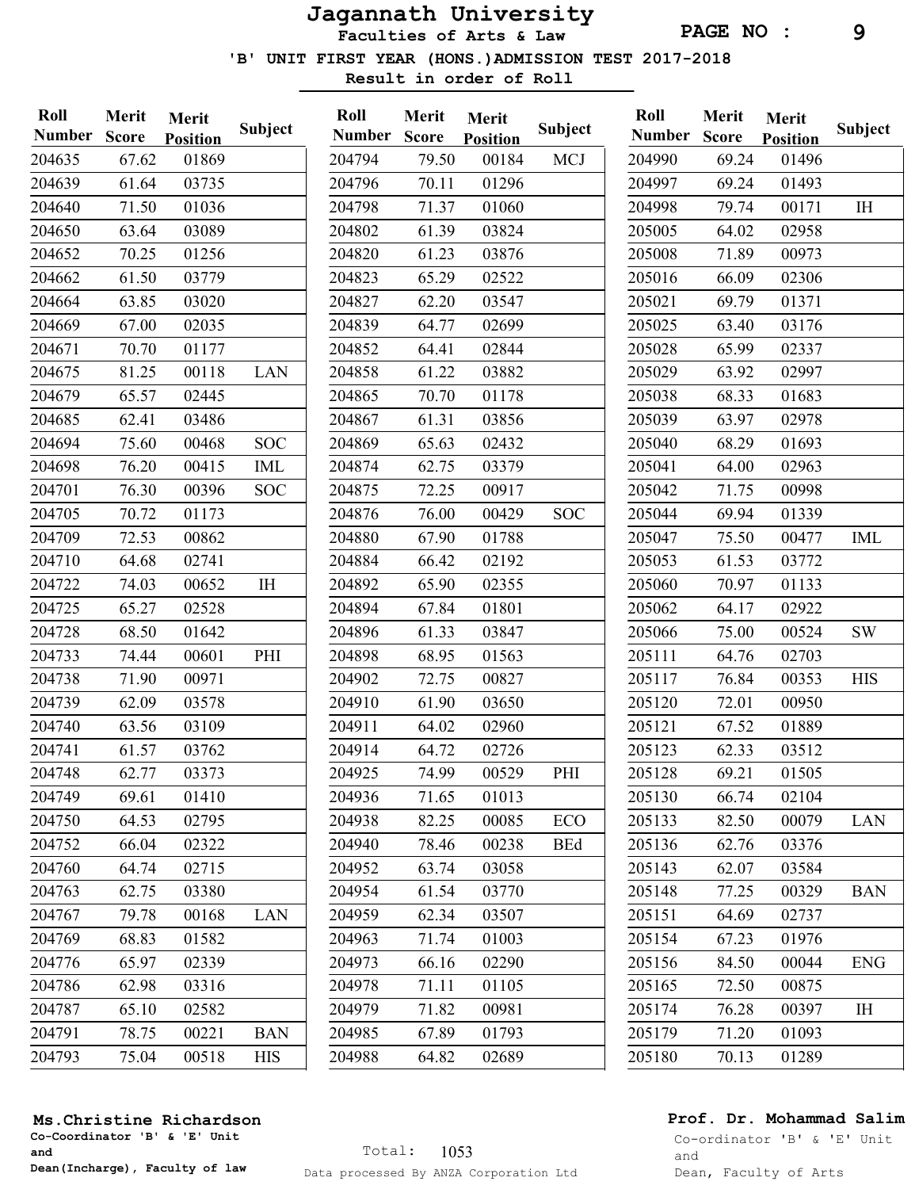# Jagannath University

## Faculties of Arts & Law

### 'B' UNIT FIRST YEAR (HONS.)ADMISSION TEST 2017-2018

**Result in order of Roll**

| Roll Number | Merit Score | Merit Position | Subject |
|---|---|---|---|
| 204635 | 67.62 | 01869 | |
| 204639 | 61.64 | 03735 | |
| 204640 | 71.50 | 01036 | |
| 204650 | 63.64 | 03089 | |
| 204652 | 70.25 | 01256 | |
| 204662 | 61.50 | 03779 | |
| 204664 | 63.85 | 03020 | |
| 204669 | 67.00 | 02035 | |
| 204671 | 70.70 | 01177 | |
| 204675 | 81.25 | 00118 | LAN |
| 204679 | 65.57 | 02445 | |
| 204685 | 62.41 | 03486 | |
| 204694 | 75.60 | 00468 | SOC |
| 204698 | 76.20 | 00415 | IML |
| 204701 | 76.30 | 00396 | SOC |
| 204705 | 70.72 | 01173 | |
| 204709 | 72.53 | 00862 | |
| 204710 | 64.68 | 02741 | |
| 204722 | 74.03 | 00652 | IH |
| 204725 | 65.27 | 02528 | |
| 204728 | 68.50 | 01642 | |
| 204733 | 74.44 | 00601 | PHI |
| 204738 | 71.90 | 00971 | |
| 204739 | 62.09 | 03578 | |
| 204740 | 63.56 | 03109 | |
| 204741 | 61.57 | 03762 | |
| 204748 | 62.77 | 03373 | |
| 204749 | 69.61 | 01410 | |
| 204750 | 64.53 | 02795 | |
| 204752 | 66.04 | 02322 | |
| 204760 | 64.74 | 02715 | |
| 204763 | 62.75 | 03380 | |
| 204767 | 79.78 | 00168 | LAN |
| 204769 | 68.83 | 01582 | |
| 204776 | 65.97 | 02339 | |
| 204786 | 62.98 | 03316 | |
| 204787 | 65.10 | 02582 | |
| 204791 | 78.75 | 00221 | BAN |
| 204793 | 75.04 | 00518 | HIS |
| 204794 | 79.50 | 00184 | MCJ |
| 204796 | 70.11 | 01296 | |
| 204798 | 71.37 | 01060 | |
| 204802 | 61.39 | 03824 | |
| 204820 | 61.23 | 03876 | |
| 204823 | 65.29 | 02522 | |
| 204827 | 62.20 | 03547 | |
| 204839 | 64.77 | 02699 | |
| 204852 | 64.41 | 02844 | |
| 204858 | 61.22 | 03882 | |
| 204865 | 70.70 | 01178 | |
| 204867 | 61.31 | 03856 | |
| 204869 | 65.63 | 02432 | |
| 204874 | 62.75 | 03379 | |
| 204875 | 72.25 | 00917 | |
| 204876 | 76.00 | 00429 | SOC |
| 204880 | 67.90 | 01788 | |
| 204884 | 66.42 | 02192 | |
| 204892 | 65.90 | 02355 | |
| 204894 | 67.84 | 01801 | |
| 204896 | 61.33 | 03847 | |
| 204898 | 68.95 | 01563 | |
| 204902 | 72.75 | 00827 | |
| 204910 | 61.90 | 03650 | |
| 204911 | 64.02 | 02960 | |
| 204914 | 64.72 | 02726 | |
| 204925 | 74.99 | 00529 | PHI |
| 204936 | 71.65 | 01013 | |
| 204938 | 82.25 | 00085 | ECO |
| 204940 | 78.46 | 00238 | BEd |
| 204952 | 63.74 | 03058 | |
| 204954 | 61.54 | 03770 | |
| 204959 | 62.34 | 03507 | |
| 204963 | 71.74 | 01003 | |
| 204973 | 66.16 | 02290 | |
| 204978 | 71.11 | 01105 | |
| 204979 | 71.82 | 00981 | |
| 204985 | 67.89 | 01793 | |
| 204988 | 64.82 | 02689 | |
| 204990 | 69.24 | 01496 | |
| 204997 | 69.24 | 01493 | |
| 204998 | 79.74 | 00171 | IH |
| 205005 | 64.02 | 02958 | |
| 205008 | 71.89 | 00973 | |
| 205016 | 66.09 | 02306 | |
| 205021 | 69.79 | 01371 | |
| 205025 | 63.40 | 03176 | |
| 205028 | 65.99 | 02337 | |
| 205029 | 63.92 | 02997 | |
| 205038 | 68.33 | 01683 | |
| 205039 | 63.97 | 02978 | |
| 205040 | 68.29 | 01693 | |
| 205041 | 64.00 | 02963 | |
| 205042 | 71.75 | 00998 | |
| 205044 | 69.94 | 01339 | |
| 205047 | 75.50 | 00477 | IML |
| 205053 | 61.53 | 03772 | |
| 205060 | 70.97 | 01133 | |
| 205062 | 64.17 | 02922 | |
| 205066 | 75.00 | 00524 | SW |
| 205111 | 64.76 | 02703 | |
| 205117 | 76.84 | 00353 | HIS |
| 205120 | 72.01 | 00950 | |
| 205121 | 67.52 | 01889 | |
| 205123 | 62.33 | 03512 | |
| 205128 | 69.21 | 01505 | |
| 205130 | 66.74 | 02104 | |
| 205133 | 82.50 | 00079 | LAN |
| 205136 | 62.76 | 03376 | |
| 205143 | 62.07 | 03584 | |
| 205148 | 77.25 | 00329 | BAN |
| 205151 | 64.69 | 02737 | |
| 205154 | 67.23 | 01976 | |
| 205156 | 84.50 | 00044 | ENG |
| 205165 | 72.50 | 00875 | |
| 205174 | 76.28 | 00397 | IH |
| 205179 | 71.20 | 01093 | |
| 205180 | 70.13 | 01289 | |

**Ms.Christine Richardson**
**Co-Coordinator 'B' & 'E' Unit**
**and**
**Dean(Incharge), Faculty of law**

Total: 1053

Data processed By ANZA Corporation Ltd

**Prof. Dr. Mohammad Salim**
Co-ordinator 'B' & 'E' Unit
and
Dean, Faculty of Arts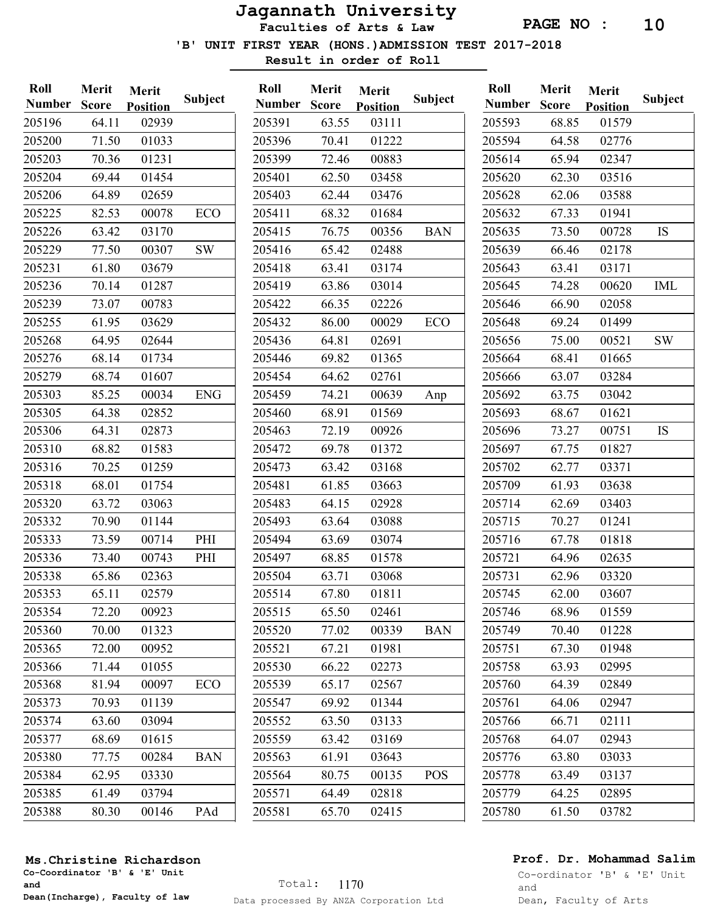# Jagannath University

## Faculties of Arts & Law

### 'B' UNIT FIRST YEAR (HONS.)ADMISSION TEST 2017-2018

**Result in order of Roll**

| Roll Number | Merit Score | Merit Position | Subject |
|---|---|---|---|
| 205196 | 64.11 | 02939 | |
| 205200 | 71.50 | 01033 | |
| 205203 | 70.36 | 01231 | |
| 205204 | 69.44 | 01454 | |
| 205206 | 64.89 | 02659 | |
| 205225 | 82.53 | 00078 | ECO |
| 205226 | 63.42 | 03170 | |
| 205229 | 77.50 | 00307 | SW |
| 205231 | 61.80 | 03679 | |
| 205236 | 70.14 | 01287 | |
| 205239 | 73.07 | 00783 | |
| 205255 | 61.95 | 03629 | |
| 205268 | 64.95 | 02644 | |
| 205276 | 68.14 | 01734 | |
| 205279 | 68.74 | 01607 | |
| 205303 | 85.25 | 00034 | ENG |
| 205305 | 64.38 | 02852 | |
| 205306 | 64.31 | 02873 | |
| 205310 | 68.82 | 01583 | |
| 205316 | 70.25 | 01259 | |
| 205318 | 68.01 | 01754 | |
| 205320 | 63.72 | 03063 | |
| 205332 | 70.90 | 01144 | |
| 205333 | 73.59 | 00714 | PHI |
| 205336 | 73.40 | 00743 | PHI |
| 205338 | 65.86 | 02363 | |
| 205353 | 65.11 | 02579 | |
| 205354 | 72.20 | 00923 | |
| 205360 | 70.00 | 01323 | |
| 205365 | 72.00 | 00952 | |
| 205366 | 71.44 | 01055 | |
| 205368 | 81.94 | 00097 | ECO |
| 205373 | 70.93 | 01139 | |
| 205374 | 63.60 | 03094 | |
| 205377 | 68.69 | 01615 | |
| 205380 | 77.75 | 00284 | BAN |
| 205384 | 62.95 | 03330 | |
| 205385 | 61.49 | 03794 | |
| 205388 | 80.30 | 00146 | PAd |
| 205391 | 63.55 | 03111 | |
| 205396 | 70.41 | 01222 | |
| 205399 | 72.46 | 00883 | |
| 205401 | 62.50 | 03458 | |
| 205403 | 62.44 | 03476 | |
| 205411 | 68.32 | 01684 | |
| 205415 | 76.75 | 00356 | BAN |
| 205416 | 65.42 | 02488 | |
| 205418 | 63.41 | 03174 | |
| 205419 | 63.86 | 03014 | |
| 205422 | 66.35 | 02226 | |
| 205432 | 86.00 | 00029 | ECO |
| 205436 | 64.81 | 02691 | |
| 205446 | 69.82 | 01365 | |
| 205454 | 64.62 | 02761 | |
| 205459 | 74.21 | 00639 | Anp |
| 205460 | 68.91 | 01569 | |
| 205463 | 72.19 | 00926 | |
| 205472 | 69.78 | 01372 | |
| 205473 | 63.42 | 03168 | |
| 205481 | 61.85 | 03663 | |
| 205483 | 64.15 | 02928 | |
| 205493 | 63.64 | 03088 | |
| 205494 | 63.69 | 03074 | |
| 205497 | 68.85 | 01578 | |
| 205504 | 63.71 | 03068 | |
| 205514 | 67.80 | 01811 | |
| 205515 | 65.50 | 02461 | |
| 205520 | 77.02 | 00339 | BAN |
| 205521 | 67.21 | 01981 | |
| 205530 | 66.22 | 02273 | |
| 205539 | 65.17 | 02567 | |
| 205547 | 69.92 | 01344 | |
| 205552 | 63.50 | 03133 | |
| 205559 | 63.42 | 03169 | |
| 205563 | 61.91 | 03643 | |
| 205564 | 80.75 | 00135 | POS |
| 205571 | 64.49 | 02818 | |
| 205581 | 65.70 | 02415 | |
| 205593 | 68.85 | 01579 | |
| 205594 | 64.58 | 02776 | |
| 205614 | 65.94 | 02347 | |
| 205620 | 62.30 | 03516 | |
| 205628 | 62.06 | 03588 | |
| 205632 | 67.33 | 01941 | |
| 205635 | 73.50 | 00728 | IS |
| 205639 | 66.46 | 02178 | |
| 205643 | 63.41 | 03171 | |
| 205645 | 74.28 | 00620 | IML |
| 205646 | 66.90 | 02058 | |
| 205648 | 69.24 | 01499 | |
| 205656 | 75.00 | 00521 | SW |
| 205664 | 68.41 | 01665 | |
| 205666 | 63.07 | 03284 | |
| 205692 | 63.75 | 03042 | |
| 205693 | 68.67 | 01621 | |
| 205696 | 73.27 | 00751 | IS |
| 205697 | 67.75 | 01827 | |
| 205702 | 62.77 | 03371 | |
| 205709 | 61.93 | 03638 | |
| 205714 | 62.69 | 03403 | |
| 205715 | 70.27 | 01241 | |
| 205716 | 67.78 | 01818 | |
| 205721 | 64.96 | 02635 | |
| 205731 | 62.96 | 03320 | |
| 205745 | 62.00 | 03607 | |
| 205746 | 68.96 | 01559 | |
| 205749 | 70.40 | 01228 | |
| 205751 | 67.30 | 01948 | |
| 205758 | 63.93 | 02995 | |
| 205760 | 64.39 | 02849 | |
| 205761 | 64.06 | 02947 | |
| 205766 | 66.71 | 02111 | |
| 205768 | 64.07 | 02943 | |
| 205776 | 63.80 | 03033 | |
| 205778 | 63.49 | 03137 | |
| 205779 | 64.25 | 02895 | |
| 205780 | 61.50 | 03782 | |

**Ms.Christine Richardson**
**Co-Coordinator 'B' & 'E' Unit and Dean(Incharge), Faculty of law**

Total: 1170

Data processed By ANZA Corporation Ltd

**Prof. Dr. Mohammad Salim**
Co-ordinator 'B' & 'E' Unit and Dean, Faculty of Arts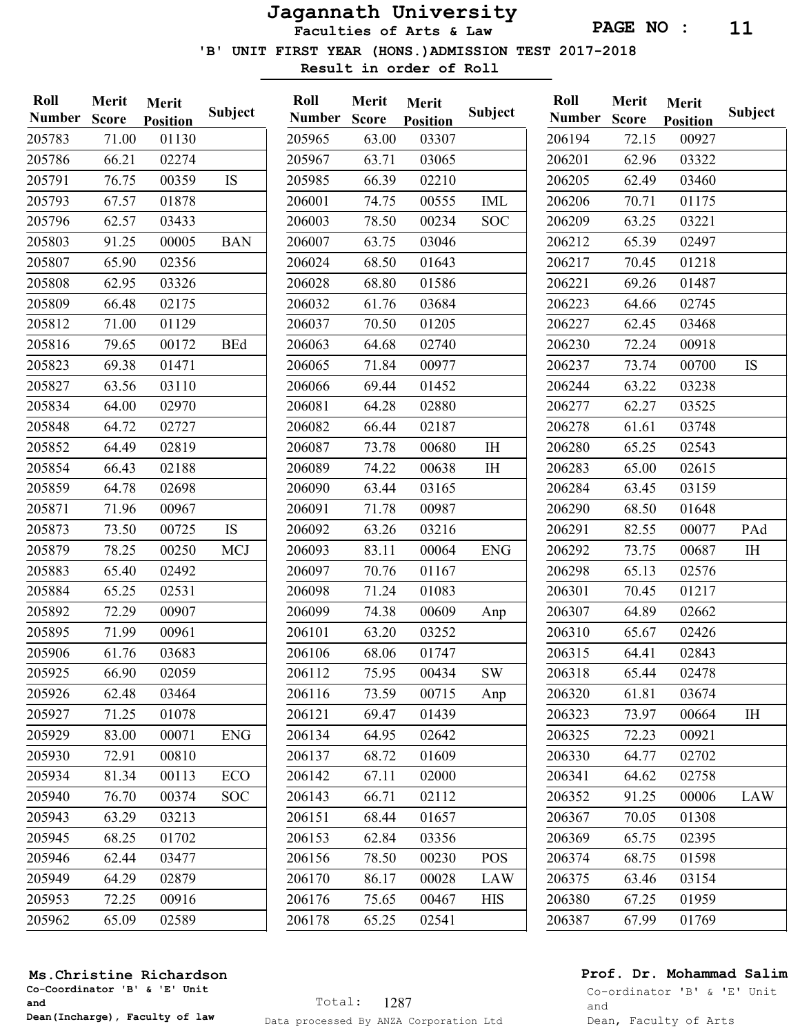# Jagannath University

## Faculties of Arts & Law

### 'B' UNIT FIRST YEAR (HONS.)ADMISSION TEST 2017-2018

**Result in order of Roll**

| Roll Number | Merit Score | Merit Position | Subject |
|---|---|---|---|
| 205783 | 71.00 | 01130 | |
| 205786 | 66.21 | 02274 | |
| 205791 | 76.75 | 00359 | IS |
| 205793 | 67.57 | 01878 | |
| 205796 | 62.57 | 03433 | |
| 205803 | 91.25 | 00005 | BAN |
| 205807 | 65.90 | 02356 | |
| 205808 | 62.95 | 03326 | |
| 205809 | 66.48 | 02175 | |
| 205812 | 71.00 | 01129 | |
| 205816 | 79.65 | 00172 | BEd |
| 205823 | 69.38 | 01471 | |
| 205827 | 63.56 | 03110 | |
| 205834 | 64.00 | 02970 | |
| 205848 | 64.72 | 02727 | |
| 205852 | 64.49 | 02819 | |
| 205854 | 66.43 | 02188 | |
| 205859 | 64.78 | 02698 | |
| 205871 | 71.96 | 00967 | |
| 205873 | 73.50 | 00725 | IS |
| 205879 | 78.25 | 00250 | MCJ |
| 205883 | 65.40 | 02492 | |
| 205884 | 65.25 | 02531 | |
| 205892 | 72.29 | 00907 | |
| 205895 | 71.99 | 00961 | |
| 205906 | 61.76 | 03683 | |
| 205925 | 66.90 | 02059 | |
| 205926 | 62.48 | 03464 | |
| 205927 | 71.25 | 01078 | |
| 205929 | 83.00 | 00071 | ENG |
| 205930 | 72.91 | 00810 | |
| 205934 | 81.34 | 00113 | ECO |
| 205940 | 76.70 | 00374 | SOC |
| 205943 | 63.29 | 03213 | |
| 205945 | 68.25 | 01702 | |
| 205946 | 62.44 | 03477 | |
| 205949 | 64.29 | 02879 | |
| 205953 | 72.25 | 00916 | |
| 205962 | 65.09 | 02589 | |
| 205965 | 63.00 | 03307 | |
| 205967 | 63.71 | 03065 | |
| 205985 | 66.39 | 02210 | |
| 206001 | 74.75 | 00555 | IML |
| 206003 | 78.50 | 00234 | SOC |
| 206007 | 63.75 | 03046 | |
| 206024 | 68.50 | 01643 | |
| 206028 | 68.80 | 01586 | |
| 206032 | 61.76 | 03684 | |
| 206037 | 70.50 | 01205 | |
| 206063 | 64.68 | 02740 | |
| 206065 | 71.84 | 00977 | |
| 206066 | 69.44 | 01452 | |
| 206081 | 64.28 | 02880 | |
| 206082 | 66.44 | 02187 | |
| 206087 | 73.78 | 00680 | IH |
| 206089 | 74.22 | 00638 | IH |
| 206090 | 63.44 | 03165 | |
| 206091 | 71.78 | 00987 | |
| 206092 | 63.26 | 03216 | |
| 206093 | 83.11 | 00064 | ENG |
| 206097 | 70.76 | 01167 | |
| 206098 | 71.24 | 01083 | |
| 206099 | 74.38 | 00609 | Anp |
| 206101 | 63.20 | 03252 | |
| 206106 | 68.06 | 01747 | |
| 206112 | 75.95 | 00434 | SW |
| 206116 | 73.59 | 00715 | Anp |
| 206121 | 69.47 | 01439 | |
| 206134 | 64.95 | 02642 | |
| 206137 | 68.72 | 01609 | |
| 206142 | 67.11 | 02000 | |
| 206143 | 66.71 | 02112 | |
| 206151 | 68.44 | 01657 | |
| 206153 | 62.84 | 03356 | |
| 206156 | 78.50 | 00230 | POS |
| 206170 | 86.17 | 00028 | LAW |
| 206176 | 75.65 | 00467 | HIS |
| 206178 | 65.25 | 02541 | |
| 206194 | 72.15 | 00927 | |
| 206201 | 62.96 | 03322 | |
| 206205 | 62.49 | 03460 | |
| 206206 | 70.71 | 01175 | |
| 206209 | 63.25 | 03221 | |
| 206212 | 65.39 | 02497 | |
| 206217 | 70.45 | 01218 | |
| 206221 | 69.26 | 01487 | |
| 206223 | 64.66 | 02745 | |
| 206227 | 62.45 | 03468 | |
| 206230 | 72.24 | 00918 | |
| 206237 | 73.74 | 00700 | IS |
| 206244 | 63.22 | 03238 | |
| 206277 | 62.27 | 03525 | |
| 206278 | 61.61 | 03748 | |
| 206280 | 65.25 | 02543 | |
| 206283 | 65.00 | 02615 | |
| 206284 | 63.45 | 03159 | |
| 206290 | 68.50 | 01648 | |
| 206291 | 82.55 | 00077 | PAd |
| 206292 | 73.75 | 00687 | IH |
| 206298 | 65.13 | 02576 | |
| 206301 | 70.45 | 01217 | |
| 206307 | 64.89 | 02662 | |
| 206310 | 65.67 | 02426 | |
| 206315 | 64.41 | 02843 | |
| 206318 | 65.44 | 02478 | |
| 206320 | 61.81 | 03674 | |
| 206323 | 73.97 | 00664 | IH |
| 206325 | 72.23 | 00921 | |
| 206330 | 64.77 | 02702 | |
| 206341 | 64.62 | 02758 | |
| 206352 | 91.25 | 00006 | LAW |
| 206367 | 70.05 | 01308 | |
| 206369 | 65.75 | 02395 | |
| 206374 | 68.75 | 01598 | |
| 206375 | 63.46 | 03154 | |
| 206380 | 67.25 | 01959 | |
| 206387 | 67.99 | 01769 | |

Total: 1287

Data processed By ANZA Corporation Ltd

**Ms.Christine Richardson**
Co-Coordinator 'B' & 'E' Unit
and
Dean(Incharge), Faculty of law

**Prof. Dr. Mohammad Salim**
Co-ordinator 'B' & 'E' Unit
and
Dean, Faculty of Arts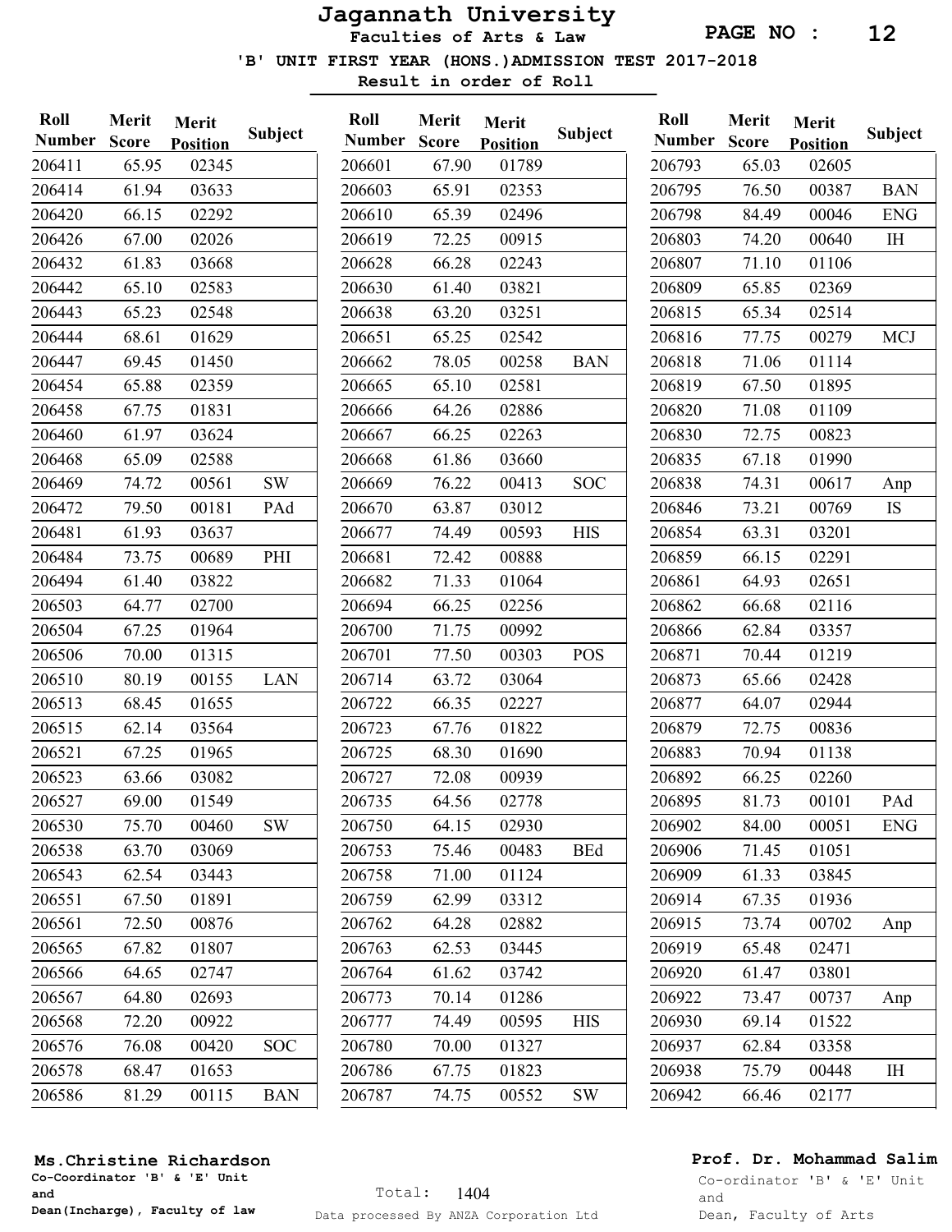# Jagannath University

**Faculties of Arts & Law**

**'B' UNIT FIRST YEAR (HONS.)ADMISSION TEST 2017-2018**

**Result in order of Roll**

| Roll Number | Merit Score | Merit Position | Subject |
|---|---|---|---|
| 206411 | 65.95 | 02345 | |
| 206414 | 61.94 | 03633 | |
| 206420 | 66.15 | 02292 | |
| 206426 | 67.00 | 02026 | |
| 206432 | 61.83 | 03668 | |
| 206442 | 65.10 | 02583 | |
| 206443 | 65.23 | 02548 | |
| 206444 | 68.61 | 01629 | |
| 206447 | 69.45 | 01450 | |
| 206454 | 65.88 | 02359 | |
| 206458 | 67.75 | 01831 | |
| 206460 | 61.97 | 03624 | |
| 206468 | 65.09 | 02588 | |
| 206469 | 74.72 | 00561 | SW |
| 206472 | 79.50 | 00181 | PAd |
| 206481 | 61.93 | 03637 | |
| 206484 | 73.75 | 00689 | PHI |
| 206494 | 61.40 | 03822 | |
| 206503 | 64.77 | 02700 | |
| 206504 | 67.25 | 01964 | |
| 206506 | 70.00 | 01315 | |
| 206510 | 80.19 | 00155 | LAN |
| 206513 | 68.45 | 01655 | |
| 206515 | 62.14 | 03564 | |
| 206521 | 67.25 | 01965 | |
| 206523 | 63.66 | 03082 | |
| 206527 | 69.00 | 01549 | |
| 206530 | 75.70 | 00460 | SW |
| 206538 | 63.70 | 03069 | |
| 206543 | 62.54 | 03443 | |
| 206551 | 67.50 | 01891 | |
| 206561 | 72.50 | 00876 | |
| 206565 | 67.82 | 01807 | |
| 206566 | 64.65 | 02747 | |
| 206567 | 64.80 | 02693 | |
| 206568 | 72.20 | 00922 | |
| 206576 | 76.08 | 00420 | SOC |
| 206578 | 68.47 | 01653 | |
| 206586 | 81.29 | 00115 | BAN |
| 206601 | 67.90 | 01789 | |
| 206603 | 65.91 | 02353 | |
| 206610 | 65.39 | 02496 | |
| 206619 | 72.25 | 00915 | |
| 206628 | 66.28 | 02243 | |
| 206630 | 61.40 | 03821 | |
| 206638 | 63.20 | 03251 | |
| 206651 | 65.25 | 02542 | |
| 206662 | 78.05 | 00258 | BAN |
| 206665 | 65.10 | 02581 | |
| 206666 | 64.26 | 02886 | |
| 206667 | 66.25 | 02263 | |
| 206668 | 61.86 | 03660 | |
| 206669 | 76.22 | 00413 | SOC |
| 206670 | 63.87 | 03012 | |
| 206677 | 74.49 | 00593 | HIS |
| 206681 | 72.42 | 00888 | |
| 206682 | 71.33 | 01064 | |
| 206694 | 66.25 | 02256 | |
| 206700 | 71.75 | 00992 | |
| 206701 | 77.50 | 00303 | POS |
| 206714 | 63.72 | 03064 | |
| 206722 | 66.35 | 02227 | |
| 206723 | 67.76 | 01822 | |
| 206725 | 68.30 | 01690 | |
| 206727 | 72.08 | 00939 | |
| 206735 | 64.56 | 02778 | |
| 206750 | 64.15 | 02930 | |
| 206753 | 75.46 | 00483 | BEd |
| 206758 | 71.00 | 01124 | |
| 206759 | 62.99 | 03312 | |
| 206762 | 64.28 | 02882 | |
| 206763 | 62.53 | 03445 | |
| 206764 | 61.62 | 03742 | |
| 206773 | 70.14 | 01286 | |
| 206777 | 74.49 | 00595 | HIS |
| 206780 | 70.00 | 01327 | |
| 206786 | 67.75 | 01823 | |
| 206787 | 74.75 | 00552 | SW |
| 206793 | 65.03 | 02605 | |
| 206795 | 76.50 | 00387 | BAN |
| 206798 | 84.49 | 00046 | ENG |
| 206803 | 74.20 | 00640 | IH |
| 206807 | 71.10 | 01106 | |
| 206809 | 65.85 | 02369 | |
| 206815 | 65.34 | 02514 | |
| 206816 | 77.75 | 00279 | MCJ |
| 206818 | 71.06 | 01114 | |
| 206819 | 67.50 | 01895 | |
| 206820 | 71.08 | 01109 | |
| 206830 | 72.75 | 00823 | |
| 206835 | 67.18 | 01990 | |
| 206838 | 74.31 | 00617 | Anp |
| 206846 | 73.21 | 00769 | IS |
| 206854 | 63.31 | 03201 | |
| 206859 | 66.15 | 02291 | |
| 206861 | 64.93 | 02651 | |
| 206862 | 66.68 | 02116 | |
| 206866 | 62.84 | 03357 | |
| 206871 | 70.44 | 01219 | |
| 206873 | 65.66 | 02428 | |
| 206877 | 64.07 | 02944 | |
| 206879 | 72.75 | 00836 | |
| 206883 | 70.94 | 01138 | |
| 206892 | 66.25 | 02260 | |
| 206895 | 81.73 | 00101 | PAd |
| 206902 | 84.00 | 00051 | ENG |
| 206906 | 71.45 | 01051 | |
| 206909 | 61.33 | 03845 | |
| 206914 | 67.35 | 01936 | |
| 206915 | 73.74 | 00702 | Anp |
| 206919 | 65.48 | 02471 | |
| 206920 | 61.47 | 03801 | |
| 206922 | 73.47 | 00737 | Anp |
| 206930 | 69.14 | 01522 | |
| 206937 | 62.84 | 03358 | |
| 206938 | 75.79 | 00448 | IH |
| 206942 | 66.46 | 02177 | |

Total: 1404

**Ms.Christine Richardson**
**Co-Coordinator 'B' & 'E' Unit and Dean(Incharge), Faculty of law**

**Prof. Dr. Mohammad Salim**
Co-ordinator 'B' & 'E' Unit and Dean, Faculty of Arts

Data processed By ANZA Corporation Ltd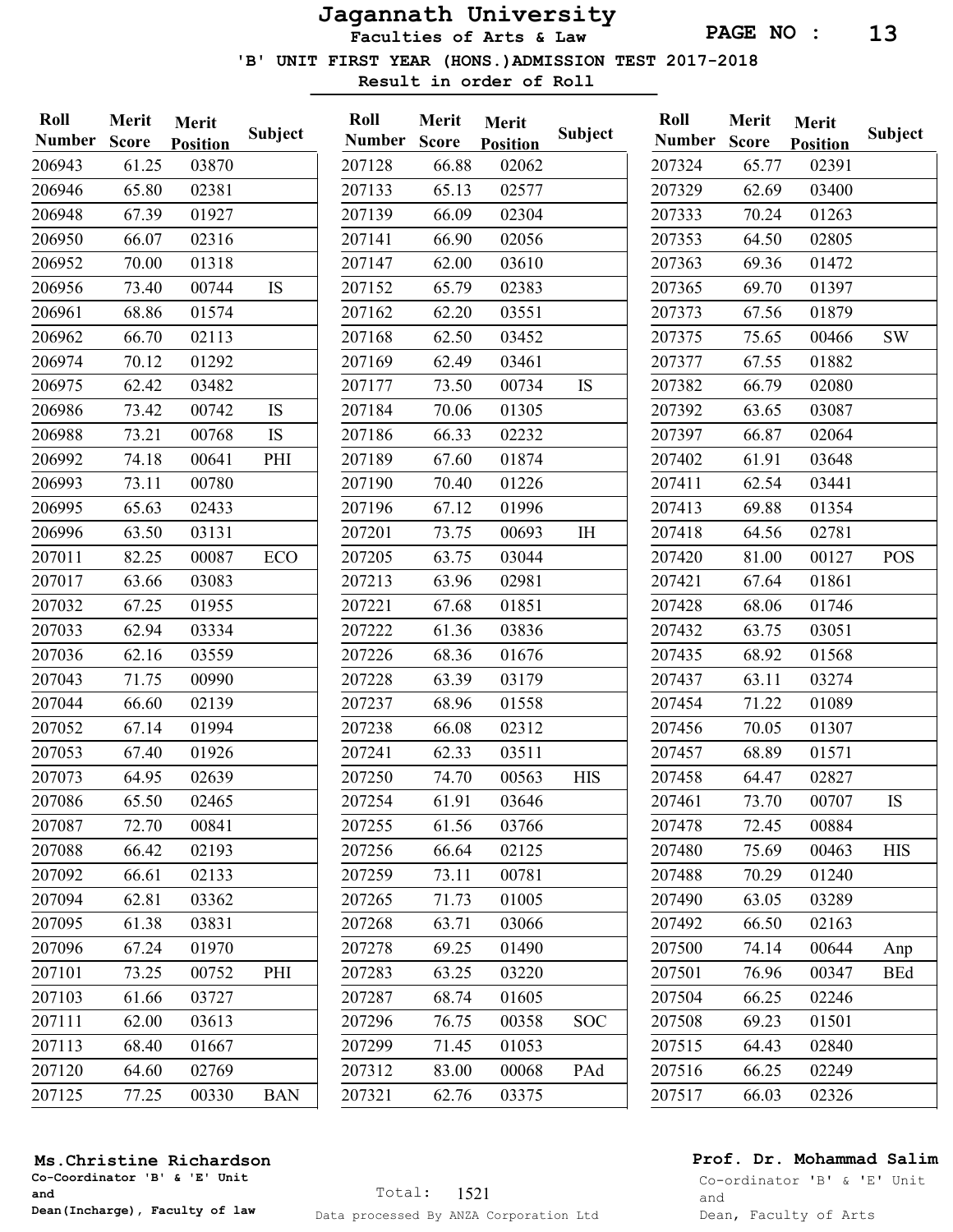# Jagannath University

**Faculties of Arts & Law**

**'B' UNIT FIRST YEAR (HONS.)ADMISSION TEST 2017-2018**

**Result in order of Roll**

| Roll Number | Merit Score | Merit Position | Subject |
|---|---|---|---|
| 206943 | 61.25 | 03870 | |
| 206946 | 65.80 | 02381 | |
| 206948 | 67.39 | 01927 | |
| 206950 | 66.07 | 02316 | |
| 206952 | 70.00 | 01318 | |
| 206956 | 73.40 | 00744 | IS |
| 206961 | 68.86 | 01574 | |
| 206962 | 66.70 | 02113 | |
| 206974 | 70.12 | 01292 | |
| 206975 | 62.42 | 03482 | |
| 206986 | 73.42 | 00742 | IS |
| 206988 | 73.21 | 00768 | IS |
| 206992 | 74.18 | 00641 | PHI |
| 206993 | 73.11 | 00780 | |
| 206995 | 65.63 | 02433 | |
| 206996 | 63.50 | 03131 | |
| 207011 | 82.25 | 00087 | ECO |
| 207017 | 63.66 | 03083 | |
| 207032 | 67.25 | 01955 | |
| 207033 | 62.94 | 03334 | |
| 207036 | 62.16 | 03559 | |
| 207043 | 71.75 | 00990 | |
| 207044 | 66.60 | 02139 | |
| 207052 | 67.14 | 01994 | |
| 207053 | 67.40 | 01926 | |
| 207073 | 64.95 | 02639 | |
| 207086 | 65.50 | 02465 | |
| 207087 | 72.70 | 00841 | |
| 207088 | 66.42 | 02193 | |
| 207092 | 66.61 | 02133 | |
| 207094 | 62.81 | 03362 | |
| 207095 | 61.38 | 03831 | |
| 207096 | 67.24 | 01970 | |
| 207101 | 73.25 | 00752 | PHI |
| 207103 | 61.66 | 03727 | |
| 207111 | 62.00 | 03613 | |
| 207113 | 68.40 | 01667 | |
| 207120 | 64.60 | 02769 | |
| 207125 | 77.25 | 00330 | BAN |
| 207128 | 66.88 | 02062 | |
| 207133 | 65.13 | 02577 | |
| 207139 | 66.09 | 02304 | |
| 207141 | 66.90 | 02056 | |
| 207147 | 62.00 | 03610 | |
| 207152 | 65.79 | 02383 | |
| 207162 | 62.20 | 03551 | |
| 207168 | 62.50 | 03452 | |
| 207169 | 62.49 | 03461 | |
| 207177 | 73.50 | 00734 | IS |
| 207184 | 70.06 | 01305 | |
| 207186 | 66.33 | 02232 | |
| 207189 | 67.60 | 01874 | |
| 207190 | 70.40 | 01226 | |
| 207196 | 67.12 | 01996 | |
| 207201 | 73.75 | 00693 | IH |
| 207205 | 63.75 | 03044 | |
| 207213 | 63.96 | 02981 | |
| 207221 | 67.68 | 01851 | |
| 207222 | 61.36 | 03836 | |
| 207226 | 68.36 | 01676 | |
| 207228 | 63.39 | 03179 | |
| 207237 | 68.96 | 01558 | |
| 207238 | 66.08 | 02312 | |
| 207241 | 62.33 | 03511 | |
| 207250 | 74.70 | 00563 | HIS |
| 207254 | 61.91 | 03646 | |
| 207255 | 61.56 | 03766 | |
| 207256 | 66.64 | 02125 | |
| 207259 | 73.11 | 00781 | |
| 207265 | 71.73 | 01005 | |
| 207268 | 63.71 | 03066 | |
| 207278 | 69.25 | 01490 | |
| 207283 | 63.25 | 03220 | |
| 207287 | 68.74 | 01605 | |
| 207296 | 76.75 | 00358 | SOC |
| 207299 | 71.45 | 01053 | |
| 207312 | 83.00 | 00068 | PAd |
| 207321 | 62.76 | 03375 | |
| 207324 | 65.77 | 02391 | |
| 207329 | 62.69 | 03400 | |
| 207333 | 70.24 | 01263 | |
| 207353 | 64.50 | 02805 | |
| 207363 | 69.36 | 01472 | |
| 207365 | 69.70 | 01397 | |
| 207373 | 67.56 | 01879 | |
| 207375 | 75.65 | 00466 | SW |
| 207377 | 67.55 | 01882 | |
| 207382 | 66.79 | 02080 | |
| 207392 | 63.65 | 03087 | |
| 207397 | 66.87 | 02064 | |
| 207402 | 61.91 | 03648 | |
| 207411 | 62.54 | 03441 | |
| 207413 | 69.88 | 01354 | |
| 207418 | 64.56 | 02781 | |
| 207420 | 81.00 | 00127 | POS |
| 207421 | 67.64 | 01861 | |
| 207428 | 68.06 | 01746 | |
| 207432 | 63.75 | 03051 | |
| 207435 | 68.92 | 01568 | |
| 207437 | 63.11 | 03274 | |
| 207454 | 71.22 | 01089 | |
| 207456 | 70.05 | 01307 | |
| 207457 | 68.89 | 01571 | |
| 207458 | 64.47 | 02827 | |
| 207461 | 73.70 | 00707 | IS |
| 207478 | 72.45 | 00884 | |
| 207480 | 75.69 | 00463 | HIS |
| 207488 | 70.29 | 01240 | |
| 207490 | 63.05 | 03289 | |
| 207492 | 66.50 | 02163 | |
| 207500 | 74.14 | 00644 | Anp |
| 207501 | 76.96 | 00347 | BEd |
| 207504 | 66.25 | 02246 | |
| 207508 | 69.23 | 01501 | |
| 207515 | 64.43 | 02840 | |
| 207516 | 66.25 | 02249 | |
| 207517 | 66.03 | 02326 | |

**Ms.Christine Richardson**
Co-Coordinator 'B' & 'E' Unit
and
Dean(Incharge), Faculty of law

Total: 1521

Data processed By ANZA Corporation Ltd

**Prof. Dr. Mohammad Salim**
Co-ordinator 'B' & 'E' Unit
and
Dean, Faculty of Arts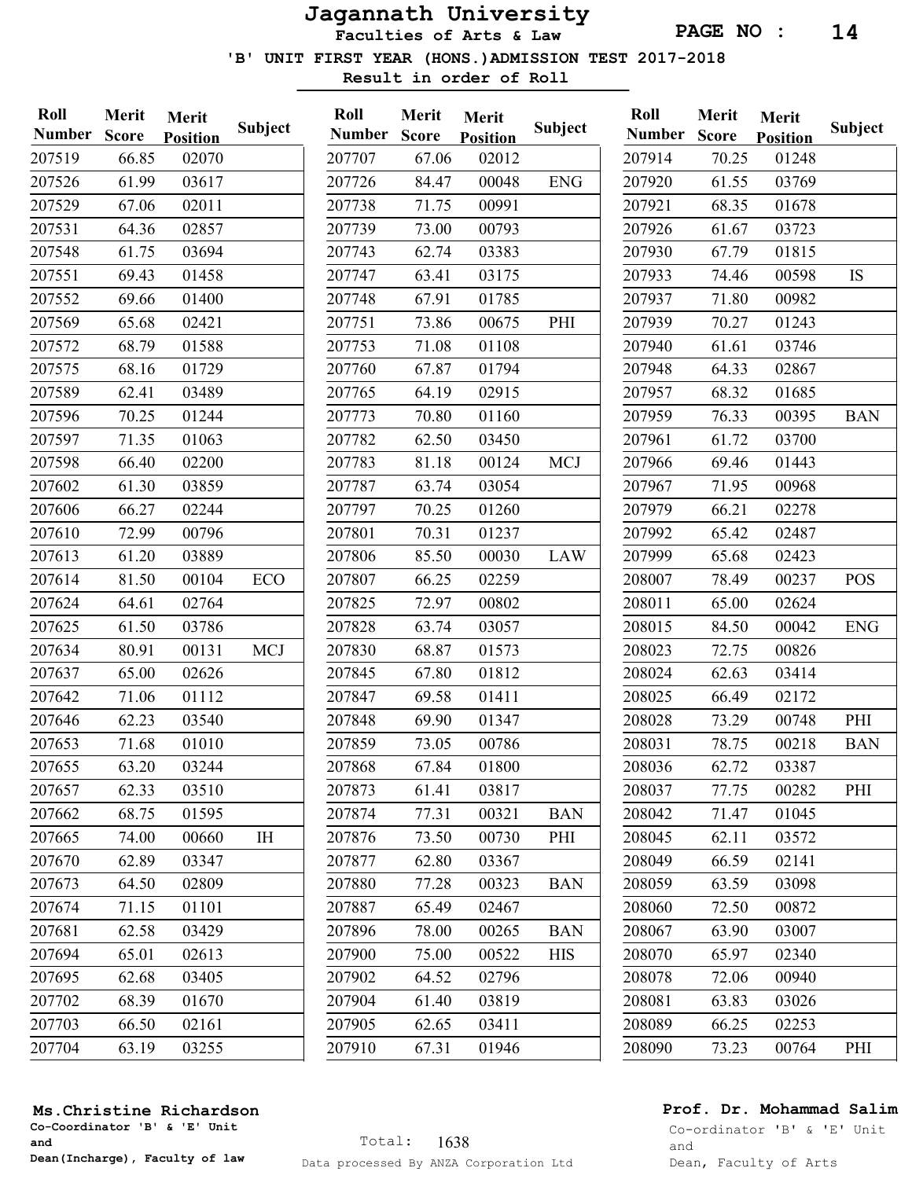# Jagannath University

**Faculties of Arts & Law**

**'B' UNIT FIRST YEAR (HONS.)ADMISSION TEST 2017-2018**

**Result in order of Roll**

| Roll Number | Merit Score | Merit Position | Subject |
|---|---|---|---|
| 207519 | 66.85 | 02070 | |
| 207526 | 61.99 | 03617 | |
| 207529 | 67.06 | 02011 | |
| 207531 | 64.36 | 02857 | |
| 207548 | 61.75 | 03694 | |
| 207551 | 69.43 | 01458 | |
| 207552 | 69.66 | 01400 | |
| 207569 | 65.68 | 02421 | |
| 207572 | 68.79 | 01588 | |
| 207575 | 68.16 | 01729 | |
| 207589 | 62.41 | 03489 | |
| 207596 | 70.25 | 01244 | |
| 207597 | 71.35 | 01063 | |
| 207598 | 66.40 | 02200 | |
| 207602 | 61.30 | 03859 | |
| 207606 | 66.27 | 02244 | |
| 207610 | 72.99 | 00796 | |
| 207613 | 61.20 | 03889 | |
| 207614 | 81.50 | 00104 | ECO |
| 207624 | 64.61 | 02764 | |
| 207625 | 61.50 | 03786 | |
| 207634 | 80.91 | 00131 | MCJ |
| 207637 | 65.00 | 02626 | |
| 207642 | 71.06 | 01112 | |
| 207646 | 62.23 | 03540 | |
| 207653 | 71.68 | 01010 | |
| 207655 | 63.20 | 03244 | |
| 207657 | 62.33 | 03510 | |
| 207662 | 68.75 | 01595 | |
| 207665 | 74.00 | 00660 | IH |
| 207670 | 62.89 | 03347 | |
| 207673 | 64.50 | 02809 | |
| 207674 | 71.15 | 01101 | |
| 207681 | 62.58 | 03429 | |
| 207694 | 65.01 | 02613 | |
| 207695 | 62.68 | 03405 | |
| 207702 | 68.39 | 01670 | |
| 207703 | 66.50 | 02161 | |
| 207704 | 63.19 | 03255 | |
| 207707 | 67.06 | 02012 | |
| 207726 | 84.47 | 00048 | ENG |
| 207738 | 71.75 | 00991 | |
| 207739 | 73.00 | 00793 | |
| 207743 | 62.74 | 03383 | |
| 207747 | 63.41 | 03175 | |
| 207748 | 67.91 | 01785 | |
| 207751 | 73.86 | 00675 | PHI |
| 207753 | 71.08 | 01108 | |
| 207760 | 67.87 | 01794 | |
| 207765 | 64.19 | 02915 | |
| 207773 | 70.80 | 01160 | |
| 207782 | 62.50 | 03450 | |
| 207783 | 81.18 | 00124 | MCJ |
| 207787 | 63.74 | 03054 | |
| 207797 | 70.25 | 01260 | |
| 207801 | 70.31 | 01237 | |
| 207806 | 85.50 | 00030 | LAW |
| 207807 | 66.25 | 02259 | |
| 207825 | 72.97 | 00802 | |
| 207828 | 63.74 | 03057 | |
| 207830 | 68.87 | 01573 | |
| 207845 | 67.80 | 01812 | |
| 207847 | 69.58 | 01411 | |
| 207848 | 69.90 | 01347 | |
| 207859 | 73.05 | 00786 | |
| 207868 | 67.84 | 01800 | |
| 207873 | 61.41 | 03817 | |
| 207874 | 77.31 | 00321 | BAN |
| 207876 | 73.50 | 00730 | PHI |
| 207877 | 62.80 | 03367 | |
| 207880 | 77.28 | 00323 | BAN |
| 207887 | 65.49 | 02467 | |
| 207896 | 78.00 | 00265 | BAN |
| 207900 | 75.00 | 00522 | HIS |
| 207902 | 64.52 | 02796 | |
| 207904 | 61.40 | 03819 | |
| 207905 | 62.65 | 03411 | |
| 207910 | 67.31 | 01946 | |
| 207914 | 70.25 | 01248 | |
| 207920 | 61.55 | 03769 | |
| 207921 | 68.35 | 01678 | |
| 207926 | 61.67 | 03723 | |
| 207930 | 67.79 | 01815 | |
| 207933 | 74.46 | 00598 | IS |
| 207937 | 71.80 | 00982 | |
| 207939 | 70.27 | 01243 | |
| 207940 | 61.61 | 03746 | |
| 207948 | 64.33 | 02867 | |
| 207957 | 68.32 | 01685 | |
| 207959 | 76.33 | 00395 | BAN |
| 207961 | 61.72 | 03700 | |
| 207966 | 69.46 | 01443 | |
| 207967 | 71.95 | 00968 | |
| 207979 | 66.21 | 02278 | |
| 207992 | 65.42 | 02487 | |
| 207999 | 65.68 | 02423 | |
| 208007 | 78.49 | 00237 | POS |
| 208011 | 65.00 | 02624 | |
| 208015 | 84.50 | 00042 | ENG |
| 208023 | 72.75 | 00826 | |
| 208024 | 62.63 | 03414 | |
| 208025 | 66.49 | 02172 | |
| 208028 | 73.29 | 00748 | PHI |
| 208031 | 78.75 | 00218 | BAN |
| 208036 | 62.72 | 03387 | |
| 208037 | 77.75 | 00282 | PHI |
| 208042 | 71.47 | 01045 | |
| 208045 | 62.11 | 03572 | |
| 208049 | 66.59 | 02141 | |
| 208059 | 63.59 | 03098 | |
| 208060 | 72.50 | 00872 | |
| 208067 | 63.90 | 03007 | |
| 208070 | 65.97 | 02340 | |
| 208078 | 72.06 | 00940 | |
| 208081 | 63.83 | 03026 | |
| 208089 | 66.25 | 02253 | |
| 208090 | 73.23 | 00764 | PHI |

**Ms.Christine Richardson**
**Co-Coordinator 'B' & 'E' Unit and Dean(Incharge), Faculty of law**

Total: 1638

Data processed By ANZA Corporation Ltd

**Prof. Dr. Mohammad Salim**
Co-ordinator 'B' & 'E' Unit and Dean, Faculty of Arts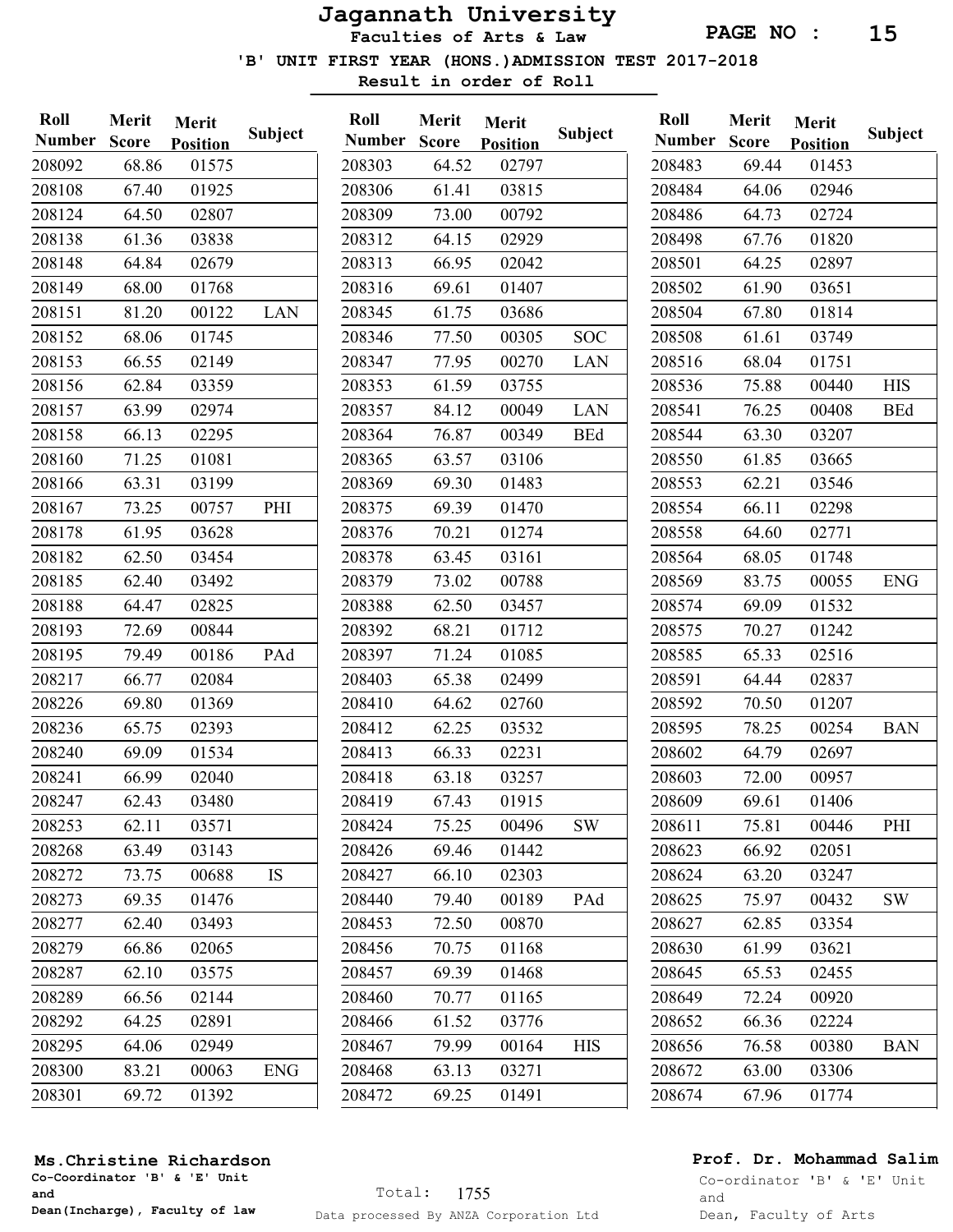# Jagannath University

## Faculties of Arts & Law

### 'B' UNIT FIRST YEAR (HONS.) ADMISSION TEST 2017-2018

**Result in order of Roll**

| Roll Number | Merit Score | Merit Position | Subject |
|---|---|---|---|
| 208092 | 68.86 | 01575 | |
| 208108 | 67.40 | 01925 | |
| 208124 | 64.50 | 02807 | |
| 208138 | 61.36 | 03838 | |
| 208148 | 64.84 | 02679 | |
| 208149 | 68.00 | 01768 | |
| 208151 | 81.20 | 00122 | LAN |
| 208152 | 68.06 | 01745 | |
| 208153 | 66.55 | 02149 | |
| 208156 | 62.84 | 03359 | |
| 208157 | 63.99 | 02974 | |
| 208158 | 66.13 | 02295 | |
| 208160 | 71.25 | 01081 | |
| 208166 | 63.31 | 03199 | |
| 208167 | 73.25 | 00757 | PHI |
| 208178 | 61.95 | 03628 | |
| 208182 | 62.50 | 03454 | |
| 208185 | 62.40 | 03492 | |
| 208188 | 64.47 | 02825 | |
| 208193 | 72.69 | 00844 | |
| 208195 | 79.49 | 00186 | PAd |
| 208217 | 66.77 | 02084 | |
| 208226 | 69.80 | 01369 | |
| 208236 | 65.75 | 02393 | |
| 208240 | 69.09 | 01534 | |
| 208241 | 66.99 | 02040 | |
| 208247 | 62.43 | 03480 | |
| 208253 | 62.11 | 03571 | |
| 208268 | 63.49 | 03143 | |
| 208272 | 73.75 | 00688 | IS |
| 208273 | 69.35 | 01476 | |
| 208277 | 62.40 | 03493 | |
| 208279 | 66.86 | 02065 | |
| 208287 | 62.10 | 03575 | |
| 208289 | 66.56 | 02144 | |
| 208292 | 64.25 | 02891 | |
| 208295 | 64.06 | 02949 | |
| 208300 | 83.21 | 00063 | ENG |
| 208301 | 69.72 | 01392 | |
| 208303 | 64.52 | 02797 | |
| 208306 | 61.41 | 03815 | |
| 208309 | 73.00 | 00792 | |
| 208312 | 64.15 | 02929 | |
| 208313 | 66.95 | 02042 | |
| 208316 | 69.61 | 01407 | |
| 208345 | 61.75 | 03686 | |
| 208346 | 77.50 | 00305 | SOC |
| 208347 | 77.95 | 00270 | LAN |
| 208353 | 61.59 | 03755 | |
| 208357 | 84.12 | 00049 | LAN |
| 208364 | 76.87 | 00349 | BEd |
| 208365 | 63.57 | 03106 | |
| 208369 | 69.30 | 01483 | |
| 208375 | 69.39 | 01470 | |
| 208376 | 70.21 | 01274 | |
| 208378 | 63.45 | 03161 | |
| 208379 | 73.02 | 00788 | |
| 208388 | 62.50 | 03457 | |
| 208392 | 68.21 | 01712 | |
| 208397 | 71.24 | 01085 | |
| 208403 | 65.38 | 02499 | |
| 208410 | 64.62 | 02760 | |
| 208412 | 62.25 | 03532 | |
| 208413 | 66.33 | 02231 | |
| 208418 | 63.18 | 03257 | |
| 208419 | 67.43 | 01915 | |
| 208424 | 75.25 | 00496 | SW |
| 208426 | 69.46 | 01442 | |
| 208427 | 66.10 | 02303 | |
| 208440 | 79.40 | 00189 | PAd |
| 208453 | 72.50 | 00870 | |
| 208456 | 70.75 | 01168 | |
| 208457 | 69.39 | 01468 | |
| 208460 | 70.77 | 01165 | |
| 208466 | 61.52 | 03776 | |
| 208467 | 79.99 | 00164 | HIS |
| 208468 | 63.13 | 03271 | |
| 208472 | 69.25 | 01491 | |
| 208483 | 69.44 | 01453 | |
| 208484 | 64.06 | 02946 | |
| 208486 | 64.73 | 02724 | |
| 208498 | 67.76 | 01820 | |
| 208501 | 64.25 | 02897 | |
| 208502 | 61.90 | 03651 | |
| 208504 | 67.80 | 01814 | |
| 208508 | 61.61 | 03749 | |
| 208516 | 68.04 | 01751 | |
| 208536 | 75.88 | 00440 | HIS |
| 208541 | 76.25 | 00408 | BEd |
| 208544 | 63.30 | 03207 | |
| 208550 | 61.85 | 03665 | |
| 208553 | 62.21 | 03546 | |
| 208554 | 66.11 | 02298 | |
| 208558 | 64.60 | 02771 | |
| 208564 | 68.05 | 01748 | |
| 208569 | 83.75 | 00055 | ENG |
| 208574 | 69.09 | 01532 | |
| 208575 | 70.27 | 01242 | |
| 208585 | 65.33 | 02516 | |
| 208591 | 64.44 | 02837 | |
| 208592 | 70.50 | 01207 | |
| 208595 | 78.25 | 00254 | BAN |
| 208602 | 64.79 | 02697 | |
| 208603 | 72.00 | 00957 | |
| 208609 | 69.61 | 01406 | |
| 208611 | 75.81 | 00446 | PHI |
| 208623 | 66.92 | 02051 | |
| 208624 | 63.20 | 03247 | |
| 208625 | 75.97 | 00432 | SW |
| 208627 | 62.85 | 03354 | |
| 208630 | 61.99 | 03621 | |
| 208645 | 65.53 | 02455 | |
| 208649 | 72.24 | 00920 | |
| 208652 | 66.36 | 02224 | |
| 208656 | 76.58 | 00380 | BAN |
| 208672 | 63.00 | 03306 | |
| 208674 | 67.96 | 01774 | |

**Ms.Christine Richardson**
Co-Coordinator 'B' & 'E' Unit
and
Dean(Incharge), Faculty of law

Total: 1755

Data processed By ANZA Corporation Ltd

**Prof. Dr. Mohammad Salim**
Co-ordinator 'B' & 'E' Unit
and
Dean, Faculty of Arts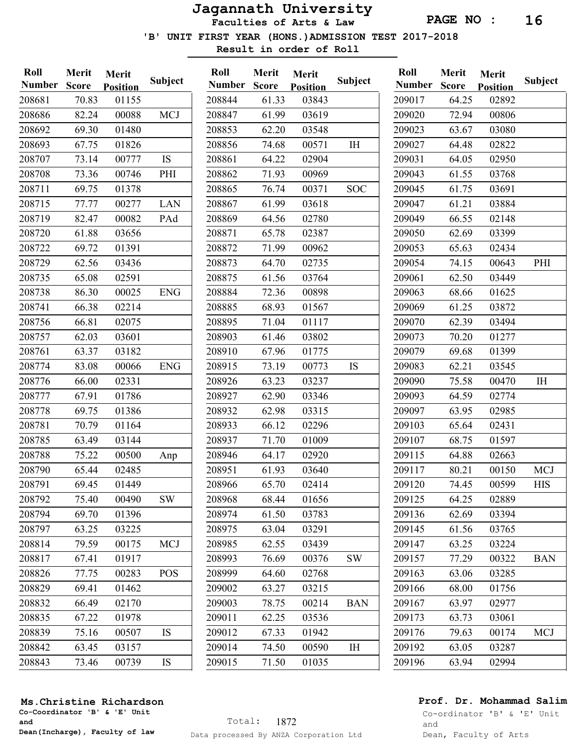# Jagannath University

## Faculties of Arts & Law

### 'B' UNIT FIRST YEAR (HONS.) ADMISSION TEST 2017-2018

**Result in order of Roll**

| Roll Number | Merit Score | Merit Position | Subject |
|---|---|---|---|
| 208681 | 70.83 | 01155 | |
| 208686 | 82.24 | 00088 | MCJ |
| 208692 | 69.30 | 01480 | |
| 208693 | 67.75 | 01826 | |
| 208707 | 73.14 | 00777 | IS |
| 208708 | 73.36 | 00746 | PHI |
| 208711 | 69.75 | 01378 | |
| 208715 | 77.77 | 00277 | LAN |
| 208719 | 82.47 | 00082 | PAd |
| 208720 | 61.88 | 03656 | |
| 208722 | 69.72 | 01391 | |
| 208729 | 62.56 | 03436 | |
| 208735 | 65.08 | 02591 | |
| 208738 | 86.30 | 00025 | ENG |
| 208741 | 66.38 | 02214 | |
| 208756 | 66.81 | 02075 | |
| 208757 | 62.03 | 03601 | |
| 208761 | 63.37 | 03182 | |
| 208774 | 83.08 | 00066 | ENG |
| 208776 | 66.00 | 02331 | |
| 208777 | 67.91 | 01786 | |
| 208778 | 69.75 | 01386 | |
| 208781 | 70.79 | 01164 | |
| 208785 | 63.49 | 03144 | |
| 208788 | 75.22 | 00500 | Anp |
| 208790 | 65.44 | 02485 | |
| 208791 | 69.45 | 01449 | |
| 208792 | 75.40 | 00490 | SW |
| 208794 | 69.70 | 01396 | |
| 208797 | 63.25 | 03225 | |
| 208814 | 79.59 | 00175 | MCJ |
| 208817 | 67.41 | 01917 | |
| 208826 | 77.75 | 00283 | POS |
| 208829 | 69.41 | 01462 | |
| 208832 | 66.49 | 02170 | |
| 208835 | 67.22 | 01978 | |
| 208839 | 75.16 | 00507 | IS |
| 208842 | 63.45 | 03157 | |
| 208843 | 73.46 | 00739 | IS |
| 208844 | 61.33 | 03843 | |
| 208847 | 61.99 | 03619 | |
| 208853 | 62.20 | 03548 | |
| 208856 | 74.68 | 00571 | IH |
| 208861 | 64.22 | 02904 | |
| 208862 | 71.93 | 00969 | |
| 208865 | 76.74 | 00371 | SOC |
| 208867 | 61.99 | 03618 | |
| 208869 | 64.56 | 02780 | |
| 208871 | 65.78 | 02387 | |
| 208872 | 71.99 | 00962 | |
| 208873 | 64.70 | 02735 | |
| 208875 | 61.56 | 03764 | |
| 208884 | 72.36 | 00898 | |
| 208885 | 68.93 | 01567 | |
| 208895 | 71.04 | 01117 | |
| 208903 | 61.46 | 03802 | |
| 208910 | 67.96 | 01775 | |
| 208915 | 73.19 | 00773 | IS |
| 208926 | 63.23 | 03237 | |
| 208927 | 62.90 | 03346 | |
| 208932 | 62.98 | 03315 | |
| 208933 | 66.12 | 02296 | |
| 208937 | 71.70 | 01009 | |
| 208946 | 64.17 | 02920 | |
| 208951 | 61.93 | 03640 | |
| 208966 | 65.70 | 02414 | |
| 208968 | 68.44 | 01656 | |
| 208974 | 61.50 | 03783 | |
| 208975 | 63.04 | 03291 | |
| 208985 | 62.55 | 03439 | |
| 208993 | 76.69 | 00376 | SW |
| 208999 | 64.60 | 02768 | |
| 209002 | 63.27 | 03215 | |
| 209003 | 78.75 | 00214 | BAN |
| 209011 | 62.25 | 03536 | |
| 209012 | 67.33 | 01942 | |
| 209014 | 74.50 | 00590 | IH |
| 209015 | 71.50 | 01035 | |
| 209017 | 64.25 | 02892 | |
| 209020 | 72.94 | 00806 | |
| 209023 | 63.67 | 03080 | |
| 209027 | 64.48 | 02822 | |
| 209031 | 64.05 | 02950 | |
| 209043 | 61.55 | 03768 | |
| 209045 | 61.75 | 03691 | |
| 209047 | 61.21 | 03884 | |
| 209049 | 66.55 | 02148 | |
| 209050 | 62.69 | 03399 | |
| 209053 | 65.63 | 02434 | |
| 209054 | 74.15 | 00643 | PHI |
| 209061 | 62.50 | 03449 | |
| 209063 | 68.66 | 01625 | |
| 209069 | 61.25 | 03872 | |
| 209070 | 62.39 | 03494 | |
| 209073 | 70.20 | 01277 | |
| 209079 | 69.68 | 01399 | |
| 209083 | 62.21 | 03545 | |
| 209090 | 75.58 | 00470 | IH |
| 209093 | 64.59 | 02774 | |
| 209097 | 63.95 | 02985 | |
| 209103 | 65.64 | 02431 | |
| 209107 | 68.75 | 01597 | |
| 209115 | 64.88 | 02663 | |
| 209117 | 80.21 | 00150 | MCJ |
| 209120 | 74.45 | 00599 | HIS |
| 209125 | 64.25 | 02889 | |
| 209136 | 62.69 | 03394 | |
| 209145 | 61.56 | 03765 | |
| 209147 | 63.25 | 03224 | |
| 209157 | 77.29 | 00322 | BAN |
| 209163 | 63.06 | 03285 | |
| 209166 | 68.00 | 01756 | |
| 209167 | 63.97 | 02977 | |
| 209173 | 63.73 | 03061 | |
| 209176 | 79.63 | 00174 | MCJ |
| 209192 | 63.05 | 03287 | |
| 209196 | 63.94 | 02994 | |

**Ms.Christine Richardson**
**Co-Coordinator 'B' & 'E' Unit and Dean(Incharge), Faculty of law**

Total: 1872

Data processed By ANZA Corporation Ltd

**Prof. Dr. Mohammad Salim**
Co-ordinator 'B' & 'E' Unit and Dean, Faculty of Arts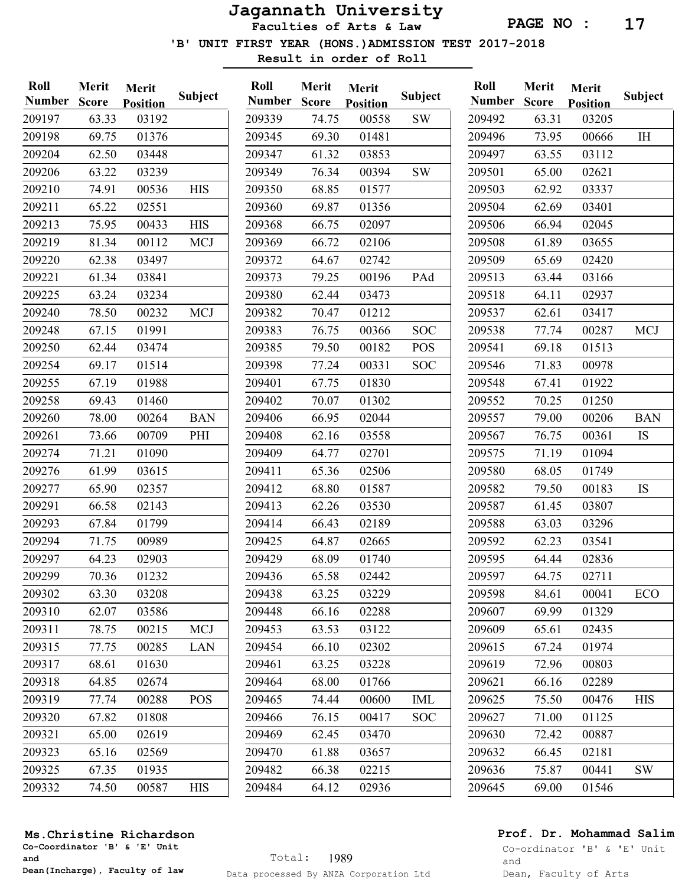# Jagannath University

**Faculties of Arts & Law**

**'B' UNIT FIRST YEAR (HONS.)ADMISSION TEST 2017-2018**

**Result in order of Roll**

| Roll Number | Merit Score | Merit Position | Subject |
|---|---|---|---|
| 209197 | 63.33 | 03192 | |
| 209198 | 69.75 | 01376 | |
| 209204 | 62.50 | 03448 | |
| 209206 | 63.22 | 03239 | |
| 209210 | 74.91 | 00536 | HIS |
| 209211 | 65.22 | 02551 | |
| 209213 | 75.95 | 00433 | HIS |
| 209219 | 81.34 | 00112 | MCJ |
| 209220 | 62.38 | 03497 | |
| 209221 | 61.34 | 03841 | |
| 209225 | 63.24 | 03234 | |
| 209240 | 78.50 | 00232 | MCJ |
| 209248 | 67.15 | 01991 | |
| 209250 | 62.44 | 03474 | |
| 209254 | 69.17 | 01514 | |
| 209255 | 67.19 | 01988 | |
| 209258 | 69.43 | 01460 | |
| 209260 | 78.00 | 00264 | BAN |
| 209261 | 73.66 | 00709 | PHI |
| 209274 | 71.21 | 01090 | |
| 209276 | 61.99 | 03615 | |
| 209277 | 65.90 | 02357 | |
| 209291 | 66.58 | 02143 | |
| 209293 | 67.84 | 01799 | |
| 209294 | 71.75 | 00989 | |
| 209297 | 64.23 | 02903 | |
| 209299 | 70.36 | 01232 | |
| 209302 | 63.30 | 03208 | |
| 209310 | 62.07 | 03586 | |
| 209311 | 78.75 | 00215 | MCJ |
| 209315 | 77.75 | 00285 | LAN |
| 209317 | 68.61 | 01630 | |
| 209318 | 64.85 | 02674 | |
| 209319 | 77.74 | 00288 | POS |
| 209320 | 67.82 | 01808 | |
| 209321 | 65.00 | 02619 | |
| 209323 | 65.16 | 02569 | |
| 209325 | 67.35 | 01935 | |
| 209332 | 74.50 | 00587 | HIS |
| 209339 | 74.75 | 00558 | SW |
| 209345 | 69.30 | 01481 | |
| 209347 | 61.32 | 03853 | |
| 209349 | 76.34 | 00394 | SW |
| 209350 | 68.85 | 01577 | |
| 209360 | 69.87 | 01356 | |
| 209368 | 66.75 | 02097 | |
| 209369 | 66.72 | 02106 | |
| 209372 | 64.67 | 02742 | |
| 209373 | 79.25 | 00196 | PAd |
| 209380 | 62.44 | 03473 | |
| 209382 | 70.47 | 01212 | |
| 209383 | 76.75 | 00366 | SOC |
| 209385 | 79.50 | 00182 | POS |
| 209398 | 77.24 | 00331 | SOC |
| 209401 | 67.75 | 01830 | |
| 209402 | 70.07 | 01302 | |
| 209406 | 66.95 | 02044 | |
| 209408 | 62.16 | 03558 | |
| 209409 | 64.77 | 02701 | |
| 209411 | 65.36 | 02506 | |
| 209412 | 68.80 | 01587 | |
| 209413 | 62.26 | 03530 | |
| 209414 | 66.43 | 02189 | |
| 209425 | 64.87 | 02665 | |
| 209429 | 68.09 | 01740 | |
| 209436 | 65.58 | 02442 | |
| 209438 | 63.25 | 03229 | |
| 209448 | 66.16 | 02288 | |
| 209453 | 63.53 | 03122 | |
| 209454 | 66.10 | 02302 | |
| 209461 | 63.25 | 03228 | |
| 209464 | 68.00 | 01766 | |
| 209465 | 74.44 | 00600 | IML |
| 209466 | 76.15 | 00417 | SOC |
| 209469 | 62.45 | 03470 | |
| 209470 | 61.88 | 03657 | |
| 209482 | 66.38 | 02215 | |
| 209484 | 64.12 | 02936 | |
| 209492 | 63.31 | 03205 | |
| 209496 | 73.95 | 00666 | IH |
| 209497 | 63.55 | 03112 | |
| 209501 | 65.00 | 02621 | |
| 209503 | 62.92 | 03337 | |
| 209504 | 62.69 | 03401 | |
| 209506 | 66.94 | 02045 | |
| 209508 | 61.89 | 03655 | |
| 209509 | 65.69 | 02420 | |
| 209513 | 63.44 | 03166 | |
| 209518 | 64.11 | 02937 | |
| 209537 | 62.61 | 03417 | |
| 209538 | 77.74 | 00287 | MCJ |
| 209541 | 69.18 | 01513 | |
| 209546 | 71.83 | 00978 | |
| 209548 | 67.41 | 01922 | |
| 209552 | 70.25 | 01250 | |
| 209557 | 79.00 | 00206 | BAN |
| 209567 | 76.75 | 00361 | IS |
| 209575 | 71.19 | 01094 | |
| 209580 | 68.05 | 01749 | |
| 209582 | 79.50 | 00183 | IS |
| 209587 | 61.45 | 03807 | |
| 209588 | 63.03 | 03296 | |
| 209592 | 62.23 | 03541 | |
| 209595 | 64.44 | 02836 | |
| 209597 | 64.75 | 02711 | |
| 209598 | 84.61 | 00041 | ECO |
| 209607 | 69.99 | 01329 | |
| 209609 | 65.61 | 02435 | |
| 209615 | 67.24 | 01974 | |
| 209619 | 72.96 | 00803 | |
| 209621 | 66.16 | 02289 | |
| 209625 | 75.50 | 00476 | HIS |
| 209627 | 71.00 | 01125 | |
| 209630 | 72.42 | 00887 | |
| 209632 | 66.45 | 02181 | |
| 209636 | 75.87 | 00441 | SW |
| 209645 | 69.00 | 01546 | |

**Ms.Christine Richardson**
**Co-Coordinator 'B' & 'E' Unit and Dean(Incharge), Faculty of law**

Total: 1989

Data processed By ANZA Corporation Ltd

**Prof. Dr. Mohammad Salim**
Co-ordinator 'B' & 'E' Unit and Dean, Faculty of Arts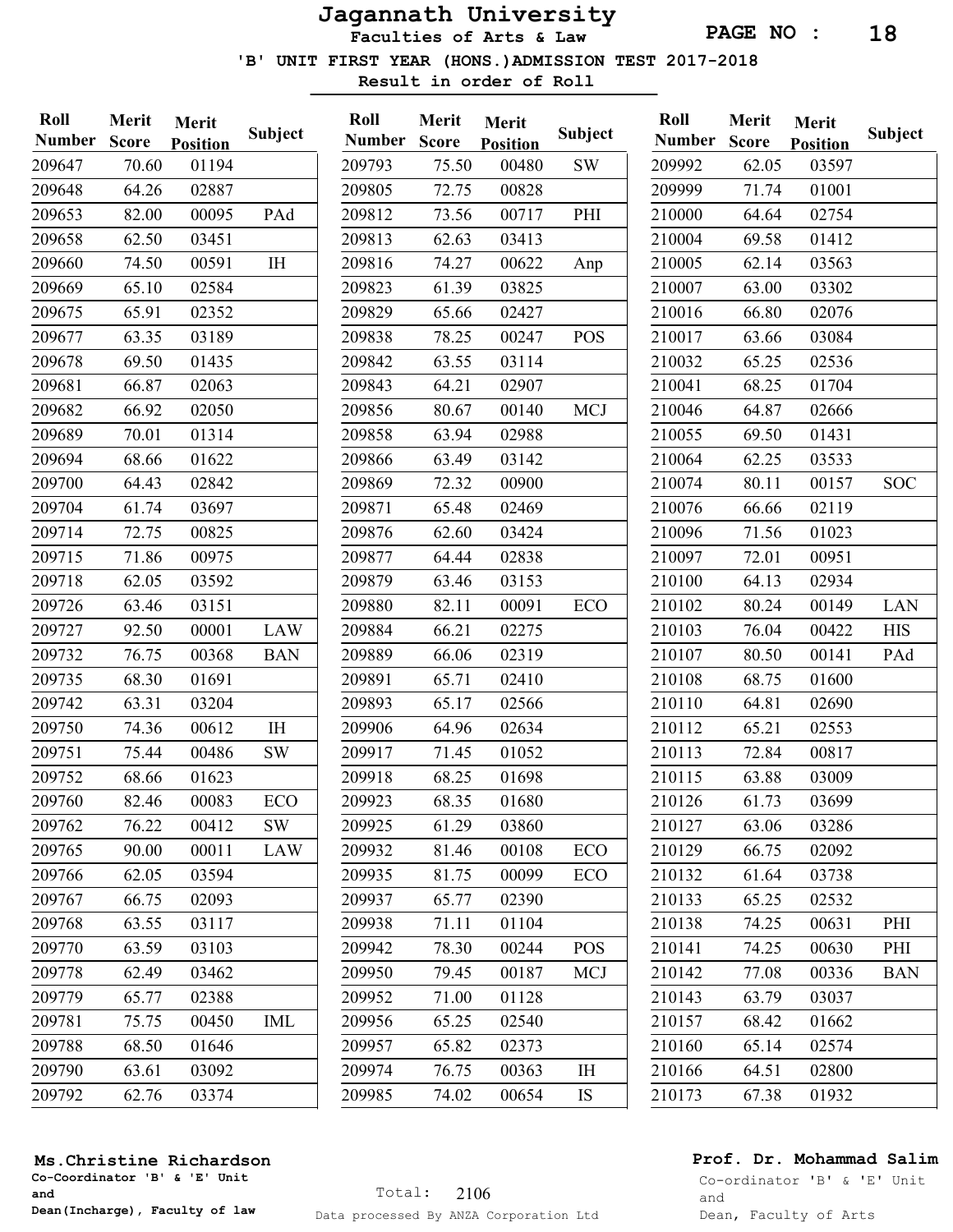# Jagannath University

**Faculties of Arts & Law**

**'B' UNIT FIRST YEAR (HONS.)ADMISSION TEST 2017-2018**

**Result in order of Roll**

| Roll Number | Merit Score | Merit Position | Subject |
|---|---|---|---|
| 209647 | 70.60 | 01194 | |
| 209648 | 64.26 | 02887 | |
| 209653 | 82.00 | 00095 | PAd |
| 209658 | 62.50 | 03451 | |
| 209660 | 74.50 | 00591 | IH |
| 209669 | 65.10 | 02584 | |
| 209675 | 65.91 | 02352 | |
| 209677 | 63.35 | 03189 | |
| 209678 | 69.50 | 01435 | |
| 209681 | 66.87 | 02063 | |
| 209682 | 66.92 | 02050 | |
| 209689 | 70.01 | 01314 | |
| 209694 | 68.66 | 01622 | |
| 209700 | 64.43 | 02842 | |
| 209704 | 61.74 | 03697 | |
| 209714 | 72.75 | 00825 | |
| 209715 | 71.86 | 00975 | |
| 209718 | 62.05 | 03592 | |
| 209726 | 63.46 | 03151 | |
| 209727 | 92.50 | 00001 | LAW |
| 209732 | 76.75 | 00368 | BAN |
| 209735 | 68.30 | 01691 | |
| 209742 | 63.31 | 03204 | |
| 209750 | 74.36 | 00612 | IH |
| 209751 | 75.44 | 00486 | SW |
| 209752 | 68.66 | 01623 | |
| 209760 | 82.46 | 00083 | ECO |
| 209762 | 76.22 | 00412 | SW |
| 209765 | 90.00 | 00011 | LAW |
| 209766 | 62.05 | 03594 | |
| 209767 | 66.75 | 02093 | |
| 209768 | 63.55 | 03117 | |
| 209770 | 63.59 | 03103 | |
| 209778 | 62.49 | 03462 | |
| 209779 | 65.77 | 02388 | |
| 209781 | 75.75 | 00450 | IML |
| 209788 | 68.50 | 01646 | |
| 209790 | 63.61 | 03092 | |
| 209792 | 62.76 | 03374 | |
| 209793 | 75.50 | 00480 | SW |
| 209805 | 72.75 | 00828 | |
| 209812 | 73.56 | 00717 | PHI |
| 209813 | 62.63 | 03413 | |
| 209816 | 74.27 | 00622 | Anp |
| 209823 | 61.39 | 03825 | |
| 209829 | 65.66 | 02427 | |
| 209838 | 78.25 | 00247 | POS |
| 209842 | 63.55 | 03114 | |
| 209843 | 64.21 | 02907 | |
| 209856 | 80.67 | 00140 | MCJ |
| 209858 | 63.94 | 02988 | |
| 209866 | 63.49 | 03142 | |
| 209869 | 72.32 | 00900 | |
| 209871 | 65.48 | 02469 | |
| 209876 | 62.60 | 03424 | |
| 209877 | 64.44 | 02838 | |
| 209879 | 63.46 | 03153 | |
| 209880 | 82.11 | 00091 | ECO |
| 209884 | 66.21 | 02275 | |
| 209889 | 66.06 | 02319 | |
| 209891 | 65.71 | 02410 | |
| 209893 | 65.17 | 02566 | |
| 209906 | 64.96 | 02634 | |
| 209917 | 71.45 | 01052 | |
| 209918 | 68.25 | 01698 | |
| 209923 | 68.35 | 01680 | |
| 209925 | 61.29 | 03860 | |
| 209932 | 81.46 | 00108 | ECO |
| 209935 | 81.75 | 00099 | ECO |
| 209937 | 65.77 | 02390 | |
| 209938 | 71.11 | 01104 | |
| 209942 | 78.30 | 00244 | POS |
| 209950 | 79.45 | 00187 | MCJ |
| 209952 | 71.00 | 01128 | |
| 209956 | 65.25 | 02540 | |
| 209957 | 65.82 | 02373 | |
| 209974 | 76.75 | 00363 | IH |
| 209985 | 74.02 | 00654 | IS |
| 209992 | 62.05 | 03597 | |
| 209999 | 71.74 | 01001 | |
| 210000 | 64.64 | 02754 | |
| 210004 | 69.58 | 01412 | |
| 210005 | 62.14 | 03563 | |
| 210007 | 63.00 | 03302 | |
| 210016 | 66.80 | 02076 | |
| 210017 | 63.66 | 03084 | |
| 210032 | 65.25 | 02536 | |
| 210041 | 68.25 | 01704 | |
| 210046 | 64.87 | 02666 | |
| 210055 | 69.50 | 01431 | |
| 210064 | 62.25 | 03533 | |
| 210074 | 80.11 | 00157 | SOC |
| 210076 | 66.66 | 02119 | |
| 210096 | 71.56 | 01023 | |
| 210097 | 72.01 | 00951 | |
| 210100 | 64.13 | 02934 | |
| 210102 | 80.24 | 00149 | LAN |
| 210103 | 76.04 | 00422 | HIS |
| 210107 | 80.50 | 00141 | PAd |
| 210108 | 68.75 | 01600 | |
| 210110 | 64.81 | 02690 | |
| 210112 | 65.21 | 02553 | |
| 210113 | 72.84 | 00817 | |
| 210115 | 63.88 | 03009 | |
| 210126 | 61.73 | 03699 | |
| 210127 | 63.06 | 03286 | |
| 210129 | 66.75 | 02092 | |
| 210132 | 61.64 | 03738 | |
| 210133 | 65.25 | 02532 | |
| 210138 | 74.25 | 00631 | PHI |
| 210141 | 74.25 | 00630 | PHI |
| 210142 | 77.08 | 00336 | BAN |
| 210143 | 63.79 | 03037 | |
| 210157 | 68.42 | 01662 | |
| 210160 | 65.14 | 02574 | |
| 210166 | 64.51 | 02800 | |
| 210173 | 67.38 | 01932 | |

**Ms.Christine Richardson**
Co-Coordinator 'B' & 'E' Unit
and
Dean(Incharge), Faculty of law

Total: 2106

Data processed By ANZA Corporation Ltd

**Prof. Dr. Mohammad Salim**
Co-ordinator 'B' & 'E' Unit
and
Dean, Faculty of Arts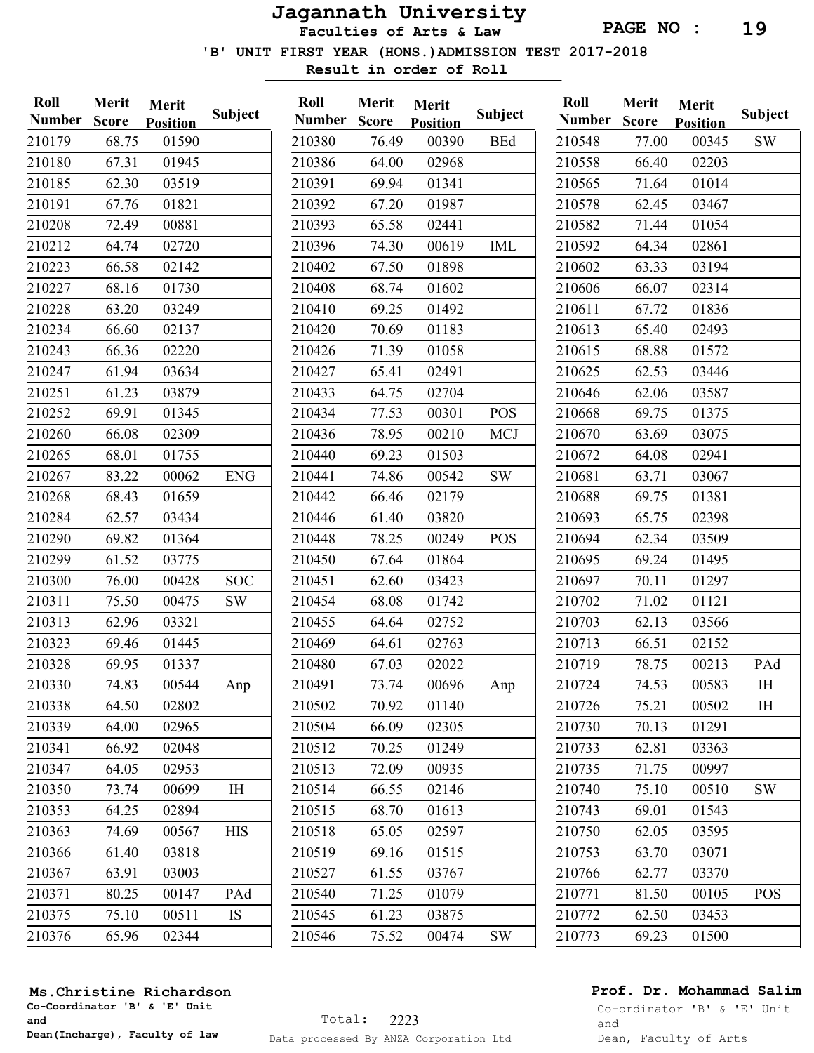# Jagannath University

**Faculties of Arts & Law**

**'B' UNIT FIRST YEAR (HONS.)ADMISSION TEST 2017-2018**

**Result in order of Roll**

| Roll Number | Merit Score | Merit Position | Subject |
|---|---|---|---|
| 210179 | 68.75 | 01590 | |
| 210180 | 67.31 | 01945 | |
| 210185 | 62.30 | 03519 | |
| 210191 | 67.76 | 01821 | |
| 210208 | 72.49 | 00881 | |
| 210212 | 64.74 | 02720 | |
| 210223 | 66.58 | 02142 | |
| 210227 | 68.16 | 01730 | |
| 210228 | 63.20 | 03249 | |
| 210234 | 66.60 | 02137 | |
| 210243 | 66.36 | 02220 | |
| 210247 | 61.94 | 03634 | |
| 210251 | 61.23 | 03879 | |
| 210252 | 69.91 | 01345 | |
| 210260 | 66.08 | 02309 | |
| 210265 | 68.01 | 01755 | |
| 210267 | 83.22 | 00062 | ENG |
| 210268 | 68.43 | 01659 | |
| 210284 | 62.57 | 03434 | |
| 210290 | 69.82 | 01364 | |
| 210299 | 61.52 | 03775 | |
| 210300 | 76.00 | 00428 | SOC |
| 210311 | 75.50 | 00475 | SW |
| 210313 | 62.96 | 03321 | |
| 210323 | 69.46 | 01445 | |
| 210328 | 69.95 | 01337 | |
| 210330 | 74.83 | 00544 | Anp |
| 210338 | 64.50 | 02802 | |
| 210339 | 64.00 | 02965 | |
| 210341 | 66.92 | 02048 | |
| 210347 | 64.05 | 02953 | |
| 210350 | 73.74 | 00699 | IH |
| 210353 | 64.25 | 02894 | |
| 210363 | 74.69 | 00567 | HIS |
| 210366 | 61.40 | 03818 | |
| 210367 | 63.91 | 03003 | |
| 210371 | 80.25 | 00147 | PAd |
| 210375 | 75.10 | 00511 | IS |
| 210376 | 65.96 | 02344 | |
| 210380 | 76.49 | 00390 | BEd |
| 210386 | 64.00 | 02968 | |
| 210391 | 69.94 | 01341 | |
| 210392 | 67.20 | 01987 | |
| 210393 | 65.58 | 02441 | |
| 210396 | 74.30 | 00619 | IML |
| 210402 | 67.50 | 01898 | |
| 210408 | 68.74 | 01602 | |
| 210410 | 69.25 | 01492 | |
| 210420 | 70.69 | 01183 | |
| 210426 | 71.39 | 01058 | |
| 210427 | 65.41 | 02491 | |
| 210433 | 64.75 | 02704 | |
| 210434 | 77.53 | 00301 | POS |
| 210436 | 78.95 | 00210 | MCJ |
| 210440 | 69.23 | 01503 | |
| 210441 | 74.86 | 00542 | SW |
| 210442 | 66.46 | 02179 | |
| 210446 | 61.40 | 03820 | |
| 210448 | 78.25 | 00249 | POS |
| 210450 | 67.64 | 01864 | |
| 210451 | 62.60 | 03423 | |
| 210454 | 68.08 | 01742 | |
| 210455 | 64.64 | 02752 | |
| 210469 | 64.61 | 02763 | |
| 210480 | 67.03 | 02022 | |
| 210491 | 73.74 | 00696 | Anp |
| 210502 | 70.92 | 01140 | |
| 210504 | 66.09 | 02305 | |
| 210512 | 70.25 | 01249 | |
| 210513 | 72.09 | 00935 | |
| 210514 | 66.55 | 02146 | |
| 210515 | 68.70 | 01613 | |
| 210518 | 65.05 | 02597 | |
| 210519 | 69.16 | 01515 | |
| 210527 | 61.55 | 03767 | |
| 210540 | 71.25 | 01079 | |
| 210545 | 61.23 | 03875 | |
| 210546 | 75.52 | 00474 | SW |
| 210548 | 77.00 | 00345 | SW |
| 210558 | 66.40 | 02203 | |
| 210565 | 71.64 | 01014 | |
| 210578 | 62.45 | 03467 | |
| 210582 | 71.44 | 01054 | |
| 210592 | 64.34 | 02861 | |
| 210602 | 63.33 | 03194 | |
| 210606 | 66.07 | 02314 | |
| 210611 | 67.72 | 01836 | |
| 210613 | 65.40 | 02493 | |
| 210615 | 68.88 | 01572 | |
| 210625 | 62.53 | 03446 | |
| 210646 | 62.06 | 03587 | |
| 210668 | 69.75 | 01375 | |
| 210670 | 63.69 | 03075 | |
| 210672 | 64.08 | 02941 | |
| 210681 | 63.71 | 03067 | |
| 210688 | 69.75 | 01381 | |
| 210693 | 65.75 | 02398 | |
| 210694 | 62.34 | 03509 | |
| 210695 | 69.24 | 01495 | |
| 210697 | 70.11 | 01297 | |
| 210702 | 71.02 | 01121 | |
| 210703 | 62.13 | 03566 | |
| 210713 | 66.51 | 02152 | |
| 210719 | 78.75 | 00213 | PAd |
| 210724 | 74.53 | 00583 | IH |
| 210726 | 75.21 | 00502 | IH |
| 210730 | 70.13 | 01291 | |
| 210733 | 62.81 | 03363 | |
| 210735 | 71.75 | 00997 | |
| 210740 | 75.10 | 00510 | SW |
| 210743 | 69.01 | 01543 | |
| 210750 | 62.05 | 03595 | |
| 210753 | 63.70 | 03071 | |
| 210766 | 62.77 | 03370 | |
| 210771 | 81.50 | 00105 | POS |
| 210772 | 62.50 | 03453 | |
| 210773 | 69.23 | 01500 | |

**Ms.Christine Richardson**
Co-Coordinator 'B' & 'E' Unit
and
Dean(Incharge), Faculty of law

Total: 2223

Data processed By ANZA Corporation Ltd

**Prof. Dr. Mohammad Salim**
Co-ordinator 'B' & 'E' Unit
and
Dean, Faculty of Arts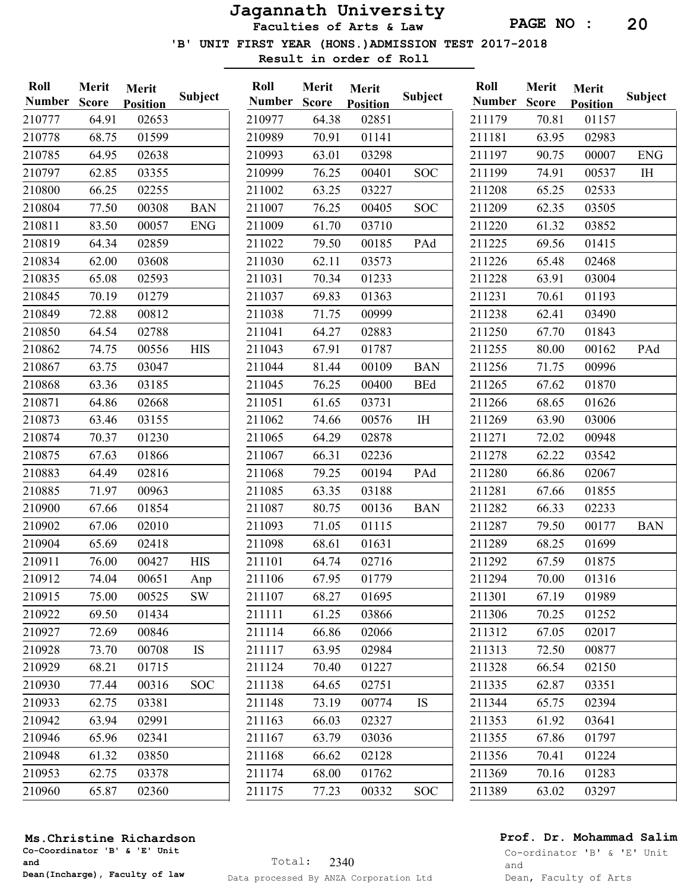# Jagannath University

**Faculties of Arts & Law**

**'B' UNIT FIRST YEAR (HONS.)ADMISSION TEST 2017-2018**

**Result in order of Roll**

| Roll Number | Merit Score | Merit Position | Subject |
|---|---|---|---|
| 210777 | 64.91 | 02653 | |
| 210778 | 68.75 | 01599 | |
| 210785 | 64.95 | 02638 | |
| 210797 | 62.85 | 03355 | |
| 210800 | 66.25 | 02255 | |
| 210804 | 77.50 | 00308 | BAN |
| 210811 | 83.50 | 00057 | ENG |
| 210819 | 64.34 | 02859 | |
| 210834 | 62.00 | 03608 | |
| 210835 | 65.08 | 02593 | |
| 210845 | 70.19 | 01279 | |
| 210849 | 72.88 | 00812 | |
| 210850 | 64.54 | 02788 | |
| 210862 | 74.75 | 00556 | HIS |
| 210867 | 63.75 | 03047 | |
| 210868 | 63.36 | 03185 | |
| 210871 | 64.86 | 02668 | |
| 210873 | 63.46 | 03155 | |
| 210874 | 70.37 | 01230 | |
| 210875 | 67.63 | 01866 | |
| 210883 | 64.49 | 02816 | |
| 210885 | 71.97 | 00963 | |
| 210900 | 67.66 | 01854 | |
| 210902 | 67.06 | 02010 | |
| 210904 | 65.69 | 02418 | |
| 210911 | 76.00 | 00427 | HIS |
| 210912 | 74.04 | 00651 | Anp |
| 210915 | 75.00 | 00525 | SW |
| 210922 | 69.50 | 01434 | |
| 210927 | 72.69 | 00846 | |
| 210928 | 73.70 | 00708 | IS |
| 210929 | 68.21 | 01715 | |
| 210930 | 77.44 | 00316 | SOC |
| 210933 | 62.75 | 03381 | |
| 210942 | 63.94 | 02991 | |
| 210946 | 65.96 | 02341 | |
| 210948 | 61.32 | 03850 | |
| 210953 | 62.75 | 03378 | |
| 210960 | 65.87 | 02360 | |
| 210977 | 64.38 | 02851 | |
| 210989 | 70.91 | 01141 | |
| 210993 | 63.01 | 03298 | |
| 210999 | 76.25 | 00401 | SOC |
| 211002 | 63.25 | 03227 | |
| 211007 | 76.25 | 00405 | SOC |
| 211009 | 61.70 | 03710 | |
| 211022 | 79.50 | 00185 | PAd |
| 211030 | 62.11 | 03573 | |
| 211031 | 70.34 | 01233 | |
| 211037 | 69.83 | 01363 | |
| 211038 | 71.75 | 00999 | |
| 211041 | 64.27 | 02883 | |
| 211043 | 67.91 | 01787 | |
| 211044 | 81.44 | 00109 | BAN |
| 211045 | 76.25 | 00400 | BEd |
| 211051 | 61.65 | 03731 | |
| 211062 | 74.66 | 00576 | IH |
| 211065 | 64.29 | 02878 | |
| 211067 | 66.31 | 02236 | |
| 211068 | 79.25 | 00194 | PAd |
| 211085 | 63.35 | 03188 | |
| 211087 | 80.75 | 00136 | BAN |
| 211093 | 71.05 | 01115 | |
| 211098 | 68.61 | 01631 | |
| 211101 | 64.74 | 02716 | |
| 211106 | 67.95 | 01779 | |
| 211107 | 68.27 | 01695 | |
| 211111 | 61.25 | 03866 | |
| 211114 | 66.86 | 02066 | |
| 211117 | 63.95 | 02984 | |
| 211124 | 70.40 | 01227 | |
| 211138 | 64.65 | 02751 | |
| 211148 | 73.19 | 00774 | IS |
| 211163 | 66.03 | 02327 | |
| 211167 | 63.79 | 03036 | |
| 211168 | 66.62 | 02128 | |
| 211174 | 68.00 | 01762 | |
| 211175 | 77.23 | 00332 | SOC |
| 211179 | 70.81 | 01157 | |
| 211181 | 63.95 | 02983 | |
| 211197 | 90.75 | 00007 | ENG |
| 211199 | 74.91 | 00537 | IH |
| 211208 | 65.25 | 02533 | |
| 211209 | 62.35 | 03505 | |
| 211220 | 61.32 | 03852 | |
| 211225 | 69.56 | 01415 | |
| 211226 | 65.48 | 02468 | |
| 211228 | 63.91 | 03004 | |
| 211231 | 70.61 | 01193 | |
| 211238 | 62.41 | 03490 | |
| 211250 | 67.70 | 01843 | |
| 211255 | 80.00 | 00162 | PAd |
| 211256 | 71.75 | 00996 | |
| 211265 | 67.62 | 01870 | |
| 211266 | 68.65 | 01626 | |
| 211269 | 63.90 | 03006 | |
| 211271 | 72.02 | 00948 | |
| 211278 | 62.22 | 03542 | |
| 211280 | 66.86 | 02067 | |
| 211281 | 67.66 | 01855 | |
| 211282 | 66.33 | 02233 | |
| 211287 | 79.50 | 00177 | BAN |
| 211289 | 68.25 | 01699 | |
| 211292 | 67.59 | 01875 | |
| 211294 | 70.00 | 01316 | |
| 211301 | 67.19 | 01989 | |
| 211306 | 70.25 | 01252 | |
| 211312 | 67.05 | 02017 | |
| 211313 | 72.50 | 00877 | |
| 211328 | 66.54 | 02150 | |
| 211335 | 62.87 | 03351 | |
| 211344 | 65.75 | 02394 | |
| 211353 | 61.92 | 03641 | |
| 211355 | 67.86 | 01797 | |
| 211356 | 70.41 | 01224 | |
| 211369 | 70.16 | 01283 | |
| 211389 | 63.02 | 03297 | |

Total: 2340

**Ms.Christine Richardson**
**Co-Coordinator 'B' & 'E' Unit and Dean(Incharge), Faculty of law**

Data processed By ANZA Corporation Ltd

**Prof. Dr. Mohammad Salim**
Co-ordinator 'B' & 'E' Unit and Dean, Faculty of Arts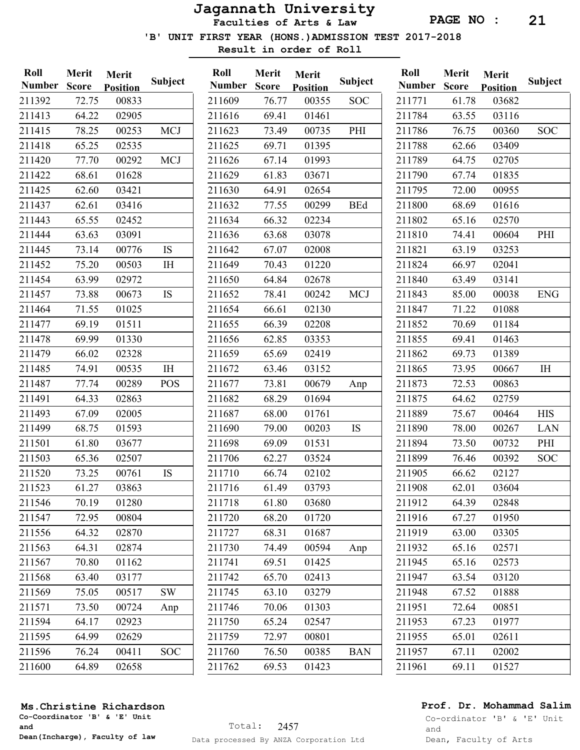# Jagannath University

## Faculties of Arts & Law

### 'B' UNIT FIRST YEAR (HONS.)ADMISSION TEST 2017-2018

**Result in order of Roll**

| Roll Number | Merit Score | Merit Position | Subject |
|---|---|---|---|
| 211392 | 72.75 | 00833 | |
| 211413 | 64.22 | 02905 | |
| 211415 | 78.25 | 00253 | MCJ |
| 211418 | 65.25 | 02535 | |
| 211420 | 77.70 | 00292 | MCJ |
| 211422 | 68.61 | 01628 | |
| 211425 | 62.60 | 03421 | |
| 211437 | 62.61 | 03416 | |
| 211443 | 65.55 | 02452 | |
| 211444 | 63.63 | 03091 | |
| 211445 | 73.14 | 00776 | IS |
| 211452 | 75.20 | 00503 | IH |
| 211454 | 63.99 | 02972 | |
| 211457 | 73.88 | 00673 | IS |
| 211464 | 71.55 | 01025 | |
| 211477 | 69.19 | 01511 | |
| 211478 | 69.99 | 01330 | |
| 211479 | 66.02 | 02328 | |
| 211485 | 74.91 | 00535 | IH |
| 211487 | 77.74 | 00289 | POS |
| 211491 | 64.33 | 02863 | |
| 211493 | 67.09 | 02005 | |
| 211499 | 68.75 | 01593 | |
| 211501 | 61.80 | 03677 | |
| 211503 | 65.36 | 02507 | |
| 211520 | 73.25 | 00761 | IS |
| 211523 | 61.27 | 03863 | |
| 211546 | 70.19 | 01280 | |
| 211547 | 72.95 | 00804 | |
| 211556 | 64.32 | 02870 | |
| 211563 | 64.31 | 02874 | |
| 211567 | 70.80 | 01162 | |
| 211568 | 63.40 | 03177 | |
| 211569 | 75.05 | 00517 | SW |
| 211571 | 73.50 | 00724 | Anp |
| 211594 | 64.17 | 02923 | |
| 211595 | 64.99 | 02629 | |
| 211596 | 76.24 | 00411 | SOC |
| 211600 | 64.89 | 02658 | |
| 211609 | 76.77 | 00355 | SOC |
| 211616 | 69.41 | 01461 | |
| 211623 | 73.49 | 00735 | PHI |
| 211625 | 69.71 | 01395 | |
| 211626 | 67.14 | 01993 | |
| 211629 | 61.83 | 03671 | |
| 211630 | 64.91 | 02654 | |
| 211632 | 77.55 | 00299 | BEd |
| 211634 | 66.32 | 02234 | |
| 211636 | 63.68 | 03078 | |
| 211642 | 67.07 | 02008 | |
| 211649 | 70.43 | 01220 | |
| 211650 | 64.84 | 02678 | |
| 211652 | 78.41 | 00242 | MCJ |
| 211654 | 66.61 | 02130 | |
| 211655 | 66.39 | 02208 | |
| 211656 | 62.85 | 03353 | |
| 211659 | 65.69 | 02419 | |
| 211672 | 63.46 | 03152 | |
| 211677 | 73.81 | 00679 | Anp |
| 211682 | 68.29 | 01694 | |
| 211687 | 68.00 | 01761 | |
| 211690 | 79.00 | 00203 | IS |
| 211698 | 69.09 | 01531 | |
| 211706 | 62.27 | 03524 | |
| 211710 | 66.74 | 02102 | |
| 211716 | 61.49 | 03793 | |
| 211718 | 61.80 | 03680 | |
| 211720 | 68.20 | 01720 | |
| 211727 | 68.31 | 01687 | |
| 211730 | 74.49 | 00594 | Anp |
| 211741 | 69.51 | 01425 | |
| 211742 | 65.70 | 02413 | |
| 211745 | 63.10 | 03279 | |
| 211746 | 70.06 | 01303 | |
| 211750 | 65.24 | 02547 | |
| 211759 | 72.97 | 00801 | |
| 211760 | 76.50 | 00385 | BAN |
| 211762 | 69.53 | 01423 | |
| 211771 | 61.78 | 03682 | |
| 211784 | 63.55 | 03116 | |
| 211786 | 76.75 | 00360 | SOC |
| 211788 | 62.66 | 03409 | |
| 211789 | 64.75 | 02705 | |
| 211790 | 67.74 | 01835 | |
| 211795 | 72.00 | 00955 | |
| 211800 | 68.69 | 01616 | |
| 211802 | 65.16 | 02570 | |
| 211810 | 74.41 | 00604 | PHI |
| 211821 | 63.19 | 03253 | |
| 211824 | 66.97 | 02041 | |
| 211840 | 63.49 | 03141 | |
| 211843 | 85.00 | 00038 | ENG |
| 211847 | 71.22 | 01088 | |
| 211852 | 70.69 | 01184 | |
| 211855 | 69.41 | 01463 | |
| 211862 | 69.73 | 01389 | |
| 211865 | 73.95 | 00667 | IH |
| 211873 | 72.53 | 00863 | |
| 211875 | 64.62 | 02759 | |
| 211889 | 75.67 | 00464 | HIS |
| 211890 | 78.00 | 00267 | LAN |
| 211894 | 73.50 | 00732 | PHI |
| 211899 | 76.46 | 00392 | SOC |
| 211905 | 66.62 | 02127 | |
| 211908 | 62.01 | 03604 | |
| 211912 | 64.39 | 02848 | |
| 211916 | 67.27 | 01950 | |
| 211919 | 63.00 | 03305 | |
| 211932 | 65.16 | 02571 | |
| 211945 | 65.16 | 02573 | |
| 211947 | 63.54 | 03120 | |
| 211948 | 67.52 | 01888 | |
| 211951 | 72.64 | 00851 | |
| 211953 | 67.23 | 01977 | |
| 211955 | 65.01 | 02611 | |
| 211957 | 67.11 | 02002 | |
| 211961 | 69.11 | 01527 | |

Total: 2457

**Ms.Christine Richardson**
Co-Coordinator 'B' & 'E' Unit
and
Dean(Incharge), Faculty of law

**Prof. Dr. Mohammad Salim**
Co-ordinator 'B' & 'E' Unit
and
Dean, Faculty of Arts

Data processed By ANZA Corporation Ltd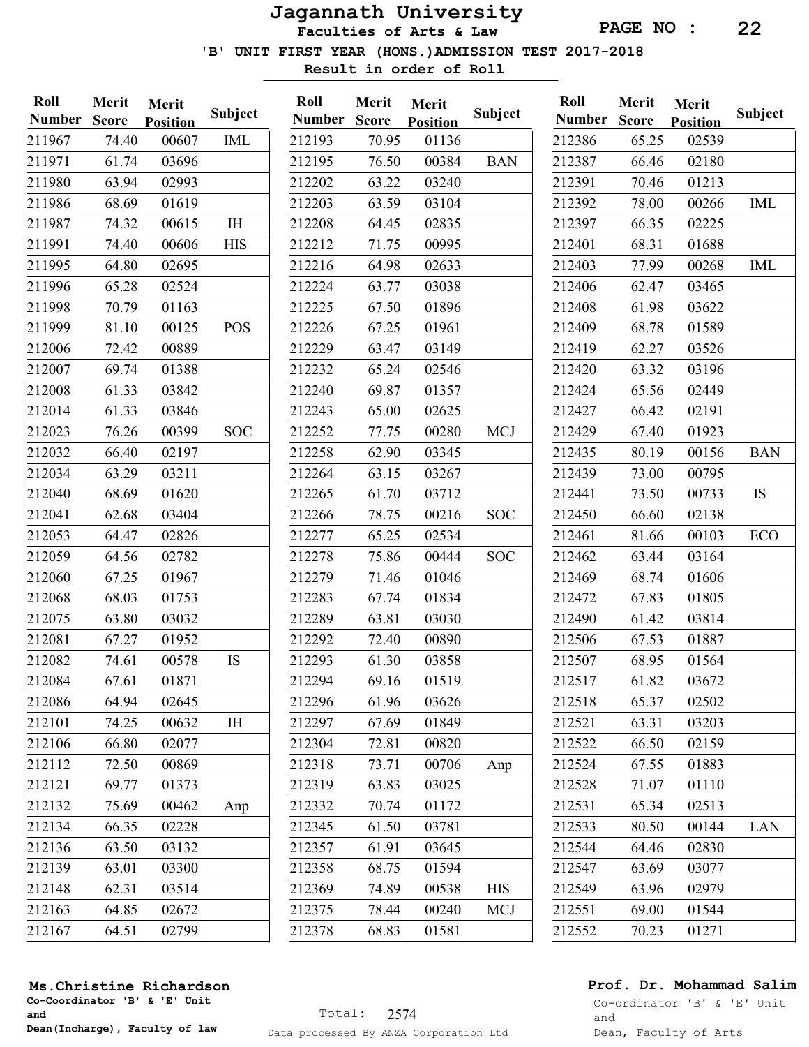# Jagannath University

## Faculties of Arts & Law

### 'B' UNIT FIRST YEAR (HONS.)ADMISSION TEST 2017-2018

### Result in order of Roll

| Roll Number | Merit Score | Merit Position | Subject |
|---|---|---|---|
| 211967 | 74.40 | 00607 | IML |
| 211971 | 61.74 | 03696 | |
| 211980 | 63.94 | 02993 | |
| 211986 | 68.69 | 01619 | |
| 211987 | 74.32 | 00615 | IH |
| 211991 | 74.40 | 00606 | HIS |
| 211995 | 64.80 | 02695 | |
| 211996 | 65.28 | 02524 | |
| 211998 | 70.79 | 01163 | |
| 211999 | 81.10 | 00125 | POS |
| 212006 | 72.42 | 00889 | |
| 212007 | 69.74 | 01388 | |
| 212008 | 61.33 | 03842 | |
| 212014 | 61.33 | 03846 | |
| 212023 | 76.26 | 00399 | SOC |
| 212032 | 66.40 | 02197 | |
| 212034 | 63.29 | 03211 | |
| 212040 | 68.69 | 01620 | |
| 212041 | 62.68 | 03404 | |
| 212053 | 64.47 | 02826 | |
| 212059 | 64.56 | 02782 | |
| 212060 | 67.25 | 01967 | |
| 212068 | 68.03 | 01753 | |
| 212075 | 63.80 | 03032 | |
| 212081 | 67.27 | 01952 | |
| 212082 | 74.61 | 00578 | IS |
| 212084 | 67.61 | 01871 | |
| 212086 | 64.94 | 02645 | |
| 212101 | 74.25 | 00632 | IH |
| 212106 | 66.80 | 02077 | |
| 212112 | 72.50 | 00869 | |
| 212121 | 69.77 | 01373 | |
| 212132 | 75.69 | 00462 | Anp |
| 212134 | 66.35 | 02228 | |
| 212136 | 63.50 | 03132 | |
| 212139 | 63.01 | 03300 | |
| 212148 | 62.31 | 03514 | |
| 212163 | 64.85 | 02672 | |
| 212167 | 64.51 | 02799 | |
| 212193 | 70.95 | 01136 | |
| 212195 | 76.50 | 00384 | BAN |
| 212202 | 63.22 | 03240 | |
| 212203 | 63.59 | 03104 | |
| 212208 | 64.45 | 02835 | |
| 212212 | 71.75 | 00995 | |
| 212216 | 64.98 | 02633 | |
| 212224 | 63.77 | 03038 | |
| 212225 | 67.50 | 01896 | |
| 212226 | 67.25 | 01961 | |
| 212229 | 63.47 | 03149 | |
| 212232 | 65.24 | 02546 | |
| 212240 | 69.87 | 01357 | |
| 212243 | 65.00 | 02625 | |
| 212252 | 77.75 | 00280 | MCJ |
| 212258 | 62.90 | 03345 | |
| 212264 | 63.15 | 03267 | |
| 212265 | 61.70 | 03712 | |
| 212266 | 78.75 | 00216 | SOC |
| 212277 | 65.25 | 02534 | |
| 212278 | 75.86 | 00444 | SOC |
| 212279 | 71.46 | 01046 | |
| 212283 | 67.74 | 01834 | |
| 212289 | 63.81 | 03030 | |
| 212292 | 72.40 | 00890 | |
| 212293 | 61.30 | 03858 | |
| 212294 | 69.16 | 01519 | |
| 212296 | 61.96 | 03626 | |
| 212297 | 67.69 | 01849 | |
| 212304 | 72.81 | 00820 | |
| 212318 | 73.71 | 00706 | Anp |
| 212319 | 63.83 | 03025 | |
| 212332 | 70.74 | 01172 | |
| 212345 | 61.50 | 03781 | |
| 212357 | 61.91 | 03645 | |
| 212358 | 68.75 | 01594 | |
| 212369 | 74.89 | 00538 | HIS |
| 212375 | 78.44 | 00240 | MCJ |
| 212378 | 68.83 | 01581 | |
| 212386 | 65.25 | 02539 | |
| 212387 | 66.46 | 02180 | |
| 212391 | 70.46 | 01213 | |
| 212392 | 78.00 | 00266 | IML |
| 212397 | 66.35 | 02225 | |
| 212401 | 68.31 | 01688 | |
| 212403 | 77.99 | 00268 | IML |
| 212406 | 62.47 | 03465 | |
| 212408 | 61.98 | 03622 | |
| 212409 | 68.78 | 01589 | |
| 212419 | 62.27 | 03526 | |
| 212420 | 63.32 | 03196 | |
| 212424 | 65.56 | 02449 | |
| 212427 | 66.42 | 02191 | |
| 212429 | 67.40 | 01923 | |
| 212435 | 80.19 | 00156 | BAN |
| 212439 | 73.00 | 00795 | |
| 212441 | 73.50 | 00733 | IS |
| 212450 | 66.60 | 02138 | |
| 212461 | 81.66 | 00103 | ECO |
| 212462 | 63.44 | 03164 | |
| 212469 | 68.74 | 01606 | |
| 212472 | 67.83 | 01805 | |
| 212490 | 61.42 | 03814 | |
| 212506 | 67.53 | 01887 | |
| 212507 | 68.95 | 01564 | |
| 212517 | 61.82 | 03672 | |
| 212518 | 65.37 | 02502 | |
| 212521 | 63.31 | 03203 | |
| 212522 | 66.50 | 02159 | |
| 212524 | 67.55 | 01883 | |
| 212528 | 71.07 | 01110 | |
| 212531 | 65.34 | 02513 | |
| 212533 | 80.50 | 00144 | LAN |
| 212544 | 64.46 | 02830 | |
| 212547 | 63.69 | 03077 | |
| 212549 | 63.96 | 02979 | |
| 212551 | 69.00 | 01544 | |
| 212552 | 70.23 | 01271 | |

Total: 2574

**Ms.Christine Richardson**
Co-Coordinator 'B' & 'E' Unit
and
Dean(Incharge), Faculty of law

**Prof. Dr. Mohammad Salim**
Co-ordinator 'B' & 'E' Unit
and
Dean, Faculty of Arts

Data processed By ANZA Corporation Ltd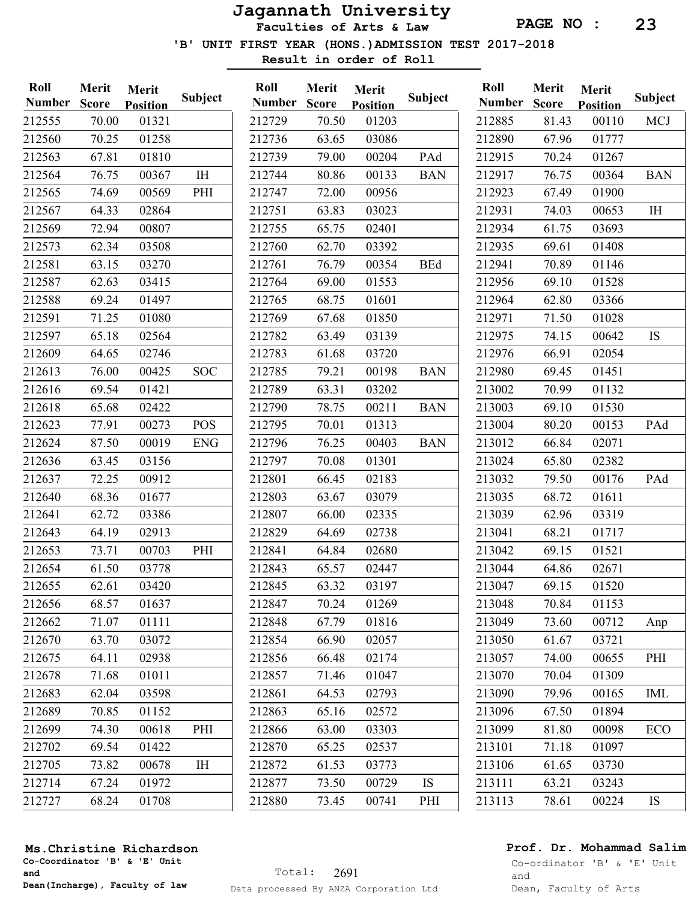# Jagannath University

## Faculties of Arts & Law

### 'B' UNIT FIRST YEAR (HONS.)ADMISSION TEST 2017-2018

**Result in order of Roll**

| Roll Number | Merit Score | Merit Position | Subject |
|---|---|---|---|
| 212555 | 70.00 | 01321 | |
| 212560 | 70.25 | 01258 | |
| 212563 | 67.81 | 01810 | |
| 212564 | 76.75 | 00367 | IH |
| 212565 | 74.69 | 00569 | PHI |
| 212567 | 64.33 | 02864 | |
| 212569 | 72.94 | 00807 | |
| 212573 | 62.34 | 03508 | |
| 212581 | 63.15 | 03270 | |
| 212587 | 62.63 | 03415 | |
| 212588 | 69.24 | 01497 | |
| 212591 | 71.25 | 01080 | |
| 212597 | 65.18 | 02564 | |
| 212609 | 64.65 | 02746 | |
| 212613 | 76.00 | 00425 | SOC |
| 212616 | 69.54 | 01421 | |
| 212618 | 65.68 | 02422 | |
| 212623 | 77.91 | 00273 | POS |
| 212624 | 87.50 | 00019 | ENG |
| 212636 | 63.45 | 03156 | |
| 212637 | 72.25 | 00912 | |
| 212640 | 68.36 | 01677 | |
| 212641 | 62.72 | 03386 | |
| 212643 | 64.19 | 02913 | |
| 212653 | 73.71 | 00703 | PHI |
| 212654 | 61.50 | 03778 | |
| 212655 | 62.61 | 03420 | |
| 212656 | 68.57 | 01637 | |
| 212662 | 71.07 | 01111 | |
| 212670 | 63.70 | 03072 | |
| 212675 | 64.11 | 02938 | |
| 212678 | 71.68 | 01011 | |
| 212683 | 62.04 | 03598 | |
| 212689 | 70.85 | 01152 | |
| 212699 | 74.30 | 00618 | PHI |
| 212702 | 69.54 | 01422 | |
| 212705 | 73.82 | 00678 | IH |
| 212714 | 67.24 | 01972 | |
| 212727 | 68.24 | 01708 | |
| 212729 | 70.50 | 01203 | |
| 212736 | 63.65 | 03086 | |
| 212739 | 79.00 | 00204 | PAd |
| 212744 | 80.86 | 00133 | BAN |
| 212747 | 72.00 | 00956 | |
| 212751 | 63.83 | 03023 | |
| 212755 | 65.75 | 02401 | |
| 212760 | 62.70 | 03392 | |
| 212761 | 76.79 | 00354 | BEd |
| 212764 | 69.00 | 01553 | |
| 212765 | 68.75 | 01601 | |
| 212769 | 67.68 | 01850 | |
| 212782 | 63.49 | 03139 | |
| 212783 | 61.68 | 03720 | |
| 212785 | 79.21 | 00198 | BAN |
| 212789 | 63.31 | 03202 | |
| 212790 | 78.75 | 00211 | BAN |
| 212795 | 70.01 | 01313 | |
| 212796 | 76.25 | 00403 | BAN |
| 212797 | 70.08 | 01301 | |
| 212801 | 66.45 | 02183 | |
| 212803 | 63.67 | 03079 | |
| 212807 | 66.00 | 02335 | |
| 212829 | 64.69 | 02738 | |
| 212841 | 64.84 | 02680 | |
| 212843 | 65.57 | 02447 | |
| 212845 | 63.32 | 03197 | |
| 212847 | 70.24 | 01269 | |
| 212848 | 67.79 | 01816 | |
| 212854 | 66.90 | 02057 | |
| 212856 | 66.48 | 02174 | |
| 212857 | 71.46 | 01047 | |
| 212861 | 64.53 | 02793 | |
| 212863 | 65.16 | 02572 | |
| 212866 | 63.00 | 03303 | |
| 212870 | 65.25 | 02537 | |
| 212872 | 61.53 | 03773 | |
| 212877 | 73.50 | 00729 | IS |
| 212880 | 73.45 | 00741 | PHI |
| 212885 | 81.43 | 00110 | MCJ |
| 212890 | 67.96 | 01777 | |
| 212915 | 70.24 | 01267 | |
| 212917 | 76.75 | 00364 | BAN |
| 212923 | 67.49 | 01900 | |
| 212931 | 74.03 | 00653 | IH |
| 212934 | 61.75 | 03693 | |
| 212935 | 69.61 | 01408 | |
| 212941 | 70.89 | 01146 | |
| 212956 | 69.10 | 01528 | |
| 212964 | 62.80 | 03366 | |
| 212971 | 71.50 | 01028 | |
| 212975 | 74.15 | 00642 | IS |
| 212976 | 66.91 | 02054 | |
| 212980 | 69.45 | 01451 | |
| 213002 | 70.99 | 01132 | |
| 213003 | 69.10 | 01530 | |
| 213004 | 80.20 | 00153 | PAd |
| 213012 | 66.84 | 02071 | |
| 213024 | 65.80 | 02382 | |
| 213032 | 79.50 | 00176 | PAd |
| 213035 | 68.72 | 01611 | |
| 213039 | 62.96 | 03319 | |
| 213041 | 68.21 | 01717 | |
| 213042 | 69.15 | 01521 | |
| 213044 | 64.86 | 02671 | |
| 213047 | 69.15 | 01520 | |
| 213048 | 70.84 | 01153 | |
| 213049 | 73.60 | 00712 | Anp |
| 213050 | 61.67 | 03721 | |
| 213057 | 74.00 | 00655 | PHI |
| 213070 | 70.04 | 01309 | |
| 213090 | 79.96 | 00165 | IML |
| 213096 | 67.50 | 01894 | |
| 213099 | 81.80 | 00098 | ECO |
| 213101 | 71.18 | 01097 | |
| 213106 | 61.65 | 03730 | |
| 213111 | 63.21 | 03243 | |
| 213113 | 78.61 | 00224 | IS |

Total: 2691

**Ms.Christine Richardson**
Co-Coordinator 'B' & 'E' Unit
and
Dean(Incharge), Faculty of law

Data processed By ANZA Corporation Ltd

**Prof. Dr. Mohammad Salim**
Co-ordinator 'B' & 'E' Unit
and
Dean, Faculty of Arts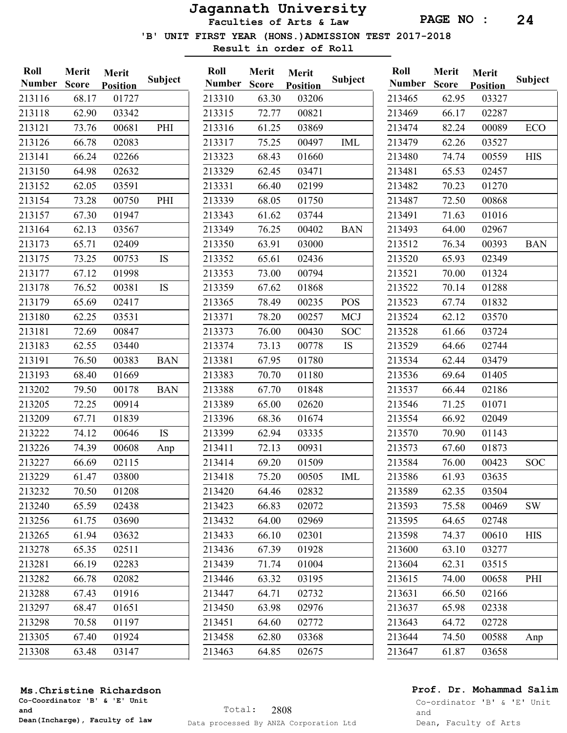# Jagannath University

## Faculties of Arts & Law

**PAGE NO : 24**

### 'B' UNIT FIRST YEAR (HONS.)ADMISSION TEST 2017-2018

**Result in order of Roll**

| Roll Number | Merit Score | Merit Position | Subject |
|---|---|---|---|
| 213116 | 68.17 | 01727 | |
| 213118 | 62.90 | 03342 | |
| 213121 | 73.76 | 00681 | PHI |
| 213126 | 66.78 | 02083 | |
| 213141 | 66.24 | 02266 | |
| 213150 | 64.98 | 02632 | |
| 213152 | 62.05 | 03591 | |
| 213154 | 73.28 | 00750 | PHI |
| 213157 | 67.30 | 01947 | |
| 213164 | 62.13 | 03567 | |
| 213173 | 65.71 | 02409 | |
| 213175 | 73.25 | 00753 | IS |
| 213177 | 67.12 | 01998 | |
| 213178 | 76.52 | 00381 | IS |
| 213179 | 65.69 | 02417 | |
| 213180 | 62.25 | 03531 | |
| 213181 | 72.69 | 00847 | |
| 213183 | 62.55 | 03440 | |
| 213191 | 76.50 | 00383 | BAN |
| 213193 | 68.40 | 01669 | |
| 213202 | 79.50 | 00178 | BAN |
| 213205 | 72.25 | 00914 | |
| 213209 | 67.71 | 01839 | |
| 213222 | 74.12 | 00646 | IS |
| 213226 | 74.39 | 00608 | Anp |
| 213227 | 66.69 | 02115 | |
| 213229 | 61.47 | 03800 | |
| 213232 | 70.50 | 01208 | |
| 213240 | 65.59 | 02438 | |
| 213256 | 61.75 | 03690 | |
| 213265 | 61.94 | 03632 | |
| 213278 | 65.35 | 02511 | |
| 213281 | 66.19 | 02283 | |
| 213282 | 66.78 | 02082 | |
| 213288 | 67.43 | 01916 | |
| 213297 | 68.47 | 01651 | |
| 213298 | 70.58 | 01197 | |
| 213305 | 67.40 | 01924 | |
| 213308 | 63.48 | 03147 | |
| 213310 | 63.30 | 03206 | |
| 213315 | 72.77 | 00821 | |
| 213316 | 61.25 | 03869 | |
| 213317 | 75.25 | 00497 | IML |
| 213323 | 68.43 | 01660 | |
| 213329 | 62.45 | 03471 | |
| 213331 | 66.40 | 02199 | |
| 213339 | 68.05 | 01750 | |
| 213343 | 61.62 | 03744 | |
| 213349 | 76.25 | 00402 | BAN |
| 213350 | 63.91 | 03000 | |
| 213352 | 65.61 | 02436 | |
| 213353 | 73.00 | 00794 | |
| 213359 | 67.62 | 01868 | |
| 213365 | 78.49 | 00235 | POS |
| 213371 | 78.20 | 00257 | MCJ |
| 213373 | 76.00 | 00430 | SOC |
| 213374 | 73.13 | 00778 | IS |
| 213381 | 67.95 | 01780 | |
| 213383 | 70.70 | 01180 | |
| 213388 | 67.70 | 01848 | |
| 213389 | 65.00 | 02620 | |
| 213396 | 68.36 | 01674 | |
| 213399 | 62.94 | 03335 | |
| 213411 | 72.13 | 00931 | |
| 213414 | 69.20 | 01509 | |
| 213418 | 75.20 | 00505 | IML |
| 213420 | 64.46 | 02832 | |
| 213423 | 66.83 | 02072 | |
| 213432 | 64.00 | 02969 | |
| 213433 | 66.10 | 02301 | |
| 213436 | 67.39 | 01928 | |
| 213439 | 71.74 | 01004 | |
| 213446 | 63.32 | 03195 | |
| 213447 | 64.71 | 02732 | |
| 213450 | 63.98 | 02976 | |
| 213451 | 64.60 | 02772 | |
| 213458 | 62.80 | 03368 | |
| 213463 | 64.85 | 02675 | |
| 213465 | 62.95 | 03327 | |
| 213469 | 66.17 | 02287 | |
| 213474 | 82.24 | 00089 | ECO |
| 213479 | 62.26 | 03527 | |
| 213480 | 74.74 | 00559 | HIS |
| 213481 | 65.53 | 02457 | |
| 213482 | 70.23 | 01270 | |
| 213487 | 72.50 | 00868 | |
| 213491 | 71.63 | 01016 | |
| 213493 | 64.00 | 02967 | |
| 213512 | 76.34 | 00393 | BAN |
| 213520 | 65.93 | 02349 | |
| 213521 | 70.00 | 01324 | |
| 213522 | 70.14 | 01288 | |
| 213523 | 67.74 | 01832 | |
| 213524 | 62.12 | 03570 | |
| 213528 | 61.66 | 03724 | |
| 213529 | 64.66 | 02744 | |
| 213534 | 62.44 | 03479 | |
| 213536 | 69.64 | 01405 | |
| 213537 | 66.44 | 02186 | |
| 213546 | 71.25 | 01071 | |
| 213554 | 66.92 | 02049 | |
| 213570 | 70.90 | 01143 | |
| 213573 | 67.60 | 01873 | |
| 213584 | 76.00 | 00423 | SOC |
| 213586 | 61.93 | 03635 | |
| 213589 | 62.35 | 03504 | |
| 213593 | 75.58 | 00469 | SW |
| 213595 | 64.65 | 02748 | |
| 213598 | 74.37 | 00610 | HIS |
| 213600 | 63.10 | 03277 | |
| 213604 | 62.31 | 03515 | |
| 213615 | 74.00 | 00658 | PHI |
| 213631 | 66.50 | 02166 | |
| 213637 | 65.98 | 02338 | |
| 213643 | 64.72 | 02728 | |
| 213644 | 74.50 | 00588 | Anp |
| 213647 | 61.87 | 03658 | |

**Ms.Christine Richardson**
**Co-Coordinator 'B' & 'E' Unit and Dean(Incharge), Faculty of law**

Total: 2808

Data processed By ANZA Corporation Ltd

**Prof. Dr. Mohammad Salim**
Co-ordinator 'B' & 'E' Unit and Dean, Faculty of Arts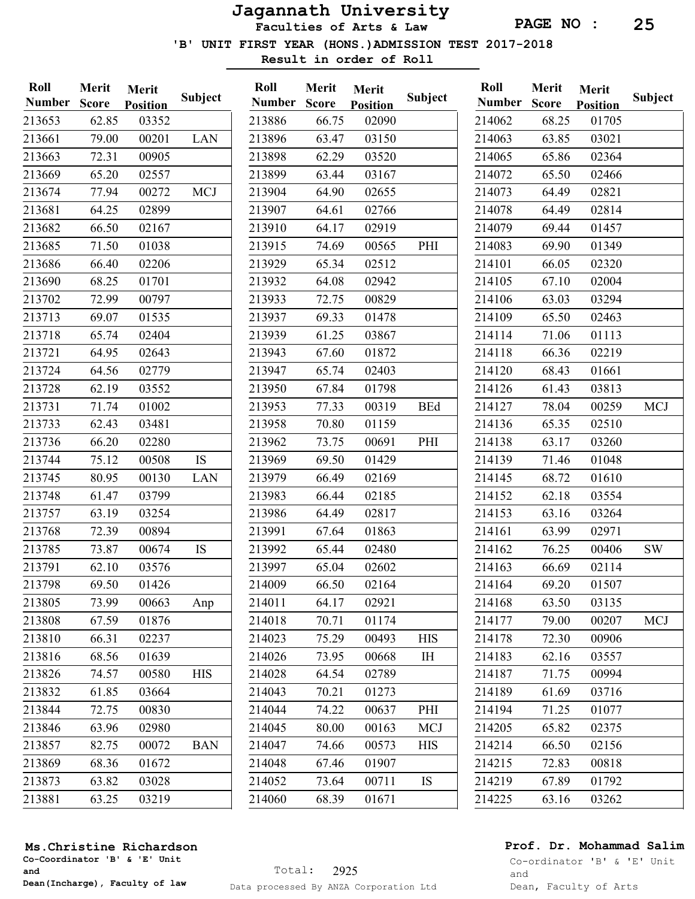# Jagannath University

## Faculties of Arts & Law

### 'B' UNIT FIRST YEAR (HONS.)ADMISSION TEST 2017-2018

**Result in order of Roll**

| Roll Number | Merit Score | Merit Position | Subject |
|---|---|---|---|
| 213653 | 62.85 | 03352 | |
| 213661 | 79.00 | 00201 | LAN |
| 213663 | 72.31 | 00905 | |
| 213669 | 65.20 | 02557 | |
| 213674 | 77.94 | 00272 | MCJ |
| 213681 | 64.25 | 02899 | |
| 213682 | 66.50 | 02167 | |
| 213685 | 71.50 | 01038 | |
| 213686 | 66.40 | 02206 | |
| 213690 | 68.25 | 01701 | |
| 213702 | 72.99 | 00797 | |
| 213713 | 69.07 | 01535 | |
| 213718 | 65.74 | 02404 | |
| 213721 | 64.95 | 02643 | |
| 213724 | 64.56 | 02779 | |
| 213728 | 62.19 | 03552 | |
| 213731 | 71.74 | 01002 | |
| 213733 | 62.43 | 03481 | |
| 213736 | 66.20 | 02280 | |
| 213744 | 75.12 | 00508 | IS |
| 213745 | 80.95 | 00130 | LAN |
| 213748 | 61.47 | 03799 | |
| 213757 | 63.19 | 03254 | |
| 213768 | 72.39 | 00894 | |
| 213785 | 73.87 | 00674 | IS |
| 213791 | 62.10 | 03576 | |
| 213798 | 69.50 | 01426 | |
| 213805 | 73.99 | 00663 | Anp |
| 213808 | 67.59 | 01876 | |
| 213810 | 66.31 | 02237 | |
| 213816 | 68.56 | 01639 | |
| 213826 | 74.57 | 00580 | HIS |
| 213832 | 61.85 | 03664 | |
| 213844 | 72.75 | 00830 | |
| 213846 | 63.96 | 02980 | |
| 213857 | 82.75 | 00072 | BAN |
| 213869 | 68.36 | 01672 | |
| 213873 | 63.82 | 03028 | |
| 213881 | 63.25 | 03219 | |
| 213886 | 66.75 | 02090 | |
| 213896 | 63.47 | 03150 | |
| 213898 | 62.29 | 03520 | |
| 213899 | 63.44 | 03167 | |
| 213904 | 64.90 | 02655 | |
| 213907 | 64.61 | 02766 | |
| 213910 | 64.17 | 02919 | |
| 213915 | 74.69 | 00565 | PHI |
| 213929 | 65.34 | 02512 | |
| 213932 | 64.08 | 02942 | |
| 213933 | 72.75 | 00829 | |
| 213937 | 69.33 | 01478 | |
| 213939 | 61.25 | 03867 | |
| 213943 | 67.60 | 01872 | |
| 213947 | 65.74 | 02403 | |
| 213950 | 67.84 | 01798 | |
| 213953 | 77.33 | 00319 | BEd |
| 213958 | 70.80 | 01159 | |
| 213962 | 73.75 | 00691 | PHI |
| 213969 | 69.50 | 01429 | |
| 213979 | 66.49 | 02169 | |
| 213983 | 66.44 | 02185 | |
| 213986 | 64.49 | 02817 | |
| 213991 | 67.64 | 01863 | |
| 213992 | 65.44 | 02480 | |
| 213997 | 65.04 | 02602 | |
| 214009 | 66.50 | 02164 | |
| 214011 | 64.17 | 02921 | |
| 214018 | 70.71 | 01174 | |
| 214023 | 75.29 | 00493 | HIS |
| 214026 | 73.95 | 00668 | IH |
| 214028 | 64.54 | 02789 | |
| 214043 | 70.21 | 01273 | |
| 214044 | 74.22 | 00637 | PHI |
| 214045 | 80.00 | 00163 | MCJ |
| 214047 | 74.66 | 00573 | HIS |
| 214048 | 67.46 | 01907 | |
| 214052 | 73.64 | 00711 | IS |
| 214060 | 68.39 | 01671 | |
| 214062 | 68.25 | 01705 | |
| 214063 | 63.85 | 03021 | |
| 214065 | 65.86 | 02364 | |
| 214072 | 65.50 | 02466 | |
| 214073 | 64.49 | 02821 | |
| 214078 | 64.49 | 02814 | |
| 214079 | 69.44 | 01457 | |
| 214083 | 69.90 | 01349 | |
| 214101 | 66.05 | 02320 | |
| 214105 | 67.10 | 02004 | |
| 214106 | 63.03 | 03294 | |
| 214109 | 65.50 | 02463 | |
| 214114 | 71.06 | 01113 | |
| 214118 | 66.36 | 02219 | |
| 214120 | 68.43 | 01661 | |
| 214126 | 61.43 | 03813 | |
| 214127 | 78.04 | 00259 | MCJ |
| 214136 | 65.35 | 02510 | |
| 214138 | 63.17 | 03260 | |
| 214139 | 71.46 | 01048 | |
| 214145 | 68.72 | 01610 | |
| 214152 | 62.18 | 03554 | |
| 214153 | 63.16 | 03264 | |
| 214161 | 63.99 | 02971 | |
| 214162 | 76.25 | 00406 | SW |
| 214163 | 66.69 | 02114 | |
| 214164 | 69.20 | 01507 | |
| 214168 | 63.50 | 03135 | |
| 214177 | 79.00 | 00207 | MCJ |
| 214178 | 72.30 | 00906 | |
| 214183 | 62.16 | 03557 | |
| 214187 | 71.75 | 00994 | |
| 214189 | 61.69 | 03716 | |
| 214194 | 71.25 | 01077 | |
| 214205 | 65.82 | 02375 | |
| 214214 | 66.50 | 02156 | |
| 214215 | 72.83 | 00818 | |
| 214219 | 67.89 | 01792 | |
| 214225 | 63.16 | 03262 | |

Total: 2925

**Ms.Christine Richardson**
Co-Coordinator 'B' & 'E' Unit
and
Dean(Incharge), Faculty of law

Data processed By ANZA Corporation Ltd

**Prof. Dr. Mohammad Salim**
Co-ordinator 'B' & 'E' Unit
and
Dean, Faculty of Arts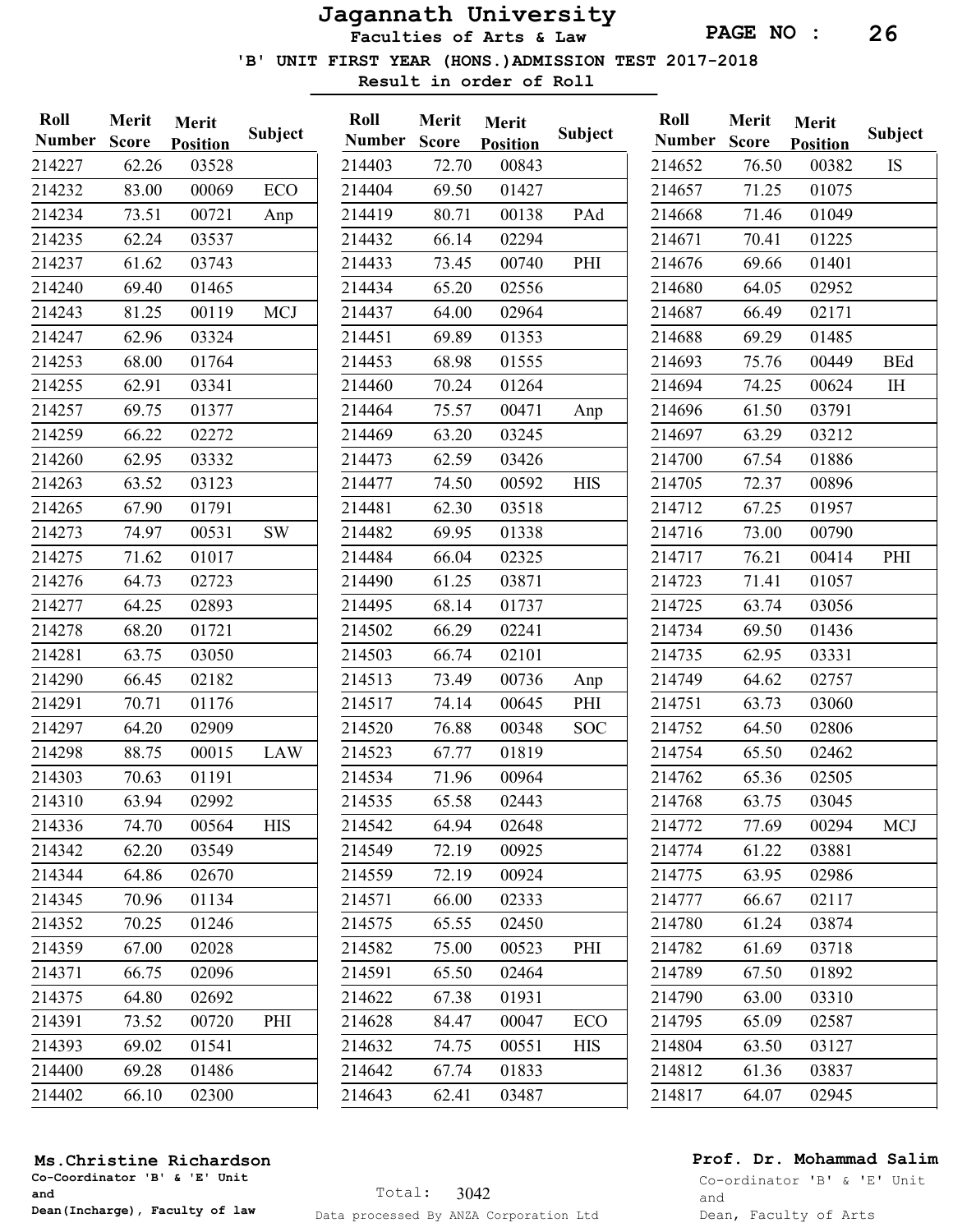# Jagannath University

**Faculties of Arts & Law**

**'B' UNIT FIRST YEAR (HONS.)ADMISSION TEST 2017-2018**

**Result in order of Roll**

| Roll Number | Merit Score | Merit Position | Subject |
|---|---|---|---|
| 214227 | 62.26 | 03528 | |
| 214232 | 83.00 | 00069 | ECO |
| 214234 | 73.51 | 00721 | Anp |
| 214235 | 62.24 | 03537 | |
| 214237 | 61.62 | 03743 | |
| 214240 | 69.40 | 01465 | |
| 214243 | 81.25 | 00119 | MCJ |
| 214247 | 62.96 | 03324 | |
| 214253 | 68.00 | 01764 | |
| 214255 | 62.91 | 03341 | |
| 214257 | 69.75 | 01377 | |
| 214259 | 66.22 | 02272 | |
| 214260 | 62.95 | 03332 | |
| 214263 | 63.52 | 03123 | |
| 214265 | 67.90 | 01791 | |
| 214273 | 74.97 | 00531 | SW |
| 214275 | 71.62 | 01017 | |
| 214276 | 64.73 | 02723 | |
| 214277 | 64.25 | 02893 | |
| 214278 | 68.20 | 01721 | |
| 214281 | 63.75 | 03050 | |
| 214290 | 66.45 | 02182 | |
| 214291 | 70.71 | 01176 | |
| 214297 | 64.20 | 02909 | |
| 214298 | 88.75 | 00015 | LAW |
| 214303 | 70.63 | 01191 | |
| 214310 | 63.94 | 02992 | |
| 214336 | 74.70 | 00564 | HIS |
| 214342 | 62.20 | 03549 | |
| 214344 | 64.86 | 02670 | |
| 214345 | 70.96 | 01134 | |
| 214352 | 70.25 | 01246 | |
| 214359 | 67.00 | 02028 | |
| 214371 | 66.75 | 02096 | |
| 214375 | 64.80 | 02692 | |
| 214391 | 73.52 | 00720 | PHI |
| 214393 | 69.02 | 01541 | |
| 214400 | 69.28 | 01486 | |
| 214402 | 66.10 | 02300 | |
| 214403 | 72.70 | 00843 | |
| 214404 | 69.50 | 01427 | |
| 214419 | 80.71 | 00138 | PAd |
| 214432 | 66.14 | 02294 | |
| 214433 | 73.45 | 00740 | PHI |
| 214434 | 65.20 | 02556 | |
| 214437 | 64.00 | 02964 | |
| 214451 | 69.89 | 01353 | |
| 214453 | 68.98 | 01555 | |
| 214460 | 70.24 | 01264 | |
| 214464 | 75.57 | 00471 | Anp |
| 214469 | 63.20 | 03245 | |
| 214473 | 62.59 | 03426 | |
| 214477 | 74.50 | 00592 | HIS |
| 214481 | 62.30 | 03518 | |
| 214482 | 69.95 | 01338 | |
| 214484 | 66.04 | 02325 | |
| 214490 | 61.25 | 03871 | |
| 214495 | 68.14 | 01737 | |
| 214502 | 66.29 | 02241 | |
| 214503 | 66.74 | 02101 | |
| 214513 | 73.49 | 00736 | Anp |
| 214517 | 74.14 | 00645 | PHI |
| 214520 | 76.88 | 00348 | SOC |
| 214523 | 67.77 | 01819 | |
| 214534 | 71.96 | 00964 | |
| 214535 | 65.58 | 02443 | |
| 214542 | 64.94 | 02648 | |
| 214549 | 72.19 | 00925 | |
| 214559 | 72.19 | 00924 | |
| 214571 | 66.00 | 02333 | |
| 214575 | 65.55 | 02450 | |
| 214582 | 75.00 | 00523 | PHI |
| 214591 | 65.50 | 02464 | |
| 214622 | 67.38 | 01931 | |
| 214628 | 84.47 | 00047 | ECO |
| 214632 | 74.75 | 00551 | HIS |
| 214642 | 67.74 | 01833 | |
| 214643 | 62.41 | 03487 | |
| 214652 | 76.50 | 00382 | IS |
| 214657 | 71.25 | 01075 | |
| 214668 | 71.46 | 01049 | |
| 214671 | 70.41 | 01225 | |
| 214676 | 69.66 | 01401 | |
| 214680 | 64.05 | 02952 | |
| 214687 | 66.49 | 02171 | |
| 214688 | 69.29 | 01485 | |
| 214693 | 75.76 | 00449 | BEd |
| 214694 | 74.25 | 00624 | IH |
| 214696 | 61.50 | 03791 | |
| 214697 | 63.29 | 03212 | |
| 214700 | 67.54 | 01886 | |
| 214705 | 72.37 | 00896 | |
| 214712 | 67.25 | 01957 | |
| 214716 | 73.00 | 00790 | |
| 214717 | 76.21 | 00414 | PHI |
| 214723 | 71.41 | 01057 | |
| 214725 | 63.74 | 03056 | |
| 214734 | 69.50 | 01436 | |
| 214735 | 62.95 | 03331 | |
| 214749 | 64.62 | 02757 | |
| 214751 | 63.73 | 03060 | |
| 214752 | 64.50 | 02806 | |
| 214754 | 65.50 | 02462 | |
| 214762 | 65.36 | 02505 | |
| 214768 | 63.75 | 03045 | |
| 214772 | 77.69 | 00294 | MCJ |
| 214774 | 61.22 | 03881 | |
| 214775 | 63.95 | 02986 | |
| 214777 | 66.67 | 02117 | |
| 214780 | 61.24 | 03874 | |
| 214782 | 61.69 | 03718 | |
| 214789 | 67.50 | 01892 | |
| 214790 | 63.00 | 03310 | |
| 214795 | 65.09 | 02587 | |
| 214804 | 63.50 | 03127 | |
| 214812 | 61.36 | 03837 | |
| 214817 | 64.07 | 02945 | |

Total: 3042

**Ms.Christine Richardson**
Co-Coordinator 'B' & 'E' Unit
and
Dean(Incharge), Faculty of law

**Prof. Dr. Mohammad Salim**
Co-ordinator 'B' & 'E' Unit
and
Dean, Faculty of Arts

Data processed By ANZA Corporation Ltd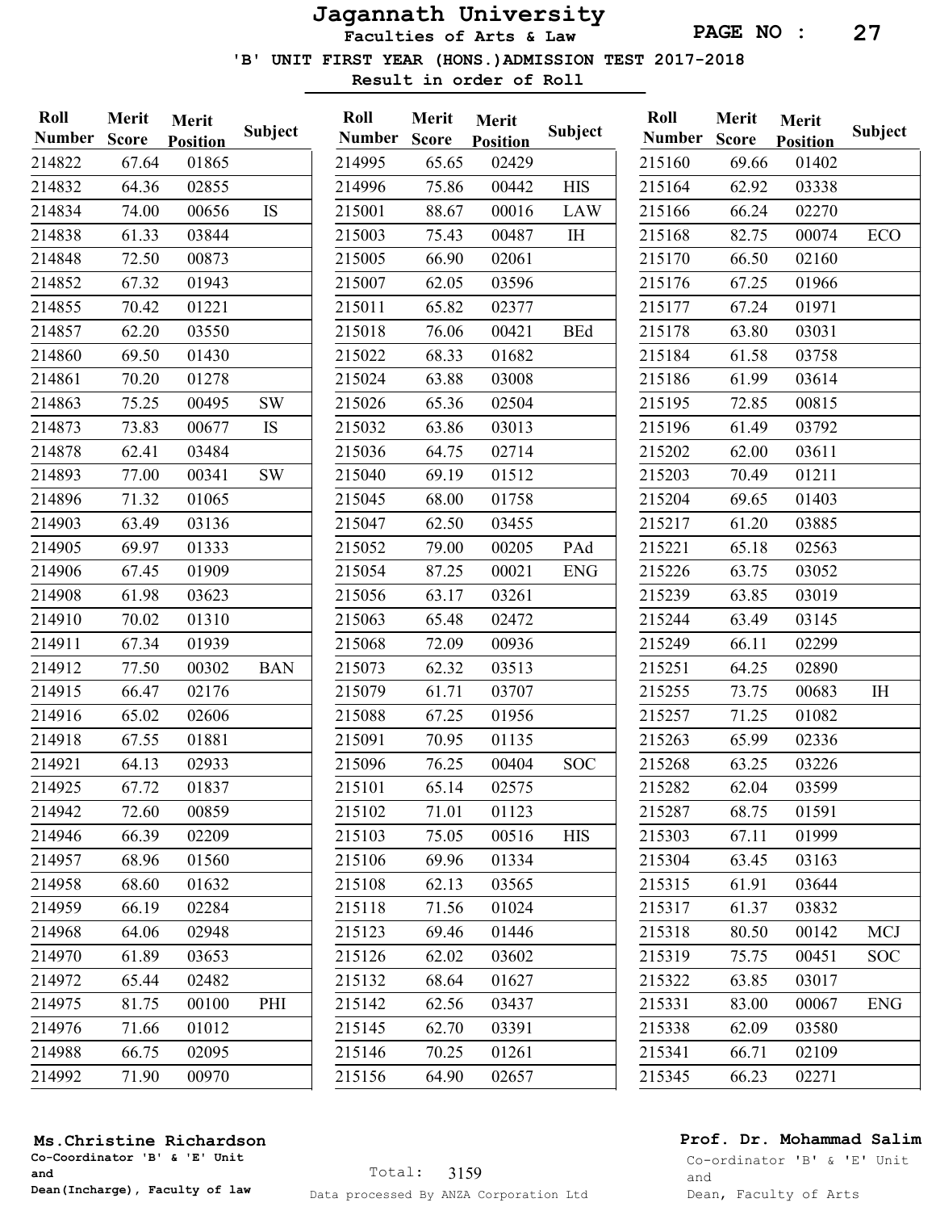# Jagannath University

**Faculties of Arts & Law**

**'B' UNIT FIRST YEAR (HONS.) ADMISSION TEST 2017-2018**

**Result in order of Roll**

| Roll Number | Merit Score | Merit Position | Subject |
|---|---|---|---|
| 214822 | 67.64 | 01865 | |
| 214832 | 64.36 | 02855 | |
| 214834 | 74.00 | 00656 | IS |
| 214838 | 61.33 | 03844 | |
| 214848 | 72.50 | 00873 | |
| 214852 | 67.32 | 01943 | |
| 214855 | 70.42 | 01221 | |
| 214857 | 62.20 | 03550 | |
| 214860 | 69.50 | 01430 | |
| 214861 | 70.20 | 01278 | |
| 214863 | 75.25 | 00495 | SW |
| 214873 | 73.83 | 00677 | IS |
| 214878 | 62.41 | 03484 | |
| 214893 | 77.00 | 00341 | SW |
| 214896 | 71.32 | 01065 | |
| 214903 | 63.49 | 03136 | |
| 214905 | 69.97 | 01333 | |
| 214906 | 67.45 | 01909 | |
| 214908 | 61.98 | 03623 | |
| 214910 | 70.02 | 01310 | |
| 214911 | 67.34 | 01939 | |
| 214912 | 77.50 | 00302 | BAN |
| 214915 | 66.47 | 02176 | |
| 214916 | 65.02 | 02606 | |
| 214918 | 67.55 | 01881 | |
| 214921 | 64.13 | 02933 | |
| 214925 | 67.72 | 01837 | |
| 214942 | 72.60 | 00859 | |
| 214946 | 66.39 | 02209 | |
| 214957 | 68.96 | 01560 | |
| 214958 | 68.60 | 01632 | |
| 214959 | 66.19 | 02284 | |
| 214968 | 64.06 | 02948 | |
| 214970 | 61.89 | 03653 | |
| 214972 | 65.44 | 02482 | |
| 214975 | 81.75 | 00100 | PHI |
| 214976 | 71.66 | 01012 | |
| 214988 | 66.75 | 02095 | |
| 214992 | 71.90 | 00970 | |
| 214995 | 65.65 | 02429 | |
| 214996 | 75.86 | 00442 | HIS |
| 215001 | 88.67 | 00016 | LAW |
| 215003 | 75.43 | 00487 | IH |
| 215005 | 66.90 | 02061 | |
| 215007 | 62.05 | 03596 | |
| 215011 | 65.82 | 02377 | |
| 215018 | 76.06 | 00421 | BEd |
| 215022 | 68.33 | 01682 | |
| 215024 | 63.88 | 03008 | |
| 215026 | 65.36 | 02504 | |
| 215032 | 63.86 | 03013 | |
| 215036 | 64.75 | 02714 | |
| 215040 | 69.19 | 01512 | |
| 215045 | 68.00 | 01758 | |
| 215047 | 62.50 | 03455 | |
| 215052 | 79.00 | 00205 | PAd |
| 215054 | 87.25 | 00021 | ENG |
| 215056 | 63.17 | 03261 | |
| 215063 | 65.48 | 02472 | |
| 215068 | 72.09 | 00936 | |
| 215073 | 62.32 | 03513 | |
| 215079 | 61.71 | 03707 | |
| 215088 | 67.25 | 01956 | |
| 215091 | 70.95 | 01135 | |
| 215096 | 76.25 | 00404 | SOC |
| 215101 | 65.14 | 02575 | |
| 215102 | 71.01 | 01123 | |
| 215103 | 75.05 | 00516 | HIS |
| 215106 | 69.96 | 01334 | |
| 215108 | 62.13 | 03565 | |
| 215118 | 71.56 | 01024 | |
| 215123 | 69.46 | 01446 | |
| 215126 | 62.02 | 03602 | |
| 215132 | 68.64 | 01627 | |
| 215142 | 62.56 | 03437 | |
| 215145 | 62.70 | 03391 | |
| 215146 | 70.25 | 01261 | |
| 215156 | 64.90 | 02657 | |
| 215160 | 69.66 | 01402 | |
| 215164 | 62.92 | 03338 | |
| 215166 | 66.24 | 02270 | |
| 215168 | 82.75 | 00074 | ECO |
| 215170 | 66.50 | 02160 | |
| 215176 | 67.25 | 01966 | |
| 215177 | 67.24 | 01971 | |
| 215178 | 63.80 | 03031 | |
| 215184 | 61.58 | 03758 | |
| 215186 | 61.99 | 03614 | |
| 215195 | 72.85 | 00815 | |
| 215196 | 61.49 | 03792 | |
| 215202 | 62.00 | 03611 | |
| 215203 | 70.49 | 01211 | |
| 215204 | 69.65 | 01403 | |
| 215217 | 61.20 | 03885 | |
| 215221 | 65.18 | 02563 | |
| 215226 | 63.75 | 03052 | |
| 215239 | 63.85 | 03019 | |
| 215244 | 63.49 | 03145 | |
| 215249 | 66.11 | 02299 | |
| 215251 | 64.25 | 02890 | |
| 215255 | 73.75 | 00683 | IH |
| 215257 | 71.25 | 01082 | |
| 215263 | 65.99 | 02336 | |
| 215268 | 63.25 | 03226 | |
| 215282 | 62.04 | 03599 | |
| 215287 | 68.75 | 01591 | |
| 215303 | 67.11 | 01999 | |
| 215304 | 63.45 | 03163 | |
| 215315 | 61.91 | 03644 | |
| 215317 | 61.37 | 03832 | |
| 215318 | 80.50 | 00142 | MCJ |
| 215319 | 75.75 | 00451 | SOC |
| 215322 | 63.85 | 03017 | |
| 215331 | 83.00 | 00067 | ENG |
| 215338 | 62.09 | 03580 | |
| 215341 | 66.71 | 02109 | |
| 215345 | 66.23 | 02271 | |

**Ms.Christine Richardson**
**Co-Coordinator 'B' & 'E' Unit and Dean(Incharge), Faculty of law**

Total: 3159

Data processed By ANZA Corporation Ltd

**Prof. Dr. Mohammad Salim**
Co-ordinator 'B' & 'E' Unit and Dean, Faculty of Arts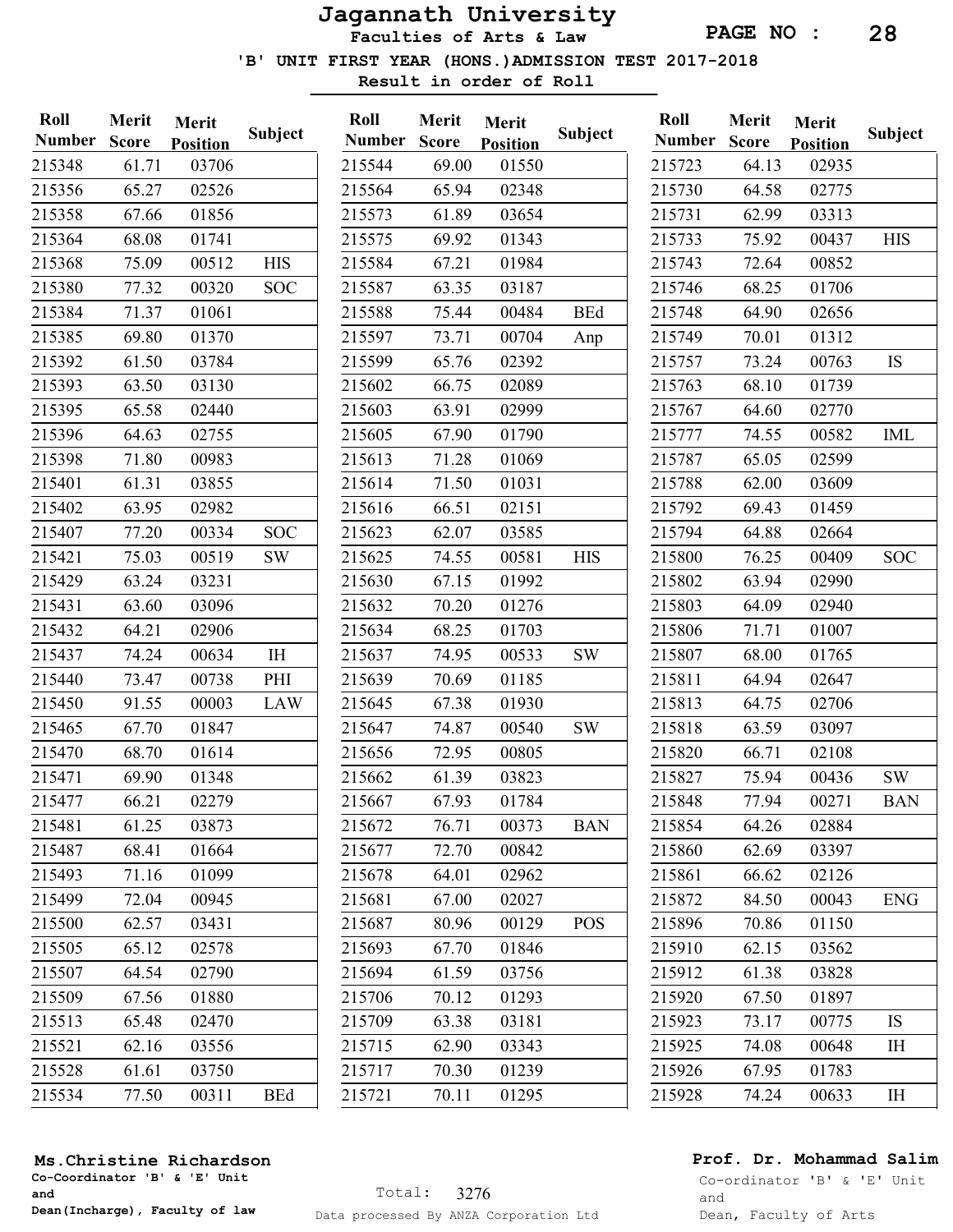# Jagannath University

**Faculties of Arts & Law**

**'B' UNIT FIRST YEAR (HONS.)ADMISSION TEST 2017-2018**

**Result in order of Roll**

| Roll Number | Merit Score | Merit Position | Subject |
|---|---|---|---|
| 215348 | 61.71 | 03706 | |
| 215356 | 65.27 | 02526 | |
| 215358 | 67.66 | 01856 | |
| 215364 | 68.08 | 01741 | |
| 215368 | 75.09 | 00512 | HIS |
| 215380 | 77.32 | 00320 | SOC |
| 215384 | 71.37 | 01061 | |
| 215385 | 69.80 | 01370 | |
| 215392 | 61.50 | 03784 | |
| 215393 | 63.50 | 03130 | |
| 215395 | 65.58 | 02440 | |
| 215396 | 64.63 | 02755 | |
| 215398 | 71.80 | 00983 | |
| 215401 | 61.31 | 03855 | |
| 215402 | 63.95 | 02982 | |
| 215407 | 77.20 | 00334 | SOC |
| 215421 | 75.03 | 00519 | SW |
| 215429 | 63.24 | 03231 | |
| 215431 | 63.60 | 03096 | |
| 215432 | 64.21 | 02906 | |
| 215437 | 74.24 | 00634 | IH |
| 215440 | 73.47 | 00738 | PHI |
| 215450 | 91.55 | 00003 | LAW |
| 215465 | 67.70 | 01847 | |
| 215470 | 68.70 | 01614 | |
| 215471 | 69.90 | 01348 | |
| 215477 | 66.21 | 02279 | |
| 215481 | 61.25 | 03873 | |
| 215487 | 68.41 | 01664 | |
| 215493 | 71.16 | 01099 | |
| 215499 | 72.04 | 00945 | |
| 215500 | 62.57 | 03431 | |
| 215505 | 65.12 | 02578 | |
| 215507 | 64.54 | 02790 | |
| 215509 | 67.56 | 01880 | |
| 215513 | 65.48 | 02470 | |
| 215521 | 62.16 | 03556 | |
| 215528 | 61.61 | 03750 | |
| 215534 | 77.50 | 00311 | BEd |
| 215544 | 69.00 | 01550 | |
| 215564 | 65.94 | 02348 | |
| 215573 | 61.89 | 03654 | |
| 215575 | 69.92 | 01343 | |
| 215584 | 67.21 | 01984 | |
| 215587 | 63.35 | 03187 | |
| 215588 | 75.44 | 00484 | BEd |
| 215597 | 73.71 | 00704 | Anp |
| 215599 | 65.76 | 02392 | |
| 215602 | 66.75 | 02089 | |
| 215603 | 63.91 | 02999 | |
| 215605 | 67.90 | 01790 | |
| 215613 | 71.28 | 01069 | |
| 215614 | 71.50 | 01031 | |
| 215616 | 66.51 | 02151 | |
| 215623 | 62.07 | 03585 | |
| 215625 | 74.55 | 00581 | HIS |
| 215630 | 67.15 | 01992 | |
| 215632 | 70.20 | 01276 | |
| 215634 | 68.25 | 01703 | |
| 215637 | 74.95 | 00533 | SW |
| 215639 | 70.69 | 01185 | |
| 215645 | 67.38 | 01930 | |
| 215647 | 74.87 | 00540 | SW |
| 215656 | 72.95 | 00805 | |
| 215662 | 61.39 | 03823 | |
| 215667 | 67.93 | 01784 | |
| 215672 | 76.71 | 00373 | BAN |
| 215677 | 72.70 | 00842 | |
| 215678 | 64.01 | 02962 | |
| 215681 | 67.00 | 02027 | |
| 215687 | 80.96 | 00129 | POS |
| 215693 | 67.70 | 01846 | |
| 215694 | 61.59 | 03756 | |
| 215706 | 70.12 | 01293 | |
| 215709 | 63.38 | 03181 | |
| 215715 | 62.90 | 03343 | |
| 215717 | 70.30 | 01239 | |
| 215721 | 70.11 | 01295 | |
| 215723 | 64.13 | 02935 | |
| 215730 | 64.58 | 02775 | |
| 215731 | 62.99 | 03313 | |
| 215733 | 75.92 | 00437 | HIS |
| 215743 | 72.64 | 00852 | |
| 215746 | 68.25 | 01706 | |
| 215748 | 64.90 | 02656 | |
| 215749 | 70.01 | 01312 | |
| 215757 | 73.24 | 00763 | IS |
| 215763 | 68.10 | 01739 | |
| 215767 | 64.60 | 02770 | |
| 215777 | 74.55 | 00582 | IML |
| 215787 | 65.05 | 02599 | |
| 215788 | 62.00 | 03609 | |
| 215792 | 69.43 | 01459 | |
| 215794 | 64.88 | 02664 | |
| 215800 | 76.25 | 00409 | SOC |
| 215802 | 63.94 | 02990 | |
| 215803 | 64.09 | 02940 | |
| 215806 | 71.71 | 01007 | |
| 215807 | 68.00 | 01765 | |
| 215811 | 64.94 | 02647 | |
| 215813 | 64.75 | 02706 | |
| 215818 | 63.59 | 03097 | |
| 215820 | 66.71 | 02108 | |
| 215827 | 75.94 | 00436 | SW |
| 215848 | 77.94 | 00271 | BAN |
| 215854 | 64.26 | 02884 | |
| 215860 | 62.69 | 03397 | |
| 215861 | 66.62 | 02126 | |
| 215872 | 84.50 | 00043 | ENG |
| 215896 | 70.86 | 01150 | |
| 215910 | 62.15 | 03562 | |
| 215912 | 61.38 | 03828 | |
| 215920 | 67.50 | 01897 | |
| 215923 | 73.17 | 00775 | IS |
| 215925 | 74.08 | 00648 | IH |
| 215926 | 67.95 | 01783 | |
| 215928 | 74.24 | 00633 | IH |

**Ms.Christine Richardson**
Co-Coordinator 'B' & 'E' Unit
and
Dean(Incharge), Faculty of law

Total: 3276

Data processed By ANZA Corporation Ltd

**Prof. Dr. Mohammad Salim**
Co-ordinator 'B' & 'E' Unit
and
Dean, Faculty of Arts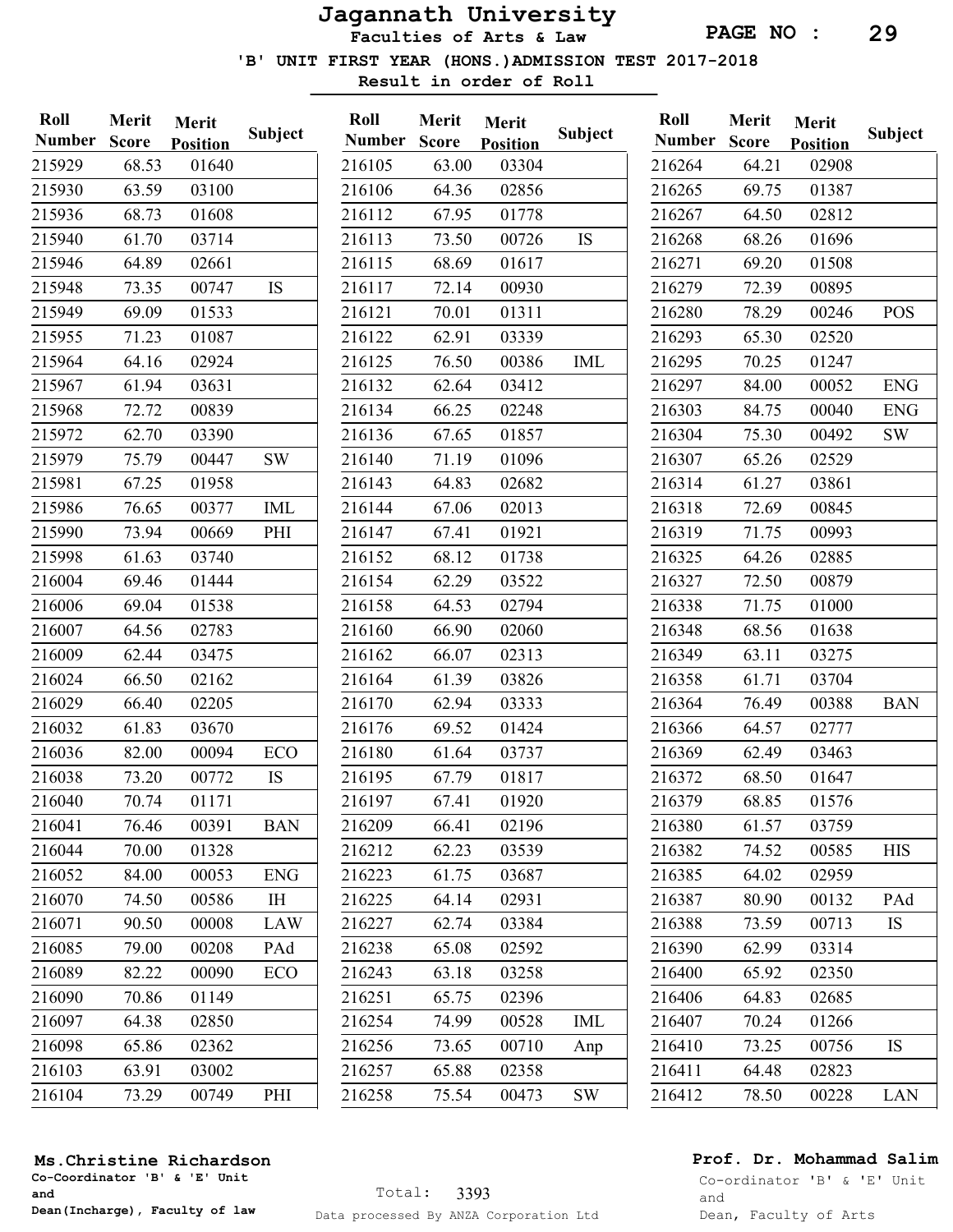# Jagannath University

**Faculties of Arts & Law**

**'B' UNIT FIRST YEAR (HONS.)ADMISSION TEST 2017-2018**

**Result in order of Roll**

| Roll Number | Merit Score | Merit Position | Subject |
|---|---|---|---|
| 215929 | 68.53 | 01640 | |
| 215930 | 63.59 | 03100 | |
| 215936 | 68.73 | 01608 | |
| 215940 | 61.70 | 03714 | |
| 215946 | 64.89 | 02661 | |
| 215948 | 73.35 | 00747 | IS |
| 215949 | 69.09 | 01533 | |
| 215955 | 71.23 | 01087 | |
| 215964 | 64.16 | 02924 | |
| 215967 | 61.94 | 03631 | |
| 215968 | 72.72 | 00839 | |
| 215972 | 62.70 | 03390 | |
| 215979 | 75.79 | 00447 | SW |
| 215981 | 67.25 | 01958 | |
| 215986 | 76.65 | 00377 | IML |
| 215990 | 73.94 | 00669 | PHI |
| 215998 | 61.63 | 03740 | |
| 216004 | 69.46 | 01444 | |
| 216006 | 69.04 | 01538 | |
| 216007 | 64.56 | 02783 | |
| 216009 | 62.44 | 03475 | |
| 216024 | 66.50 | 02162 | |
| 216029 | 66.40 | 02205 | |
| 216032 | 61.83 | 03670 | |
| 216036 | 82.00 | 00094 | ECO |
| 216038 | 73.20 | 00772 | IS |
| 216040 | 70.74 | 01171 | |
| 216041 | 76.46 | 00391 | BAN |
| 216044 | 70.00 | 01328 | |
| 216052 | 84.00 | 00053 | ENG |
| 216070 | 74.50 | 00586 | IH |
| 216071 | 90.50 | 00008 | LAW |
| 216085 | 79.00 | 00208 | PAd |
| 216089 | 82.22 | 00090 | ECO |
| 216090 | 70.86 | 01149 | |
| 216097 | 64.38 | 02850 | |
| 216098 | 65.86 | 02362 | |
| 216103 | 63.91 | 03002 | |
| 216104 | 73.29 | 00749 | PHI |
| 216105 | 63.00 | 03304 | |
| 216106 | 64.36 | 02856 | |
| 216112 | 67.95 | 01778 | |
| 216113 | 73.50 | 00726 | IS |
| 216115 | 68.69 | 01617 | |
| 216117 | 72.14 | 00930 | |
| 216121 | 70.01 | 01311 | |
| 216122 | 62.91 | 03339 | |
| 216125 | 76.50 | 00386 | IML |
| 216132 | 62.64 | 03412 | |
| 216134 | 66.25 | 02248 | |
| 216136 | 67.65 | 01857 | |
| 216140 | 71.19 | 01096 | |
| 216143 | 64.83 | 02682 | |
| 216144 | 67.06 | 02013 | |
| 216147 | 67.41 | 01921 | |
| 216152 | 68.12 | 01738 | |
| 216154 | 62.29 | 03522 | |
| 216158 | 64.53 | 02794 | |
| 216160 | 66.90 | 02060 | |
| 216162 | 66.07 | 02313 | |
| 216164 | 61.39 | 03826 | |
| 216170 | 62.94 | 03333 | |
| 216176 | 69.52 | 01424 | |
| 216180 | 61.64 | 03737 | |
| 216195 | 67.79 | 01817 | |
| 216197 | 67.41 | 01920 | |
| 216209 | 66.41 | 02196 | |
| 216212 | 62.23 | 03539 | |
| 216223 | 61.75 | 03687 | |
| 216225 | 64.14 | 02931 | |
| 216227 | 62.74 | 03384 | |
| 216238 | 65.08 | 02592 | |
| 216243 | 63.18 | 03258 | |
| 216251 | 65.75 | 02396 | |
| 216254 | 74.99 | 00528 | IML |
| 216256 | 73.65 | 00710 | Anp |
| 216257 | 65.88 | 02358 | |
| 216258 | 75.54 | 00473 | SW |
| 216264 | 64.21 | 02908 | |
| 216265 | 69.75 | 01387 | |
| 216267 | 64.50 | 02812 | |
| 216268 | 68.26 | 01696 | |
| 216271 | 69.20 | 01508 | |
| 216279 | 72.39 | 00895 | |
| 216280 | 78.29 | 00246 | POS |
| 216293 | 65.30 | 02520 | |
| 216295 | 70.25 | 01247 | |
| 216297 | 84.00 | 00052 | ENG |
| 216303 | 84.75 | 00040 | ENG |
| 216304 | 75.30 | 00492 | SW |
| 216307 | 65.26 | 02529 | |
| 216314 | 61.27 | 03861 | |
| 216318 | 72.69 | 00845 | |
| 216319 | 71.75 | 00993 | |
| 216325 | 64.26 | 02885 | |
| 216327 | 72.50 | 00879 | |
| 216338 | 71.75 | 01000 | |
| 216348 | 68.56 | 01638 | |
| 216349 | 63.11 | 03275 | |
| 216358 | 61.71 | 03704 | |
| 216364 | 76.49 | 00388 | BAN |
| 216366 | 64.57 | 02777 | |
| 216369 | 62.49 | 03463 | |
| 216372 | 68.50 | 01647 | |
| 216379 | 68.85 | 01576 | |
| 216380 | 61.57 | 03759 | |
| 216382 | 74.52 | 00585 | HIS |
| 216385 | 64.02 | 02959 | |
| 216387 | 80.90 | 00132 | PAd |
| 216388 | 73.59 | 00713 | IS |
| 216390 | 62.99 | 03314 | |
| 216400 | 65.92 | 02350 | |
| 216406 | 64.83 | 02685 | |
| 216407 | 70.24 | 01266 | |
| 216410 | 73.25 | 00756 | IS |
| 216411 | 64.48 | 02823 | |
| 216412 | 78.50 | 00228 | LAN |

**Ms.Christine Richardson**
**Co-Coordinator 'B' & 'E' Unit and Dean(Incharge), Faculty of law**

Total: 3393

Data processed By ANZA Corporation Ltd

**Prof. Dr. Mohammad Salim**
Co-ordinator 'B' & 'E' Unit and Dean, Faculty of Arts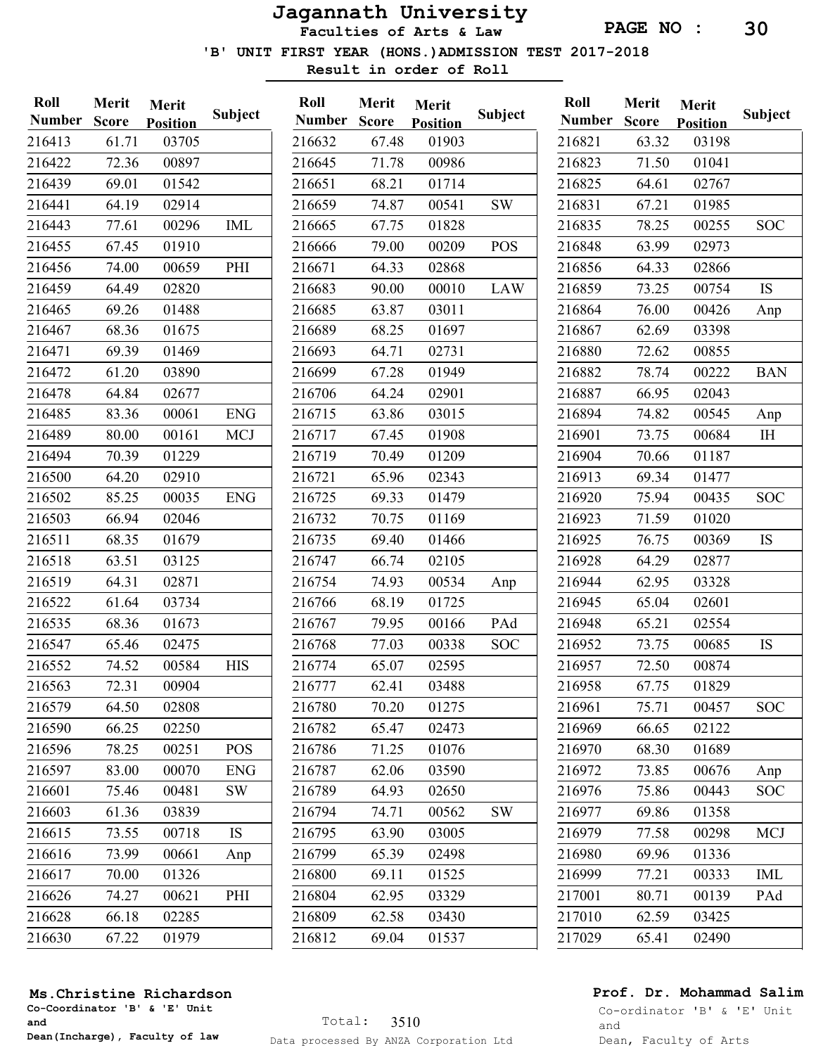# Jagannath University

**Faculties of Arts & Law**

**'B' UNIT FIRST YEAR (HONS.)ADMISSION TEST 2017-2018**

**Result in order of Roll**

| Roll Number | Merit Score | Merit Position | Subject |
|---|---|---|---|
| 216413 | 61.71 | 03705 | |
| 216422 | 72.36 | 00897 | |
| 216439 | 69.01 | 01542 | |
| 216441 | 64.19 | 02914 | |
| 216443 | 77.61 | 00296 | IML |
| 216455 | 67.45 | 01910 | |
| 216456 | 74.00 | 00659 | PHI |
| 216459 | 64.49 | 02820 | |
| 216465 | 69.26 | 01488 | |
| 216467 | 68.36 | 01675 | |
| 216471 | 69.39 | 01469 | |
| 216472 | 61.20 | 03890 | |
| 216478 | 64.84 | 02677 | |
| 216485 | 83.36 | 00061 | ENG |
| 216489 | 80.00 | 00161 | MCJ |
| 216494 | 70.39 | 01229 | |
| 216500 | 64.20 | 02910 | |
| 216502 | 85.25 | 00035 | ENG |
| 216503 | 66.94 | 02046 | |
| 216511 | 68.35 | 01679 | |
| 216518 | 63.51 | 03125 | |
| 216519 | 64.31 | 02871 | |
| 216522 | 61.64 | 03734 | |
| 216535 | 68.36 | 01673 | |
| 216547 | 65.46 | 02475 | |
| 216552 | 74.52 | 00584 | HIS |
| 216563 | 72.31 | 00904 | |
| 216579 | 64.50 | 02808 | |
| 216590 | 66.25 | 02250 | |
| 216596 | 78.25 | 00251 | POS |
| 216597 | 83.00 | 00070 | ENG |
| 216601 | 75.46 | 00481 | SW |
| 216603 | 61.36 | 03839 | |
| 216615 | 73.55 | 00718 | IS |
| 216616 | 73.99 | 00661 | Anp |
| 216617 | 70.00 | 01326 | |
| 216626 | 74.27 | 00621 | PHI |
| 216628 | 66.18 | 02285 | |
| 216630 | 67.22 | 01979 | |
| 216632 | 67.48 | 01903 | |
| 216645 | 71.78 | 00986 | |
| 216651 | 68.21 | 01714 | |
| 216659 | 74.87 | 00541 | SW |
| 216665 | 67.75 | 01828 | |
| 216666 | 79.00 | 00209 | POS |
| 216671 | 64.33 | 02868 | |
| 216683 | 90.00 | 00010 | LAW |
| 216685 | 63.87 | 03011 | |
| 216689 | 68.25 | 01697 | |
| 216693 | 64.71 | 02731 | |
| 216699 | 67.28 | 01949 | |
| 216706 | 64.24 | 02901 | |
| 216715 | 63.86 | 03015 | |
| 216717 | 67.45 | 01908 | |
| 216719 | 70.49 | 01209 | |
| 216721 | 65.96 | 02343 | |
| 216725 | 69.33 | 01479 | |
| 216732 | 70.75 | 01169 | |
| 216735 | 69.40 | 01466 | |
| 216747 | 66.74 | 02105 | |
| 216754 | 74.93 | 00534 | Anp |
| 216766 | 68.19 | 01725 | |
| 216767 | 79.95 | 00166 | PAd |
| 216768 | 77.03 | 00338 | SOC |
| 216774 | 65.07 | 02595 | |
| 216777 | 62.41 | 03488 | |
| 216780 | 70.20 | 01275 | |
| 216782 | 65.47 | 02473 | |
| 216786 | 71.25 | 01076 | |
| 216787 | 62.06 | 03590 | |
| 216789 | 64.93 | 02650 | |
| 216794 | 74.71 | 00562 | SW |
| 216795 | 63.90 | 03005 | |
| 216799 | 65.39 | 02498 | |
| 216800 | 69.11 | 01525 | |
| 216804 | 62.95 | 03329 | |
| 216809 | 62.58 | 03430 | |
| 216812 | 69.04 | 01537 | |
| 216821 | 63.32 | 03198 | |
| 216823 | 71.50 | 01041 | |
| 216825 | 64.61 | 02767 | |
| 216831 | 67.21 | 01985 | |
| 216835 | 78.25 | 00255 | SOC |
| 216848 | 63.99 | 02973 | |
| 216856 | 64.33 | 02866 | |
| 216859 | 73.25 | 00754 | IS |
| 216864 | 76.00 | 00426 | Anp |
| 216867 | 62.69 | 03398 | |
| 216880 | 72.62 | 00855 | |
| 216882 | 78.74 | 00222 | BAN |
| 216887 | 66.95 | 02043 | |
| 216894 | 74.82 | 00545 | Anp |
| 216901 | 73.75 | 00684 | IH |
| 216904 | 70.66 | 01187 | |
| 216913 | 69.34 | 01477 | |
| 216920 | 75.94 | 00435 | SOC |
| 216923 | 71.59 | 01020 | |
| 216925 | 76.75 | 00369 | IS |
| 216928 | 64.29 | 02877 | |
| 216944 | 62.95 | 03328 | |
| 216945 | 65.04 | 02601 | |
| 216948 | 65.21 | 02554 | |
| 216952 | 73.75 | 00685 | IS |
| 216957 | 72.50 | 00874 | |
| 216958 | 67.75 | 01829 | |
| 216961 | 75.71 | 00457 | SOC |
| 216969 | 66.65 | 02122 | |
| 216970 | 68.30 | 01689 | |
| 216972 | 73.85 | 00676 | Anp |
| 216976 | 75.86 | 00443 | SOC |
| 216977 | 69.86 | 01358 | |
| 216979 | 77.58 | 00298 | MCJ |
| 216980 | 69.96 | 01336 | |
| 216999 | 77.21 | 00333 | IML |
| 217001 | 80.71 | 00139 | PAd |
| 217010 | 62.59 | 03425 | |
| 217029 | 65.41 | 02490 | |

**Ms.Christine Richardson**
Co-Coordinator 'B' & 'E' Unit
and
Dean(Incharge), Faculty of law

Total: 3510

Data processed By ANZA Corporation Ltd

**Prof. Dr. Mohammad Salim**
Co-ordinator 'B' & 'E' Unit
and
Dean, Faculty of Arts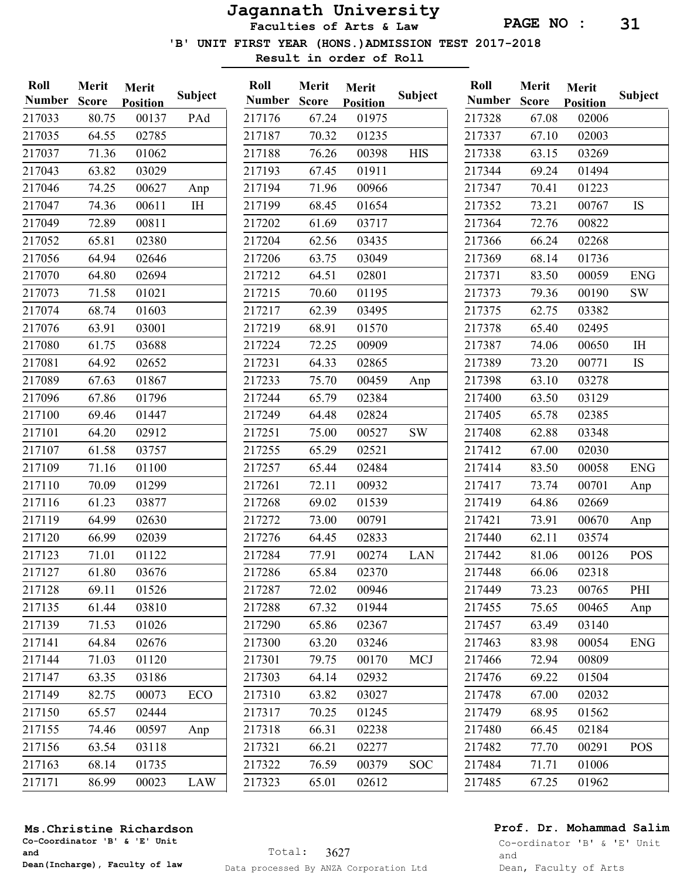# Jagannath University

**Faculties of Arts & Law**

**'B' UNIT FIRST YEAR (HONS.)ADMISSION TEST 2017-2018**

**Result in order of Roll**

| Roll Number | Merit Score | Merit Position | Subject |
|---|---|---|---|
| 217033 | 80.75 | 00137 | PAd |
| 217035 | 64.55 | 02785 | |
| 217037 | 71.36 | 01062 | |
| 217043 | 63.82 | 03029 | |
| 217046 | 74.25 | 00627 | Anp |
| 217047 | 74.36 | 00611 | IH |
| 217049 | 72.89 | 00811 | |
| 217052 | 65.81 | 02380 | |
| 217056 | 64.94 | 02646 | |
| 217070 | 64.80 | 02694 | |
| 217073 | 71.58 | 01021 | |
| 217074 | 68.74 | 01603 | |
| 217076 | 63.91 | 03001 | |
| 217080 | 61.75 | 03688 | |
| 217081 | 64.92 | 02652 | |
| 217089 | 67.63 | 01867 | |
| 217096 | 67.86 | 01796 | |
| 217100 | 69.46 | 01447 | |
| 217101 | 64.20 | 02912 | |
| 217107 | 61.58 | 03757 | |
| 217109 | 71.16 | 01100 | |
| 217110 | 70.09 | 01299 | |
| 217116 | 61.23 | 03877 | |
| 217119 | 64.99 | 02630 | |
| 217120 | 66.99 | 02039 | |
| 217123 | 71.01 | 01122 | |
| 217127 | 61.80 | 03676 | |
| 217128 | 69.11 | 01526 | |
| 217135 | 61.44 | 03810 | |
| 217139 | 71.53 | 01026 | |
| 217141 | 64.84 | 02676 | |
| 217144 | 71.03 | 01120 | |
| 217147 | 63.35 | 03186 | |
| 217149 | 82.75 | 00073 | ECO |
| 217150 | 65.57 | 02444 | |
| 217155 | 74.46 | 00597 | Anp |
| 217156 | 63.54 | 03118 | |
| 217163 | 68.14 | 01735 | |
| 217171 | 86.99 | 00023 | LAW |
| 217176 | 67.24 | 01975 | |
| 217187 | 70.32 | 01235 | |
| 217188 | 76.26 | 00398 | HIS |
| 217193 | 67.45 | 01911 | |
| 217194 | 71.96 | 00966 | |
| 217199 | 68.45 | 01654 | |
| 217202 | 61.69 | 03717 | |
| 217204 | 62.56 | 03435 | |
| 217206 | 63.75 | 03049 | |
| 217212 | 64.51 | 02801 | |
| 217215 | 70.60 | 01195 | |
| 217217 | 62.39 | 03495 | |
| 217219 | 68.91 | 01570 | |
| 217224 | 72.25 | 00909 | |
| 217231 | 64.33 | 02865 | |
| 217233 | 75.70 | 00459 | Anp |
| 217244 | 65.79 | 02384 | |
| 217249 | 64.48 | 02824 | |
| 217251 | 75.00 | 00527 | SW |
| 217255 | 65.29 | 02521 | |
| 217257 | 65.44 | 02484 | |
| 217261 | 72.11 | 00932 | |
| 217268 | 69.02 | 01539 | |
| 217272 | 73.00 | 00791 | |
| 217276 | 64.45 | 02833 | |
| 217284 | 77.91 | 00274 | LAN |
| 217286 | 65.84 | 02370 | |
| 217287 | 72.02 | 00946 | |
| 217288 | 67.32 | 01944 | |
| 217290 | 65.86 | 02367 | |
| 217300 | 63.20 | 03246 | |
| 217301 | 79.75 | 00170 | MCJ |
| 217303 | 64.14 | 02932 | |
| 217310 | 63.82 | 03027 | |
| 217317 | 70.25 | 01245 | |
| 217318 | 66.31 | 02238 | |
| 217321 | 66.21 | 02277 | |
| 217322 | 76.59 | 00379 | SOC |
| 217323 | 65.01 | 02612 | |
| 217328 | 67.08 | 02006 | |
| 217337 | 67.10 | 02003 | |
| 217338 | 63.15 | 03269 | |
| 217344 | 69.24 | 01494 | |
| 217347 | 70.41 | 01223 | |
| 217352 | 73.21 | 00767 | IS |
| 217364 | 72.76 | 00822 | |
| 217366 | 66.24 | 02268 | |
| 217369 | 68.14 | 01736 | |
| 217371 | 83.50 | 00059 | ENG |
| 217373 | 79.36 | 00190 | SW |
| 217375 | 62.75 | 03382 | |
| 217378 | 65.40 | 02495 | |
| 217387 | 74.06 | 00650 | IH |
| 217389 | 73.20 | 00771 | IS |
| 217398 | 63.10 | 03278 | |
| 217400 | 63.50 | 03129 | |
| 217405 | 65.78 | 02385 | |
| 217408 | 62.88 | 03348 | |
| 217412 | 67.00 | 02030 | |
| 217414 | 83.50 | 00058 | ENG |
| 217417 | 73.74 | 00701 | Anp |
| 217419 | 64.86 | 02669 | |
| 217421 | 73.91 | 00670 | Anp |
| 217440 | 62.11 | 03574 | |
| 217442 | 81.06 | 00126 | POS |
| 217448 | 66.06 | 02318 | |
| 217449 | 73.23 | 00765 | PHI |
| 217455 | 75.65 | 00465 | Anp |
| 217457 | 63.49 | 03140 | |
| 217463 | 83.98 | 00054 | ENG |
| 217466 | 72.94 | 00809 | |
| 217476 | 69.22 | 01504 | |
| 217478 | 67.00 | 02032 | |
| 217479 | 68.95 | 01562 | |
| 217480 | 66.45 | 02184 | |
| 217482 | 77.70 | 00291 | POS |
| 217484 | 71.71 | 01006 | |
| 217485 | 67.25 | 01962 | |

**Ms.Christine Richardson**
Co-Coordinator 'B' & 'E' Unit
and
Dean(Incharge), Faculty of law

Total: 3627

Data processed By ANZA Corporation Ltd

**Prof. Dr. Mohammad Salim**
Co-ordinator 'B' & 'E' Unit
and
Dean, Faculty of Arts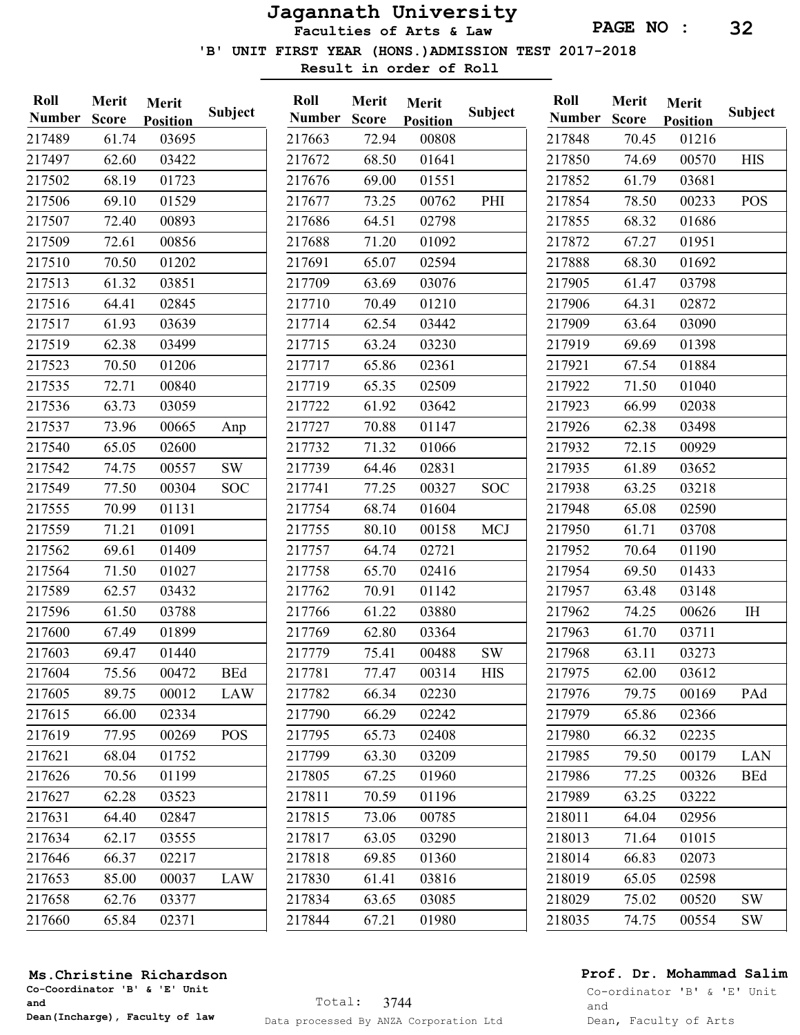# Jagannath University

## Faculties of Arts & Law

PAGE NO : 32

### 'B' UNIT FIRST YEAR (HONS.)ADMISSION TEST 2017-2018

**Result in order of Roll**

| Roll Number | Merit Score | Merit Position | Subject |
|---|---|---|---|
| 217489 | 61.74 | 03695 | |
| 217497 | 62.60 | 03422 | |
| 217502 | 68.19 | 01723 | |
| 217506 | 69.10 | 01529 | |
| 217507 | 72.40 | 00893 | |
| 217509 | 72.61 | 00856 | |
| 217510 | 70.50 | 01202 | |
| 217513 | 61.32 | 03851 | |
| 217516 | 64.41 | 02845 | |
| 217517 | 61.93 | 03639 | |
| 217519 | 62.38 | 03499 | |
| 217523 | 70.50 | 01206 | |
| 217535 | 72.71 | 00840 | |
| 217536 | 63.73 | 03059 | |
| 217537 | 73.96 | 00665 | Anp |
| 217540 | 65.05 | 02600 | |
| 217542 | 74.75 | 00557 | SW |
| 217549 | 77.50 | 00304 | SOC |
| 217555 | 70.99 | 01131 | |
| 217559 | 71.21 | 01091 | |
| 217562 | 69.61 | 01409 | |
| 217564 | 71.50 | 01027 | |
| 217589 | 62.57 | 03432 | |
| 217596 | 61.50 | 03788 | |
| 217600 | 67.49 | 01899 | |
| 217603 | 69.47 | 01440 | |
| 217604 | 75.56 | 00472 | BEd |
| 217605 | 89.75 | 00012 | LAW |
| 217615 | 66.00 | 02334 | |
| 217619 | 77.95 | 00269 | POS |
| 217621 | 68.04 | 01752 | |
| 217626 | 70.56 | 01199 | |
| 217627 | 62.28 | 03523 | |
| 217631 | 64.40 | 02847 | |
| 217634 | 62.17 | 03555 | |
| 217646 | 66.37 | 02217 | |
| 217653 | 85.00 | 00037 | LAW |
| 217658 | 62.76 | 03377 | |
| 217660 | 65.84 | 02371 | |
| 217663 | 72.94 | 00808 | |
| 217672 | 68.50 | 01641 | |
| 217676 | 69.00 | 01551 | |
| 217677 | 73.25 | 00762 | PHI |
| 217686 | 64.51 | 02798 | |
| 217688 | 71.20 | 01092 | |
| 217691 | 65.07 | 02594 | |
| 217709 | 63.69 | 03076 | |
| 217710 | 70.49 | 01210 | |
| 217714 | 62.54 | 03442 | |
| 217715 | 63.24 | 03230 | |
| 217717 | 65.86 | 02361 | |
| 217719 | 65.35 | 02509 | |
| 217722 | 61.92 | 03642 | |
| 217727 | 70.88 | 01147 | |
| 217732 | 71.32 | 01066 | |
| 217739 | 64.46 | 02831 | |
| 217741 | 77.25 | 00327 | SOC |
| 217754 | 68.74 | 01604 | |
| 217755 | 80.10 | 00158 | MCJ |
| 217757 | 64.74 | 02721 | |
| 217758 | 65.70 | 02416 | |
| 217762 | 70.91 | 01142 | |
| 217766 | 61.22 | 03880 | |
| 217769 | 62.80 | 03364 | |
| 217779 | 75.41 | 00488 | SW |
| 217781 | 77.47 | 00314 | HIS |
| 217782 | 66.34 | 02230 | |
| 217790 | 66.29 | 02242 | |
| 217795 | 65.73 | 02408 | |
| 217799 | 63.30 | 03209 | |
| 217805 | 67.25 | 01960 | |
| 217811 | 70.59 | 01196 | |
| 217815 | 73.06 | 00785 | |
| 217817 | 63.05 | 03290 | |
| 217818 | 69.85 | 01360 | |
| 217830 | 61.41 | 03816 | |
| 217834 | 63.65 | 03085 | |
| 217844 | 67.21 | 01980 | |
| 217848 | 70.45 | 01216 | |
| 217850 | 74.69 | 00570 | HIS |
| 217852 | 61.79 | 03681 | |
| 217854 | 78.50 | 00233 | POS |
| 217855 | 68.32 | 01686 | |
| 217872 | 67.27 | 01951 | |
| 217888 | 68.30 | 01692 | |
| 217905 | 61.47 | 03798 | |
| 217906 | 64.31 | 02872 | |
| 217909 | 63.64 | 03090 | |
| 217919 | 69.69 | 01398 | |
| 217921 | 67.54 | 01884 | |
| 217922 | 71.50 | 01040 | |
| 217923 | 66.99 | 02038 | |
| 217926 | 62.38 | 03498 | |
| 217932 | 72.15 | 00929 | |
| 217935 | 61.89 | 03652 | |
| 217938 | 63.25 | 03218 | |
| 217948 | 65.08 | 02590 | |
| 217950 | 61.71 | 03708 | |
| 217952 | 70.64 | 01190 | |
| 217954 | 69.50 | 01433 | |
| 217957 | 63.48 | 03148 | |
| 217962 | 74.25 | 00626 | IH |
| 217963 | 61.70 | 03711 | |
| 217968 | 63.11 | 03273 | |
| 217975 | 62.00 | 03612 | |
| 217976 | 79.75 | 00169 | PAd |
| 217979 | 65.86 | 02366 | |
| 217980 | 66.32 | 02235 | |
| 217985 | 79.50 | 00179 | LAN |
| 217986 | 77.25 | 00326 | BEd |
| 217989 | 63.25 | 03222 | |
| 218011 | 64.04 | 02956 | |
| 218013 | 71.64 | 01015 | |
| 218014 | 66.83 | 02073 | |
| 218019 | 65.05 | 02598 | |
| 218029 | 75.02 | 00520 | SW |
| 218035 | 74.75 | 00554 | SW |

**Ms.Christine Richardson**
Co-Coordinator 'B' & 'E' Unit
and
Dean(Incharge), Faculty of law

Total: 3744

Data processed By ANZA Corporation Ltd

**Prof. Dr. Mohammad Salim**
Co-ordinator 'B' & 'E' Unit
and
Dean, Faculty of Arts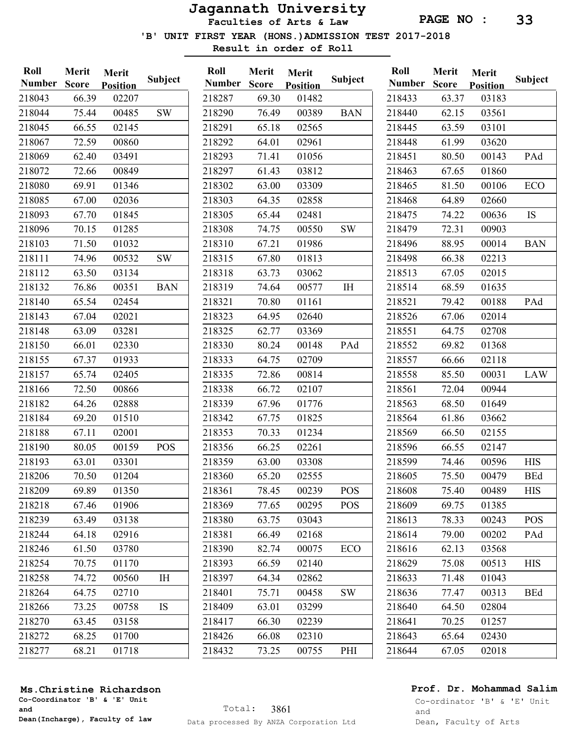# Jagannath University

**Faculties of Arts & Law**

**'B' UNIT FIRST YEAR (HONS.)ADMISSION TEST 2017-2018**

**Result in order of Roll**

| Roll Number | Merit Score | Merit Position | Subject |
|---|---|---|---|
| 218043 | 66.39 | 02207 | |
| 218044 | 75.44 | 00485 | SW |
| 218045 | 66.55 | 02145 | |
| 218067 | 72.59 | 00860 | |
| 218069 | 62.40 | 03491 | |
| 218072 | 72.66 | 00849 | |
| 218080 | 69.91 | 01346 | |
| 218085 | 67.00 | 02036 | |
| 218093 | 67.70 | 01845 | |
| 218096 | 70.15 | 01285 | |
| 218103 | 71.50 | 01032 | |
| 218111 | 74.96 | 00532 | SW |
| 218112 | 63.50 | 03134 | |
| 218132 | 76.86 | 00351 | BAN |
| 218140 | 65.54 | 02454 | |
| 218143 | 67.04 | 02021 | |
| 218148 | 63.09 | 03281 | |
| 218150 | 66.01 | 02330 | |
| 218155 | 67.37 | 01933 | |
| 218157 | 65.74 | 02405 | |
| 218166 | 72.50 | 00866 | |
| 218182 | 64.26 | 02888 | |
| 218184 | 69.20 | 01510 | |
| 218188 | 67.11 | 02001 | |
| 218190 | 80.05 | 00159 | POS |
| 218193 | 63.01 | 03301 | |
| 218206 | 70.50 | 01204 | |
| 218209 | 69.89 | 01350 | |
| 218218 | 67.46 | 01906 | |
| 218239 | 63.49 | 03138 | |
| 218244 | 64.18 | 02916 | |
| 218246 | 61.50 | 03780 | |
| 218254 | 70.75 | 01170 | |
| 218258 | 74.72 | 00560 | IH |
| 218264 | 64.75 | 02710 | |
| 218266 | 73.25 | 00758 | IS |
| 218270 | 63.45 | 03158 | |
| 218272 | 68.25 | 01700 | |
| 218277 | 68.21 | 01718 | |
| 218287 | 69.30 | 01482 | |
| 218290 | 76.49 | 00389 | BAN |
| 218291 | 65.18 | 02565 | |
| 218292 | 64.01 | 02961 | |
| 218293 | 71.41 | 01056 | |
| 218297 | 61.43 | 03812 | |
| 218302 | 63.00 | 03309 | |
| 218303 | 64.35 | 02858 | |
| 218305 | 65.44 | 02481 | |
| 218308 | 74.75 | 00550 | SW |
| 218310 | 67.21 | 01986 | |
| 218315 | 67.80 | 01813 | |
| 218318 | 63.73 | 03062 | |
| 218319 | 74.64 | 00577 | IH |
| 218321 | 70.80 | 01161 | |
| 218323 | 64.95 | 02640 | |
| 218325 | 62.77 | 03369 | |
| 218330 | 80.24 | 00148 | PAd |
| 218333 | 64.75 | 02709 | |
| 218335 | 72.86 | 00814 | |
| 218338 | 66.72 | 02107 | |
| 218339 | 67.96 | 01776 | |
| 218342 | 67.75 | 01825 | |
| 218353 | 70.33 | 01234 | |
| 218356 | 66.25 | 02261 | |
| 218359 | 63.00 | 03308 | |
| 218360 | 65.20 | 02555 | |
| 218361 | 78.45 | 00239 | POS |
| 218369 | 77.65 | 00295 | POS |
| 218380 | 63.75 | 03043 | |
| 218381 | 66.49 | 02168 | |
| 218390 | 82.74 | 00075 | ECO |
| 218393 | 66.59 | 02140 | |
| 218397 | 64.34 | 02862 | |
| 218401 | 75.71 | 00458 | SW |
| 218409 | 63.01 | 03299 | |
| 218417 | 66.30 | 02239 | |
| 218426 | 66.08 | 02310 | |
| 218432 | 73.25 | 00755 | PHI |
| 218433 | 63.37 | 03183 | |
| 218440 | 62.15 | 03561 | |
| 218445 | 63.59 | 03101 | |
| 218448 | 61.99 | 03620 | |
| 218451 | 80.50 | 00143 | PAd |
| 218463 | 67.65 | 01860 | |
| 218465 | 81.50 | 00106 | ECO |
| 218468 | 64.89 | 02660 | |
| 218475 | 74.22 | 00636 | IS |
| 218479 | 72.31 | 00903 | |
| 218496 | 88.95 | 00014 | BAN |
| 218498 | 66.38 | 02213 | |
| 218513 | 67.05 | 02015 | |
| 218514 | 68.59 | 01635 | |
| 218521 | 79.42 | 00188 | PAd |
| 218526 | 67.06 | 02014 | |
| 218551 | 64.75 | 02708 | |
| 218552 | 69.82 | 01368 | |
| 218557 | 66.66 | 02118 | |
| 218558 | 85.50 | 00031 | LAW |
| 218561 | 72.04 | 00944 | |
| 218563 | 68.50 | 01649 | |
| 218564 | 61.86 | 03662 | |
| 218569 | 66.50 | 02155 | |
| 218596 | 66.55 | 02147 | |
| 218599 | 74.46 | 00596 | HIS |
| 218605 | 75.50 | 00479 | BEd |
| 218608 | 75.40 | 00489 | HIS |
| 218609 | 69.75 | 01385 | |
| 218613 | 78.33 | 00243 | POS |
| 218614 | 79.00 | 00202 | PAd |
| 218616 | 62.13 | 03568 | |
| 218629 | 75.08 | 00513 | HIS |
| 218633 | 71.48 | 01043 | |
| 218636 | 77.47 | 00313 | BEd |
| 218640 | 64.50 | 02804 | |
| 218641 | 70.25 | 01257 | |
| 218643 | 65.64 | 02430 | |
| 218644 | 67.05 | 02018 | |

**Ms.Christine Richardson**
**Co-Coordinator 'B' & 'E' Unit**
**and**
**Dean(Incharge), Faculty of law**

Total: 3861

Data processed By ANZA Corporation Ltd

**Prof. Dr. Mohammad Salim**
Co-ordinator 'B' & 'E' Unit
and
Dean, Faculty of Arts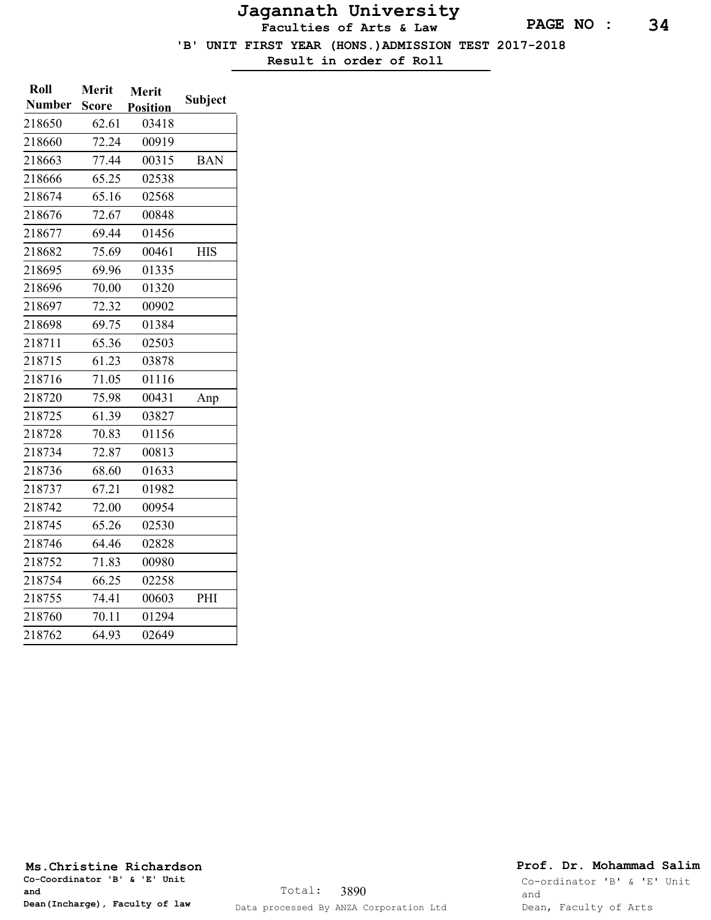# Jagannath University

## Faculties of Arts & Law

### 'B' UNIT FIRST YEAR (HONS.)ADMISSION TEST 2017-2018

### Result in order of Roll

| Roll Number | Merit Score | Merit Position | Subject |
|---|---|---|---|
| 218650 | 62.61 | 03418 | |
| 218660 | 72.24 | 00919 | |
| 218663 | 77.44 | 00315 | BAN |
| 218666 | 65.25 | 02538 | |
| 218674 | 65.16 | 02568 | |
| 218676 | 72.67 | 00848 | |
| 218677 | 69.44 | 01456 | |
| 218682 | 75.69 | 00461 | HIS |
| 218695 | 69.96 | 01335 | |
| 218696 | 70.00 | 01320 | |
| 218697 | 72.32 | 00902 | |
| 218698 | 69.75 | 01384 | |
| 218711 | 65.36 | 02503 | |
| 218715 | 61.23 | 03878 | |
| 218716 | 71.05 | 01116 | |
| 218720 | 75.98 | 00431 | Anp |
| 218725 | 61.39 | 03827 | |
| 218728 | 70.83 | 01156 | |
| 218734 | 72.87 | 00813 | |
| 218736 | 68.60 | 01633 | |
| 218737 | 67.21 | 01982 | |
| 218742 | 72.00 | 00954 | |
| 218745 | 65.26 | 02530 | |
| 218746 | 64.46 | 02828 | |
| 218752 | 71.83 | 00980 | |
| 218754 | 66.25 | 02258 | |
| 218755 | 74.41 | 00603 | PHI |
| 218760 | 70.11 | 01294 | |
| 218762 | 64.93 | 02649 | |

Total: 3890

**Ms.Christine Richardson**
**Co-Coordinator 'B' & 'E' Unit**
**and**
**Dean(Incharge), Faculty of law**

**Prof. Dr. Mohammad Salim**
Co-ordinator 'B' & 'E' Unit
and
Dean, Faculty of Arts

Data processed By ANZA Corporation Ltd